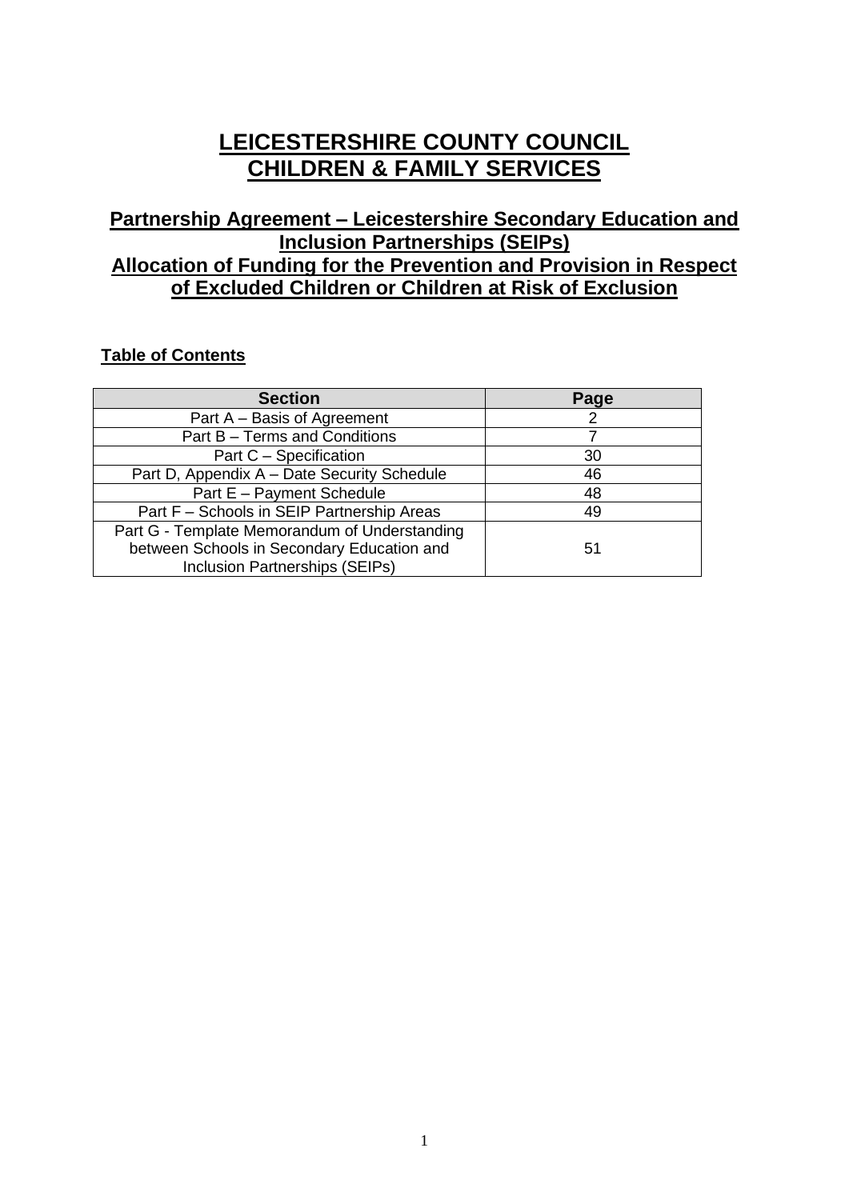# LEICESTERSHIRE COUNTY COUNCIL
# CHILDREN & FAMILY SERVICES

## Partnership Agreement – Leicestershire Secondary Education and Inclusion Partnerships (SEIPs)
## Allocation of Funding for the Prevention and Provision in Respect of Excluded Children or Children at Risk of Exclusion

**Table of Contents**

| Section | Page |
|---|---|
| Part A – Basis of Agreement | 2 |
| Part B – Terms and Conditions | 7 |
| Part C – Specification | 30 |
| Part D, Appendix A – Date Security Schedule | 46 |
| Part E – Payment Schedule | 48 |
| Part F – Schools in SEIP Partnership Areas | 49 |
| Part G - Template Memorandum of Understanding between Schools in Secondary Education and Inclusion Partnerships (SEIPs) | 51 |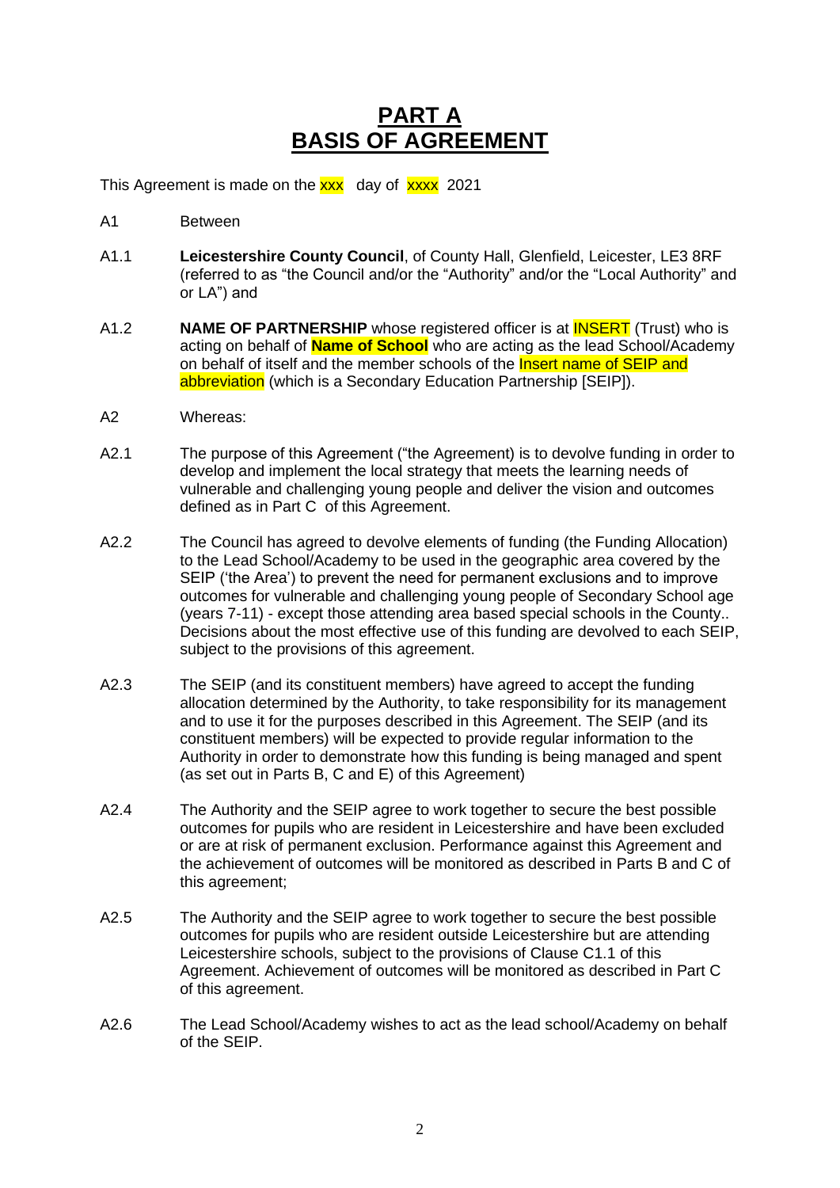# PART A
# BASIS OF AGREEMENT

This Agreement is made on the xxx day of xxxx 2021

A1 Between

A1.1 **Leicestershire County Council**, of County Hall, Glenfield, Leicester, LE3 8RF (referred to as "the Council and/or the "Authority" and/or the "Local Authority" and or LA") and

A1.2 **NAME OF PARTNERSHIP** whose registered officer is at INSERT (Trust) who is acting on behalf of **Name of School** who are acting as the lead School/Academy on behalf of itself and the member schools of the Insert name of SEIP and abbreviation (which is a Secondary Education Partnership [SEIP]).

A2 Whereas:

A2.1 The purpose of this Agreement ("the Agreement) is to devolve funding in order to develop and implement the local strategy that meets the learning needs of vulnerable and challenging young people and deliver the vision and outcomes defined as in Part C of this Agreement.

A2.2 The Council has agreed to devolve elements of funding (the Funding Allocation) to the Lead School/Academy to be used in the geographic area covered by the SEIP ('the Area') to prevent the need for permanent exclusions and to improve outcomes for vulnerable and challenging young people of Secondary School age (years 7-11) - except those attending area based special schools in the County.. Decisions about the most effective use of this funding are devolved to each SEIP, subject to the provisions of this agreement.

A2.3 The SEIP (and its constituent members) have agreed to accept the funding allocation determined by the Authority, to take responsibility for its management and to use it for the purposes described in this Agreement. The SEIP (and its constituent members) will be expected to provide regular information to the Authority in order to demonstrate how this funding is being managed and spent (as set out in Parts B, C and E) of this Agreement)

A2.4 The Authority and the SEIP agree to work together to secure the best possible outcomes for pupils who are resident in Leicestershire and have been excluded or are at risk of permanent exclusion. Performance against this Agreement and the achievement of outcomes will be monitored as described in Parts B and C of this agreement;

A2.5 The Authority and the SEIP agree to work together to secure the best possible outcomes for pupils who are resident outside Leicestershire but are attending Leicestershire schools, subject to the provisions of Clause C1.1 of this Agreement. Achievement of outcomes will be monitored as described in Part C of this agreement.

A2.6 The Lead School/Academy wishes to act as the lead school/Academy on behalf of the SEIP.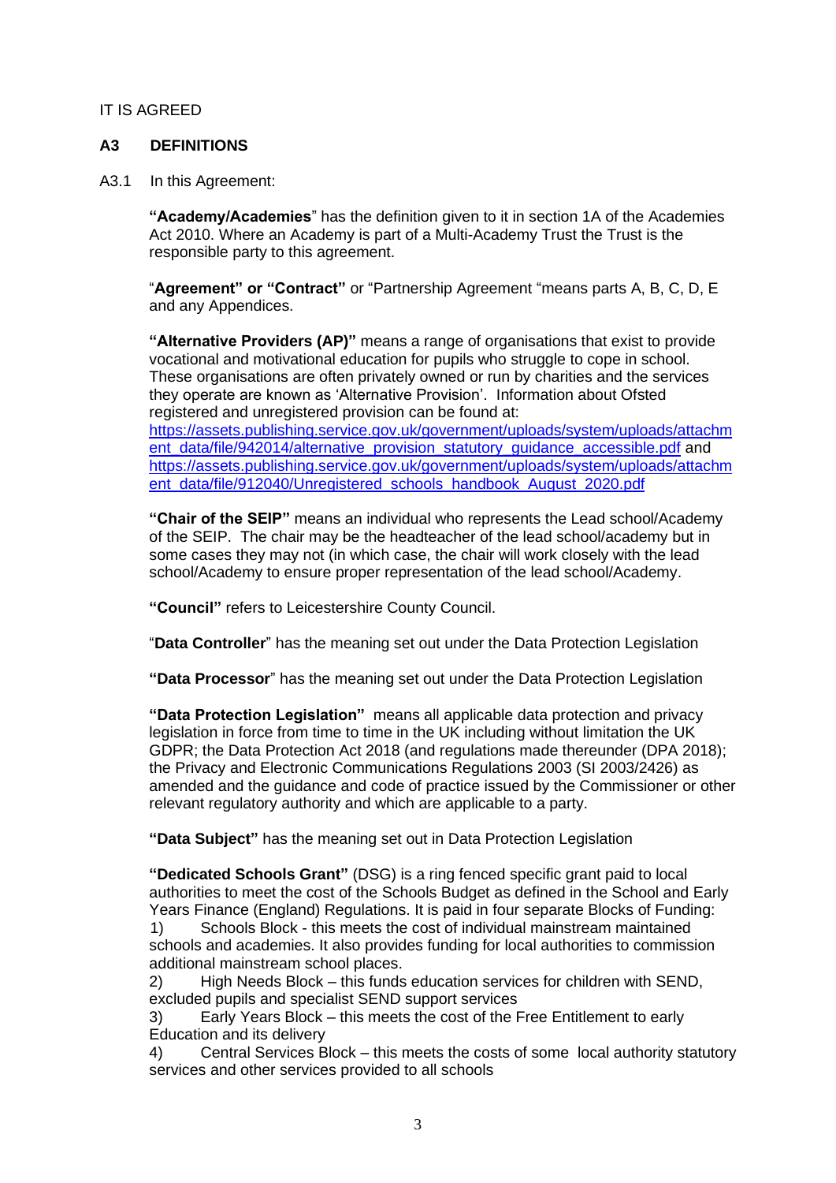IT IS AGREED

## A3 DEFINITIONS

A3.1 In this Agreement:

**"Academy/Academies**" has the definition given to it in section 1A of the Academies Act 2010. Where an Academy is part of a Multi-Academy Trust the Trust is the responsible party to this agreement.

"**Agreement" or "Contract"** or "Partnership Agreement "means parts A, B, C, D, E and any Appendices.

**"Alternative Providers (AP)"** means a range of organisations that exist to provide vocational and motivational education for pupils who struggle to cope in school. These organisations are often privately owned or run by charities and the services they operate are known as 'Alternative Provision'. Information about Ofsted registered and unregistered provision can be found at: https://assets.publishing.service.gov.uk/government/uploads/system/uploads/attachment_data/file/942014/alternative_provision_statutory_guidance_accessible.pdf and https://assets.publishing.service.gov.uk/government/uploads/system/uploads/attachment_data/file/912040/Unregistered_schools_handbook_August_2020.pdf

**"Chair of the SEIP"** means an individual who represents the Lead school/Academy of the SEIP. The chair may be the headteacher of the lead school/academy but in some cases they may not (in which case, the chair will work closely with the lead school/Academy to ensure proper representation of the lead school/Academy.

**"Council"** refers to Leicestershire County Council.

"**Data Controller**" has the meaning set out under the Data Protection Legislation

**"Data Processor**" has the meaning set out under the Data Protection Legislation

**"Data Protection Legislation"** means all applicable data protection and privacy legislation in force from time to time in the UK including without limitation the UK GDPR; the Data Protection Act 2018 (and regulations made thereunder (DPA 2018); the Privacy and Electronic Communications Regulations 2003 (SI 2003/2426) as amended and the guidance and code of practice issued by the Commissioner or other relevant regulatory authority and which are applicable to a party.

**"Data Subject"** has the meaning set out in Data Protection Legislation

**"Dedicated Schools Grant"** (DSG) is a ring fenced specific grant paid to local authorities to meet the cost of the Schools Budget as defined in the School and Early Years Finance (England) Regulations. It is paid in four separate Blocks of Funding:

1) Schools Block - this meets the cost of individual mainstream maintained schools and academies. It also provides funding for local authorities to commission additional mainstream school places.
2) High Needs Block – this funds education services for children with SEND, excluded pupils and specialist SEND support services
3) Early Years Block – this meets the cost of the Free Entitlement to early Education and its delivery
4) Central Services Block – this meets the costs of some local authority statutory services and other services provided to all schools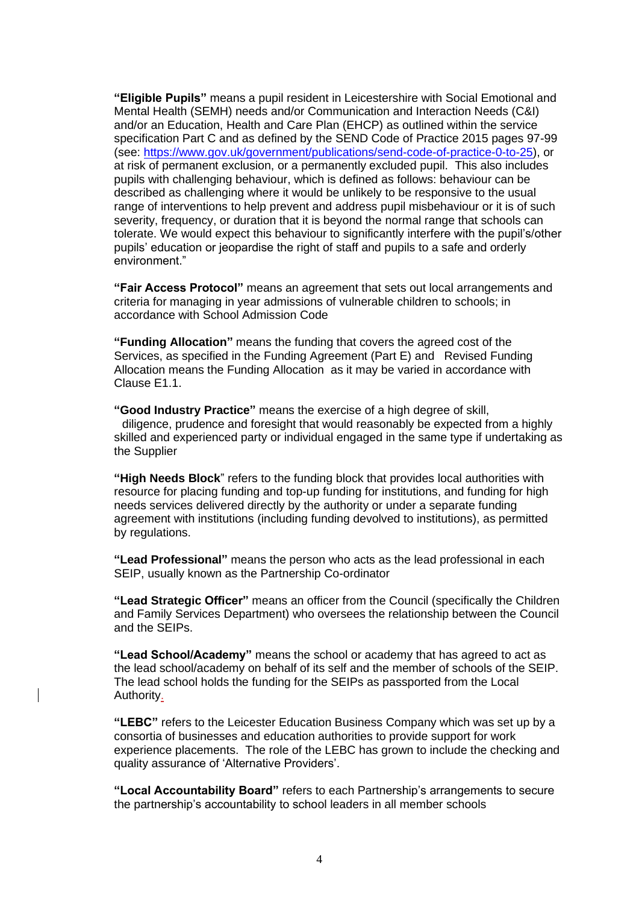**"Eligible Pupils"** means a pupil resident in Leicestershire with Social Emotional and Mental Health (SEMH) needs and/or Communication and Interaction Needs (C&I) and/or an Education, Health and Care Plan (EHCP) as outlined within the service specification Part C and as defined by the SEND Code of Practice 2015 pages 97-99 (see: https://www.gov.uk/government/publications/send-code-of-practice-0-to-25), or at risk of permanent exclusion, or a permanently excluded pupil. This also includes pupils with challenging behaviour, which is defined as follows: behaviour can be described as challenging where it would be unlikely to be responsive to the usual range of interventions to help prevent and address pupil misbehaviour or it is of such severity, frequency, or duration that it is beyond the normal range that schools can tolerate. We would expect this behaviour to significantly interfere with the pupil's/other pupils' education or jeopardise the right of staff and pupils to a safe and orderly environment."

**"Fair Access Protocol"** means an agreement that sets out local arrangements and criteria for managing in year admissions of vulnerable children to schools; in accordance with School Admission Code

**"Funding Allocation"** means the funding that covers the agreed cost of the Services, as specified in the Funding Agreement (Part E) and Revised Funding Allocation means the Funding Allocation as it may be varied in accordance with Clause E1.1.

**"Good Industry Practice"** means the exercise of a high degree of skill, diligence, prudence and foresight that would reasonably be expected from a highly skilled and experienced party or individual engaged in the same type if undertaking as the Supplier

**"High Needs Block"** refers to the funding block that provides local authorities with resource for placing funding and top-up funding for institutions, and funding for high needs services delivered directly by the authority or under a separate funding agreement with institutions (including funding devolved to institutions), as permitted by regulations.

**"Lead Professional"** means the person who acts as the lead professional in each SEIP, usually known as the Partnership Co-ordinator

**"Lead Strategic Officer"** means an officer from the Council (specifically the Children and Family Services Department) who oversees the relationship between the Council and the SEIPs.

**"Lead School/Academy"** means the school or academy that has agreed to act as the lead school/academy on behalf of its self and the member of schools of the SEIP. The lead school holds the funding for the SEIPs as passported from the Local Authority.

**"LEBC"** refers to the Leicester Education Business Company which was set up by a consortia of businesses and education authorities to provide support for work experience placements. The role of the LEBC has grown to include the checking and quality assurance of 'Alternative Providers'.

**"Local Accountability Board"** refers to each Partnership's arrangements to secure the partnership's accountability to school leaders in all member schools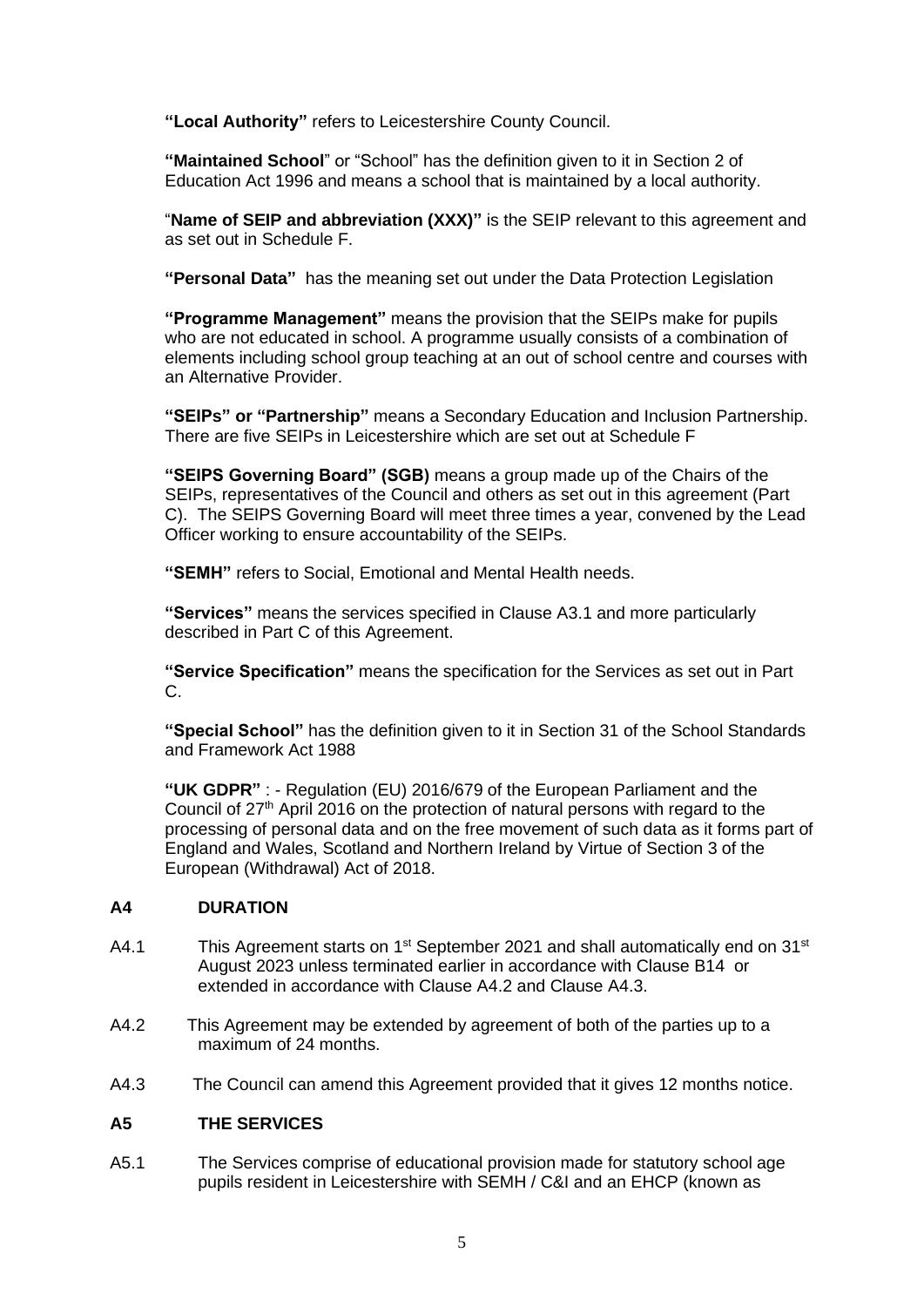**"Local Authority"** refers to Leicestershire County Council.

**"Maintained School**" or "School" has the definition given to it in Section 2 of Education Act 1996 and means a school that is maintained by a local authority.

"**Name of SEIP and abbreviation (XXX)"** is the SEIP relevant to this agreement and as set out in Schedule F.

**"Personal Data"** has the meaning set out under the Data Protection Legislation

**"Programme Management"** means the provision that the SEIPs make for pupils who are not educated in school. A programme usually consists of a combination of elements including school group teaching at an out of school centre and courses with an Alternative Provider.

**"SEIPs" or "Partnership"** means a Secondary Education and Inclusion Partnership. There are five SEIPs in Leicestershire which are set out at Schedule F

**"SEIPS Governing Board" (SGB)** means a group made up of the Chairs of the SEIPs, representatives of the Council and others as set out in this agreement (Part C). The SEIPS Governing Board will meet three times a year, convened by the Lead Officer working to ensure accountability of the SEIPs.

**"SEMH"** refers to Social, Emotional and Mental Health needs.

**"Services"** means the services specified in Clause A3.1 and more particularly described in Part C of this Agreement.

**"Service Specification"** means the specification for the Services as set out in Part C.

**"Special School"** has the definition given to it in Section 31 of the School Standards and Framework Act 1988

**"UK GDPR"** : - Regulation (EU) 2016/679 of the European Parliament and the Council of 27th April 2016 on the protection of natural persons with regard to the processing of personal data and on the free movement of such data as it forms part of England and Wales, Scotland and Northern Ireland by Virtue of Section 3 of the European (Withdrawal) Act of 2018.

## A4 DURATION

A4.1 This Agreement starts on 1st September 2021 and shall automatically end on 31st August 2023 unless terminated earlier in accordance with Clause B14 or extended in accordance with Clause A4.2 and Clause A4.3.

A4.2 This Agreement may be extended by agreement of both of the parties up to a maximum of 24 months.

A4.3 The Council can amend this Agreement provided that it gives 12 months notice.

## A5 THE SERVICES

A5.1 The Services comprise of educational provision made for statutory school age pupils resident in Leicestershire with SEMH / C&I and an EHCP (known as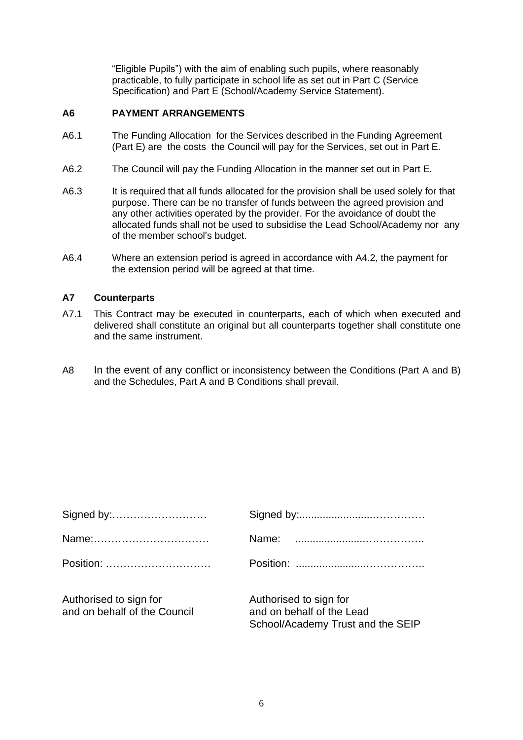"Eligible Pupils") with the aim of enabling such pupils, where reasonably practicable, to fully participate in school life as set out in Part C (Service Specification) and Part E (School/Academy Service Statement).

### A6 PAYMENT ARRANGEMENTS

A6.1 The Funding Allocation for the Services described in the Funding Agreement (Part E) are the costs the Council will pay for the Services, set out in Part E.

A6.2 The Council will pay the Funding Allocation in the manner set out in Part E.

A6.3 It is required that all funds allocated for the provision shall be used solely for that purpose. There can be no transfer of funds between the agreed provision and any other activities operated by the provider. For the avoidance of doubt the allocated funds shall not be used to subsidise the Lead School/Academy nor any of the member school's budget.

A6.4 Where an extension period is agreed in accordance with A4.2, the payment for the extension period will be agreed at that time.

### A7 Counterparts

A7.1 This Contract may be executed in counterparts, each of which when executed and delivered shall constitute an original but all counterparts together shall constitute one and the same instrument.

A8 In the event of any conflict or inconsistency between the Conditions (Part A and B) and the Schedules, Part A and B Conditions shall prevail.

| | |
|---|---|
| Signed by:……………………… | Signed by:........................…………… |
| Name:…………………………… | Name: ........................…………….. |
| Position: ………………………… | Position: ........................…………….. |
| Authorised to sign for and on behalf of the Council | Authorised to sign for and on behalf of the Lead School/Academy Trust and the SEIP |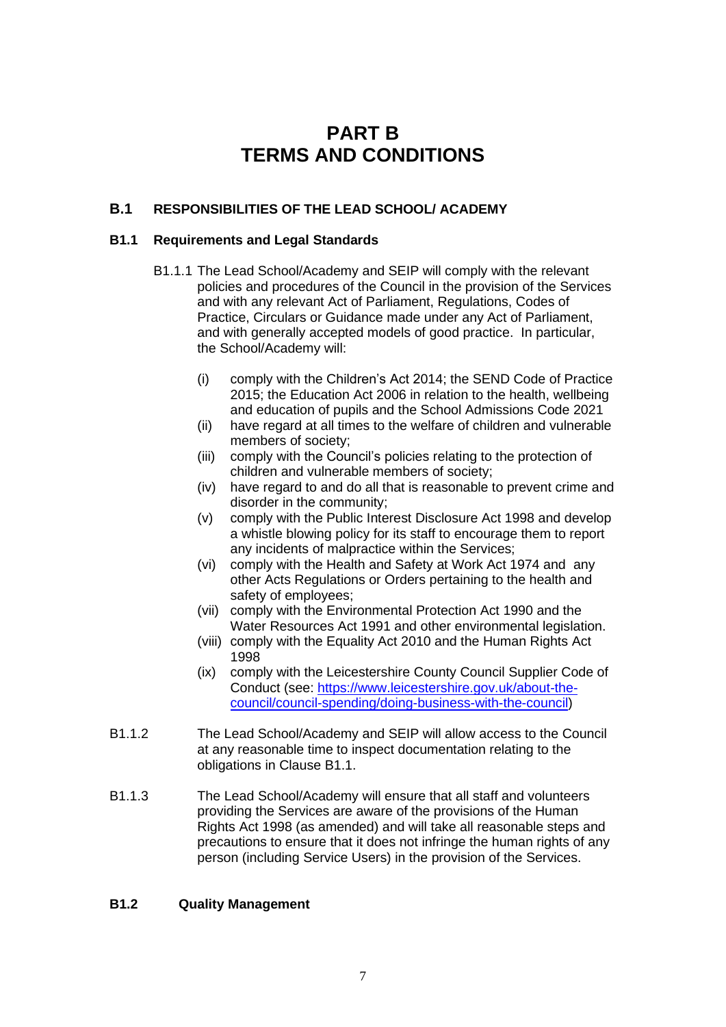# PART B
# TERMS AND CONDITIONS

## B.1 RESPONSIBILITIES OF THE LEAD SCHOOL/ ACADEMY

### B1.1 Requirements and Legal Standards

B1.1.1 The Lead School/Academy and SEIP will comply with the relevant policies and procedures of the Council in the provision of the Services and with any relevant Act of Parliament, Regulations, Codes of Practice, Circulars or Guidance made under any Act of Parliament, and with generally accepted models of good practice. In particular, the School/Academy will:

- (i) comply with the Children's Act 2014; the SEND Code of Practice 2015; the Education Act 2006 in relation to the health, wellbeing and education of pupils and the School Admissions Code 2021
- (ii) have regard at all times to the welfare of children and vulnerable members of society;
- (iii) comply with the Council's policies relating to the protection of children and vulnerable members of society;
- (iv) have regard to and do all that is reasonable to prevent crime and disorder in the community;
- (v) comply with the Public Interest Disclosure Act 1998 and develop a whistle blowing policy for its staff to encourage them to report any incidents of malpractice within the Services;
- (vi) comply with the Health and Safety at Work Act 1974 and any other Acts Regulations or Orders pertaining to the health and safety of employees;
- (vii) comply with the Environmental Protection Act 1990 and the Water Resources Act 1991 and other environmental legislation.
- (viii) comply with the Equality Act 2010 and the Human Rights Act 1998
- (ix) comply with the Leicestershire County Council Supplier Code of Conduct (see: [https://www.leicestershire.gov.uk/about-the-council/council-spending/doing-business-with-the-council](https://www.leicestershire.gov.uk/about-the-council/council-spending/doing-business-with-the-council))

B1.1.2 The Lead School/Academy and SEIP will allow access to the Council at any reasonable time to inspect documentation relating to the obligations in Clause B1.1.

B1.1.3 The Lead School/Academy will ensure that all staff and volunteers providing the Services are aware of the provisions of the Human Rights Act 1998 (as amended) and will take all reasonable steps and precautions to ensure that it does not infringe the human rights of any person (including Service Users) in the provision of the Services.

### B1.2 Quality Management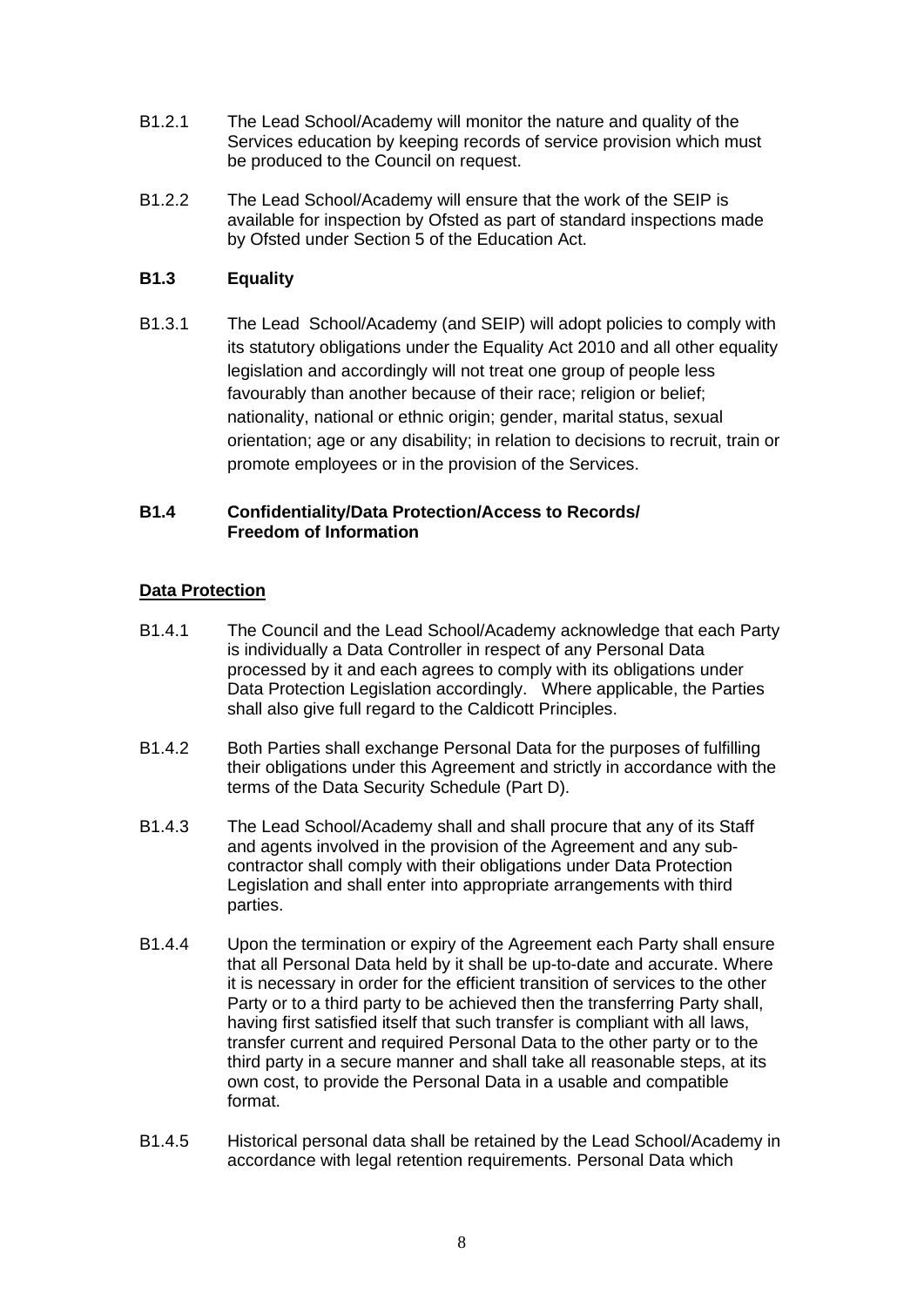B1.2.1 The Lead School/Academy will monitor the nature and quality of the Services education by keeping records of service provision which must be produced to the Council on request.

B1.2.2 The Lead School/Academy will ensure that the work of the SEIP is available for inspection by Ofsted as part of standard inspections made by Ofsted under Section 5 of the Education Act.

### B1.3 Equality

B1.3.1 The Lead School/Academy (and SEIP) will adopt policies to comply with its statutory obligations under the Equality Act 2010 and all other equality legislation and accordingly will not treat one group of people less favourably than another because of their race; religion or belief; nationality, national or ethnic origin; gender, marital status, sexual orientation; age or any disability; in relation to decisions to recruit, train or promote employees or in the provision of the Services.

### B1.4 Confidentiality/Data Protection/Access to Records/ Freedom of Information

**Data Protection**

B1.4.1 The Council and the Lead School/Academy acknowledge that each Party is individually a Data Controller in respect of any Personal Data processed by it and each agrees to comply with its obligations under Data Protection Legislation accordingly. Where applicable, the Parties shall also give full regard to the Caldicott Principles.

B1.4.2 Both Parties shall exchange Personal Data for the purposes of fulfilling their obligations under this Agreement and strictly in accordance with the terms of the Data Security Schedule (Part D).

B1.4.3 The Lead School/Academy shall and shall procure that any of its Staff and agents involved in the provision of the Agreement and any sub-contractor shall comply with their obligations under Data Protection Legislation and shall enter into appropriate arrangements with third parties.

B1.4.4 Upon the termination or expiry of the Agreement each Party shall ensure that all Personal Data held by it shall be up-to-date and accurate. Where it is necessary in order for the efficient transition of services to the other Party or to a third party to be achieved then the transferring Party shall, having first satisfied itself that such transfer is compliant with all laws, transfer current and required Personal Data to the other party or to the third party in a secure manner and shall take all reasonable steps, at its own cost, to provide the Personal Data in a usable and compatible format.

B1.4.5 Historical personal data shall be retained by the Lead School/Academy in accordance with legal retention requirements. Personal Data which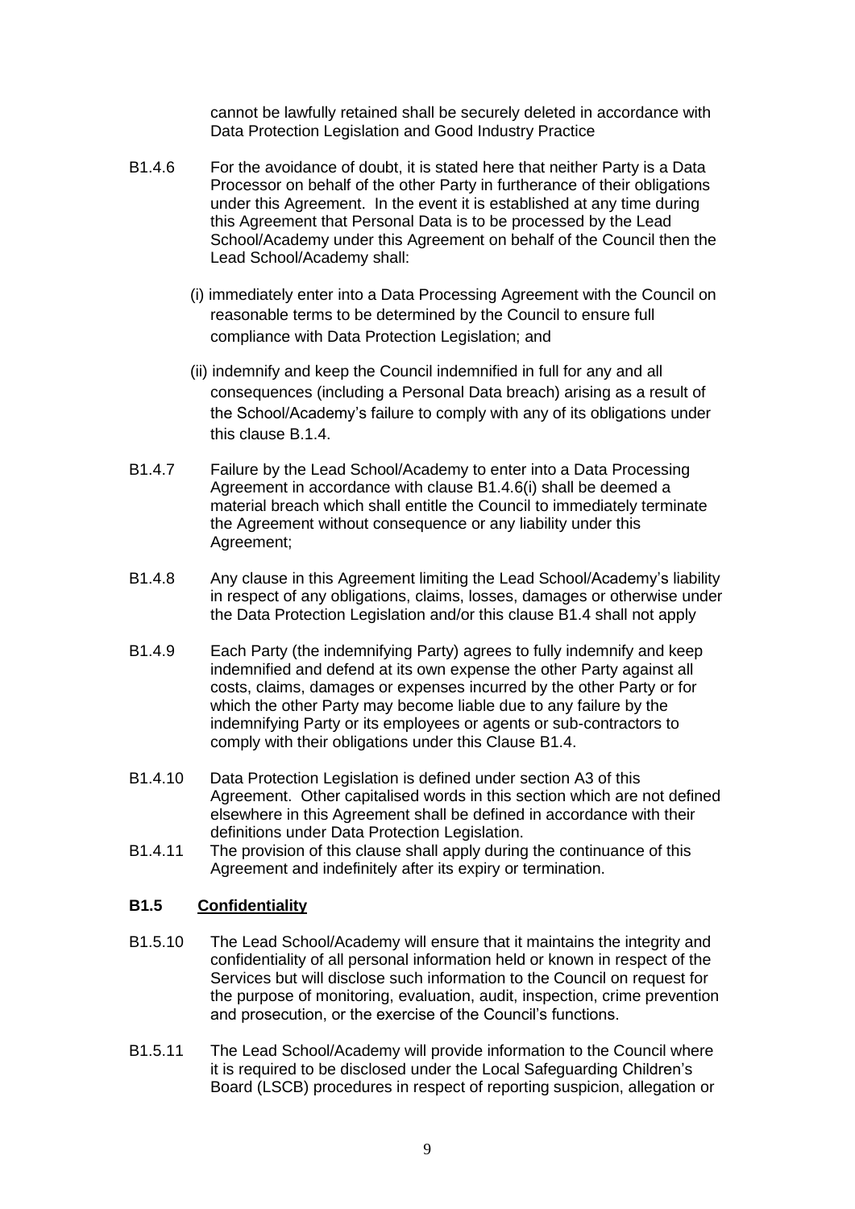cannot be lawfully retained shall be securely deleted in accordance with Data Protection Legislation and Good Industry Practice

B1.4.6 For the avoidance of doubt, it is stated here that neither Party is a Data Processor on behalf of the other Party in furtherance of their obligations under this Agreement. In the event it is established at any time during this Agreement that Personal Data is to be processed by the Lead School/Academy under this Agreement on behalf of the Council then the Lead School/Academy shall:

(i) immediately enter into a Data Processing Agreement with the Council on reasonable terms to be determined by the Council to ensure full compliance with Data Protection Legislation; and

(ii) indemnify and keep the Council indemnified in full for any and all consequences (including a Personal Data breach) arising as a result of the School/Academy's failure to comply with any of its obligations under this clause B.1.4.

B1.4.7 Failure by the Lead School/Academy to enter into a Data Processing Agreement in accordance with clause B1.4.6(i) shall be deemed a material breach which shall entitle the Council to immediately terminate the Agreement without consequence or any liability under this Agreement;

B1.4.8 Any clause in this Agreement limiting the Lead School/Academy's liability in respect of any obligations, claims, losses, damages or otherwise under the Data Protection Legislation and/or this clause B1.4 shall not apply

B1.4.9 Each Party (the indemnifying Party) agrees to fully indemnify and keep indemnified and defend at its own expense the other Party against all costs, claims, damages or expenses incurred by the other Party or for which the other Party may become liable due to any failure by the indemnifying Party or its employees or agents or sub-contractors to comply with their obligations under this Clause B1.4.

B1.4.10 Data Protection Legislation is defined under section A3 of this Agreement. Other capitalised words in this section which are not defined elsewhere in this Agreement shall be defined in accordance with their definitions under Data Protection Legislation.

B1.4.11 The provision of this clause shall apply during the continuance of this Agreement and indefinitely after its expiry or termination.

**B1.5 Confidentiality**

B1.5.10 The Lead School/Academy will ensure that it maintains the integrity and confidentiality of all personal information held or known in respect of the Services but will disclose such information to the Council on request for the purpose of monitoring, evaluation, audit, inspection, crime prevention and prosecution, or the exercise of the Council's functions.

B1.5.11 The Lead School/Academy will provide information to the Council where it is required to be disclosed under the Local Safeguarding Children's Board (LSCB) procedures in respect of reporting suspicion, allegation or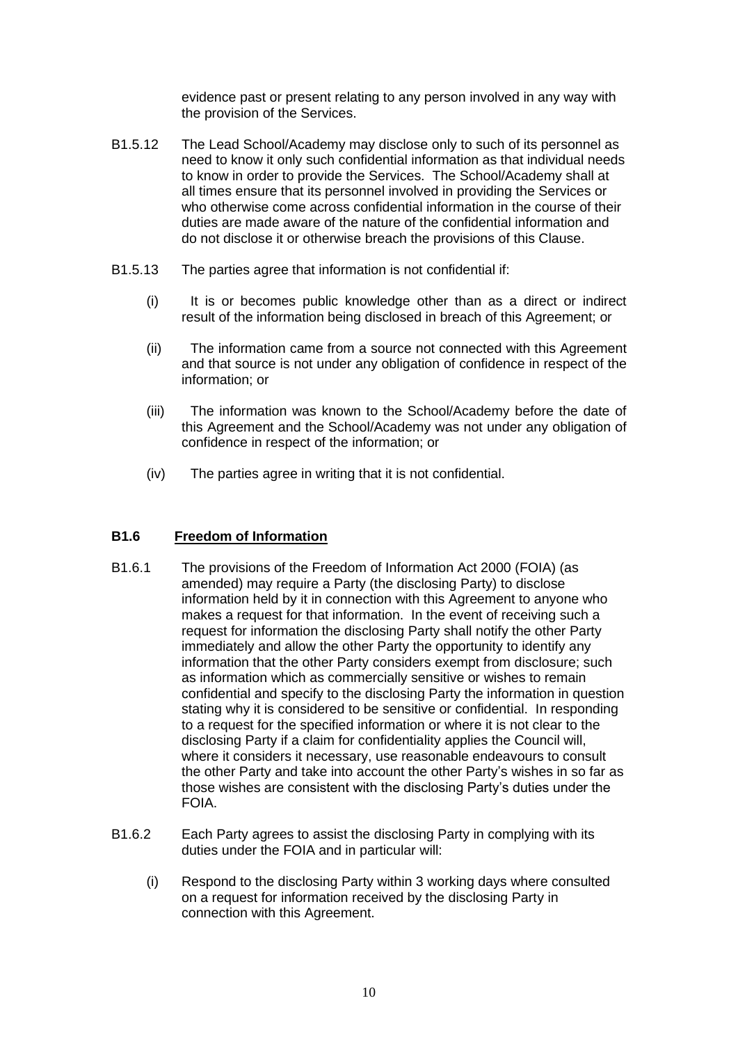evidence past or present relating to any person involved in any way with the provision of the Services.

B1.5.12 The Lead School/Academy may disclose only to such of its personnel as need to know it only such confidential information as that individual needs to know in order to provide the Services. The School/Academy shall at all times ensure that its personnel involved in providing the Services or who otherwise come across confidential information in the course of their duties are made aware of the nature of the confidential information and do not disclose it or otherwise breach the provisions of this Clause.

B1.5.13 The parties agree that information is not confidential if:

(i) It is or becomes public knowledge other than as a direct or indirect result of the information being disclosed in breach of this Agreement; or

(ii) The information came from a source not connected with this Agreement and that source is not under any obligation of confidence in respect of the information; or

(iii) The information was known to the School/Academy before the date of this Agreement and the School/Academy was not under any obligation of confidence in respect of the information; or

(iv) The parties agree in writing that it is not confidential.

### B1.6 Freedom of Information

B1.6.1 The provisions of the Freedom of Information Act 2000 (FOIA) (as amended) may require a Party (the disclosing Party) to disclose information held by it in connection with this Agreement to anyone who makes a request for that information. In the event of receiving such a request for information the disclosing Party shall notify the other Party immediately and allow the other Party the opportunity to identify any information that the other Party considers exempt from disclosure; such as information which as commercially sensitive or wishes to remain confidential and specify to the disclosing Party the information in question stating why it is considered to be sensitive or confidential. In responding to a request for the specified information or where it is not clear to the disclosing Party if a claim for confidentiality applies the Council will, where it considers it necessary, use reasonable endeavours to consult the other Party and take into account the other Party's wishes in so far as those wishes are consistent with the disclosing Party's duties under the FOIA.

B1.6.2 Each Party agrees to assist the disclosing Party in complying with its duties under the FOIA and in particular will:

(i) Respond to the disclosing Party within 3 working days where consulted on a request for information received by the disclosing Party in connection with this Agreement.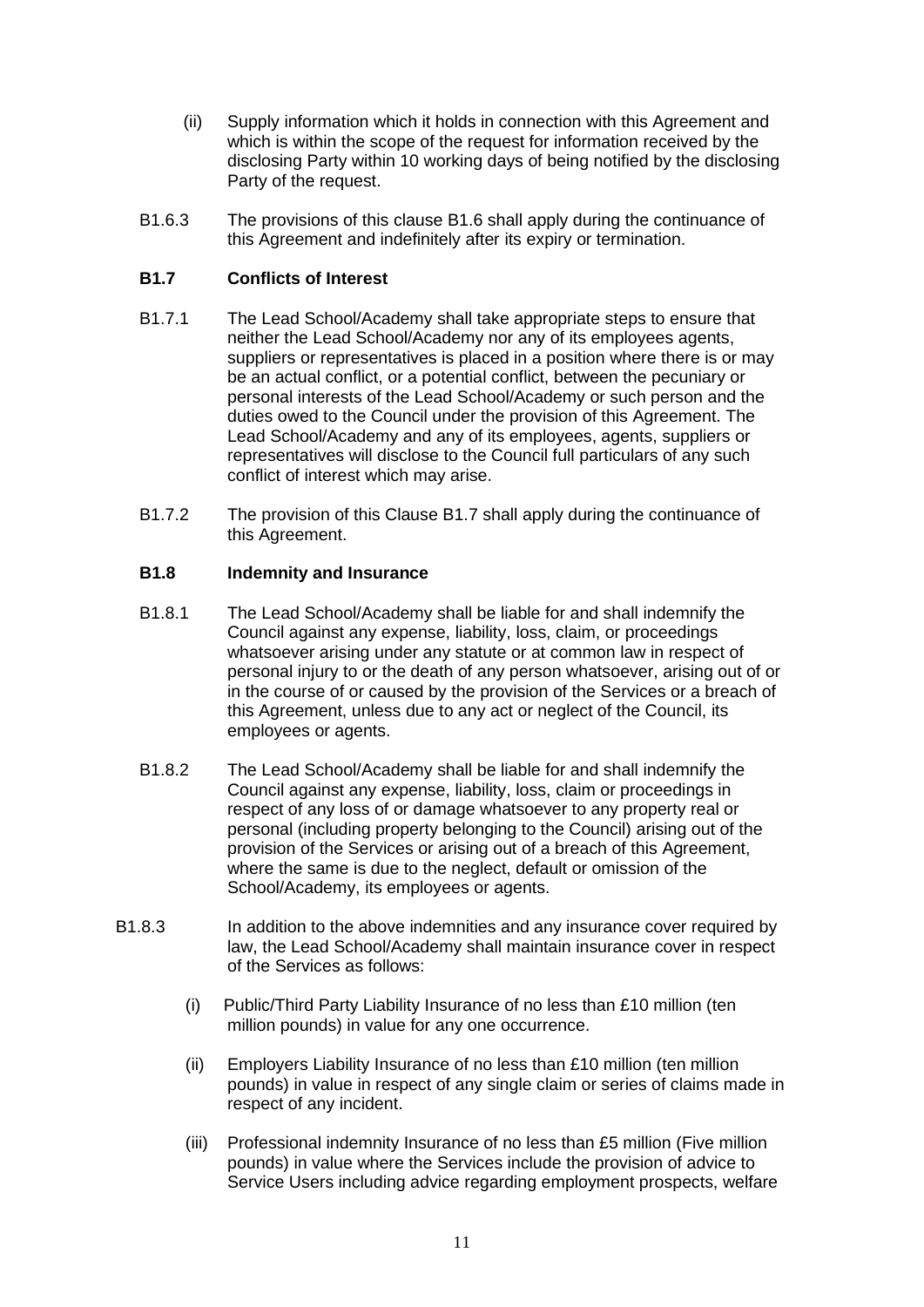(ii) Supply information which it holds in connection with this Agreement and which is within the scope of the request for information received by the disclosing Party within 10 working days of being notified by the disclosing Party of the request.

B1.6.3 The provisions of this clause B1.6 shall apply during the continuance of this Agreement and indefinitely after its expiry or termination.

**B1.7 Conflicts of Interest**

B1.7.1 The Lead School/Academy shall take appropriate steps to ensure that neither the Lead School/Academy nor any of its employees agents, suppliers or representatives is placed in a position where there is or may be an actual conflict, or a potential conflict, between the pecuniary or personal interests of the Lead School/Academy or such person and the duties owed to the Council under the provision of this Agreement. The Lead School/Academy and any of its employees, agents, suppliers or representatives will disclose to the Council full particulars of any such conflict of interest which may arise.

B1.7.2 The provision of this Clause B1.7 shall apply during the continuance of this Agreement.

**B1.8 Indemnity and Insurance**

B1.8.1 The Lead School/Academy shall be liable for and shall indemnify the Council against any expense, liability, loss, claim, or proceedings whatsoever arising under any statute or at common law in respect of personal injury to or the death of any person whatsoever, arising out of or in the course of or caused by the provision of the Services or a breach of this Agreement, unless due to any act or neglect of the Council, its employees or agents.

B1.8.2 The Lead School/Academy shall be liable for and shall indemnify the Council against any expense, liability, loss, claim or proceedings in respect of any loss of or damage whatsoever to any property real or personal (including property belonging to the Council) arising out of the provision of the Services or arising out of a breach of this Agreement, where the same is due to the neglect, default or omission of the School/Academy, its employees or agents.

B1.8.3 In addition to the above indemnities and any insurance cover required by law, the Lead School/Academy shall maintain insurance cover in respect of the Services as follows:

(i) Public/Third Party Liability Insurance of no less than £10 million (ten million pounds) in value for any one occurrence.

(ii) Employers Liability Insurance of no less than £10 million (ten million pounds) in value in respect of any single claim or series of claims made in respect of any incident.

(iii) Professional indemnity Insurance of no less than £5 million (Five million pounds) in value where the Services include the provision of advice to Service Users including advice regarding employment prospects, welfare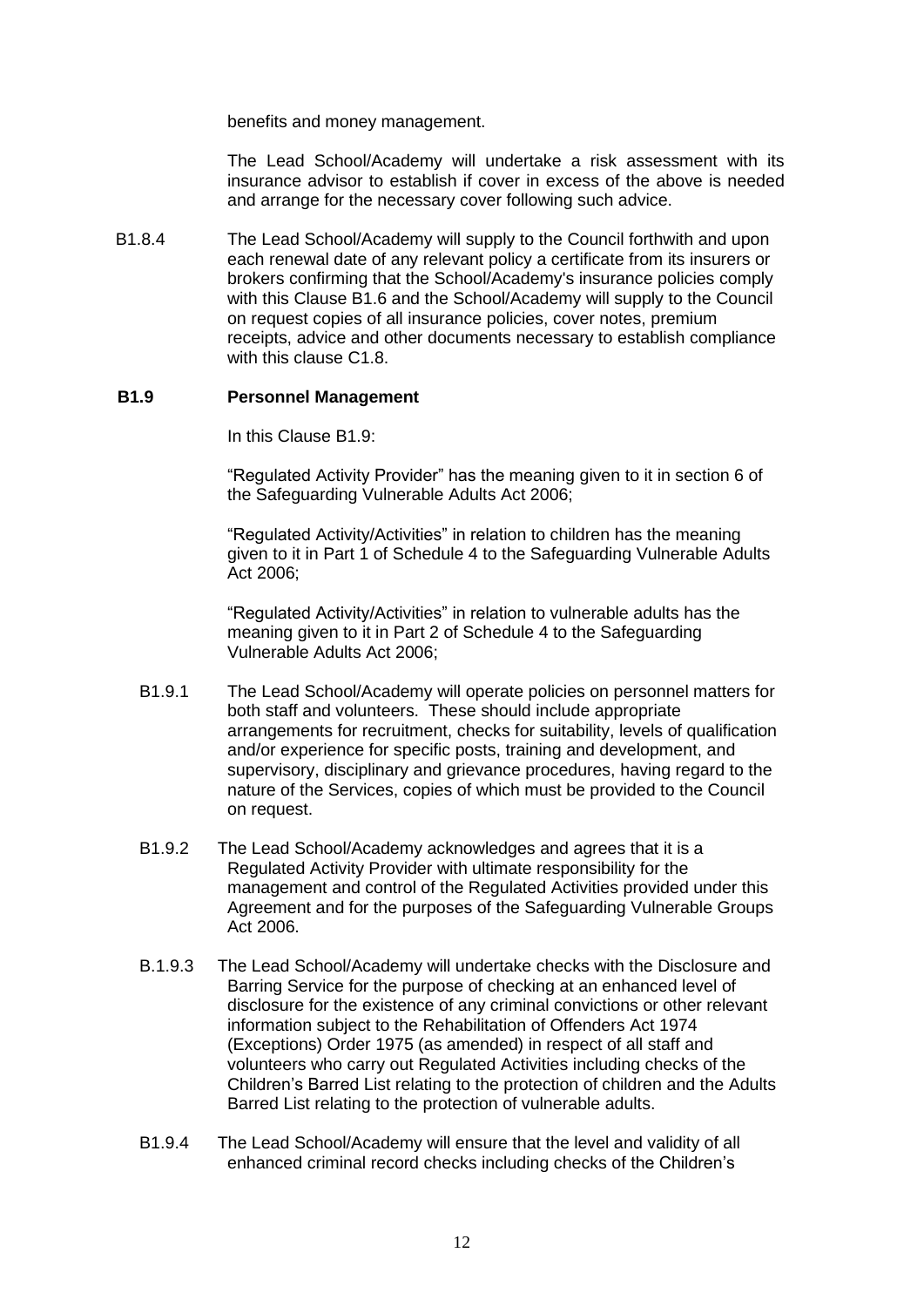benefits and money management.

The Lead School/Academy will undertake a risk assessment with its insurance advisor to establish if cover in excess of the above is needed and arrange for the necessary cover following such advice.

B1.8.4 The Lead School/Academy will supply to the Council forthwith and upon each renewal date of any relevant policy a certificate from its insurers or brokers confirming that the School/Academy's insurance policies comply with this Clause B1.6 and the School/Academy will supply to the Council on request copies of all insurance policies, cover notes, premium receipts, advice and other documents necessary to establish compliance with this clause C1.8.

**B1.9 Personnel Management**

In this Clause B1.9:

"Regulated Activity Provider" has the meaning given to it in section 6 of the Safeguarding Vulnerable Adults Act 2006;

"Regulated Activity/Activities" in relation to children has the meaning given to it in Part 1 of Schedule 4 to the Safeguarding Vulnerable Adults Act 2006;

"Regulated Activity/Activities" in relation to vulnerable adults has the meaning given to it in Part 2 of Schedule 4 to the Safeguarding Vulnerable Adults Act 2006;

B1.9.1 The Lead School/Academy will operate policies on personnel matters for both staff and volunteers. These should include appropriate arrangements for recruitment, checks for suitability, levels of qualification and/or experience for specific posts, training and development, and supervisory, disciplinary and grievance procedures, having regard to the nature of the Services, copies of which must be provided to the Council on request.

B1.9.2 The Lead School/Academy acknowledges and agrees that it is a Regulated Activity Provider with ultimate responsibility for the management and control of the Regulated Activities provided under this Agreement and for the purposes of the Safeguarding Vulnerable Groups Act 2006.

B.1.9.3 The Lead School/Academy will undertake checks with the Disclosure and Barring Service for the purpose of checking at an enhanced level of disclosure for the existence of any criminal convictions or other relevant information subject to the Rehabilitation of Offenders Act 1974 (Exceptions) Order 1975 (as amended) in respect of all staff and volunteers who carry out Regulated Activities including checks of the Children's Barred List relating to the protection of children and the Adults Barred List relating to the protection of vulnerable adults.

B1.9.4 The Lead School/Academy will ensure that the level and validity of all enhanced criminal record checks including checks of the Children's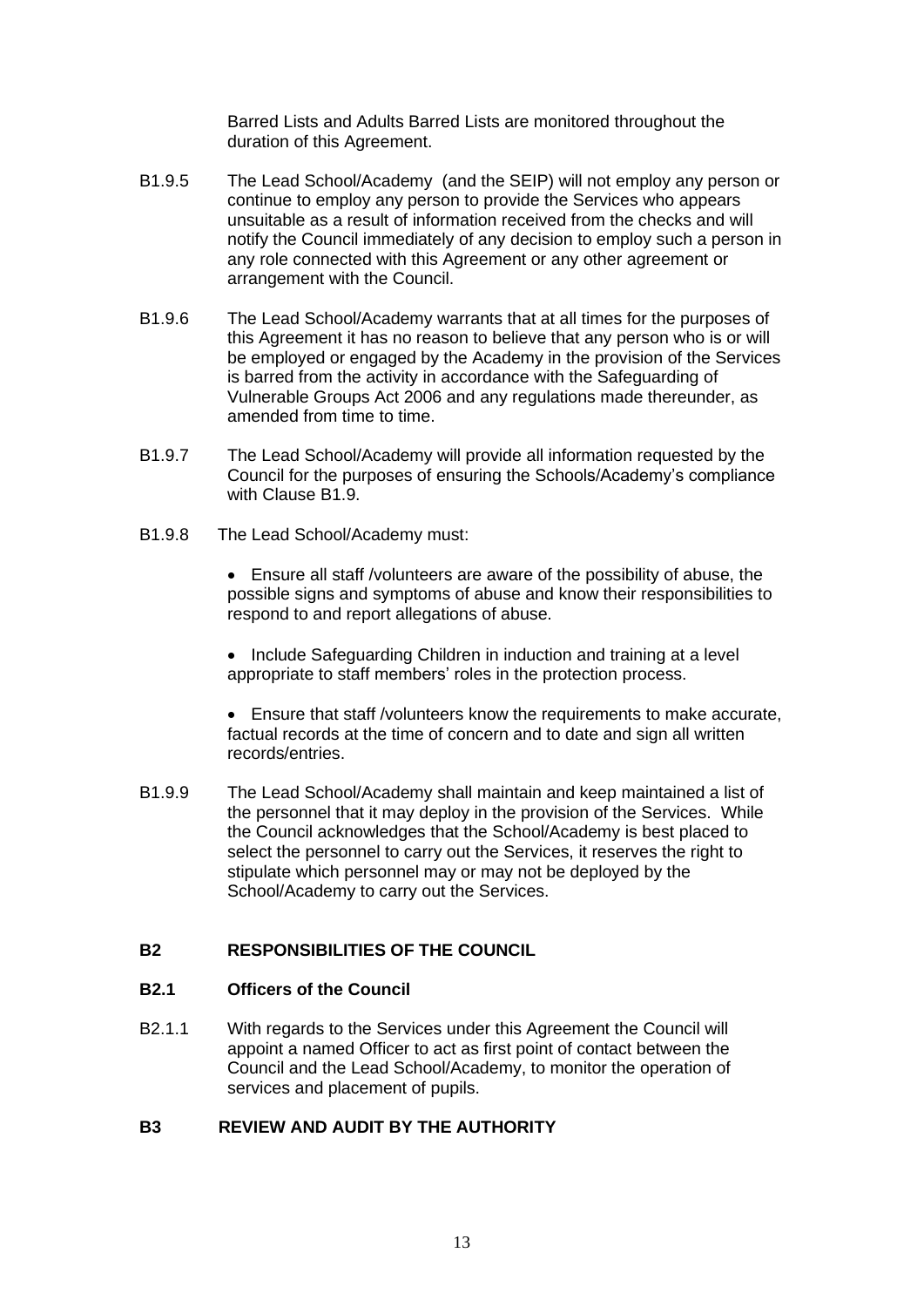Barred Lists and Adults Barred Lists are monitored throughout the duration of this Agreement.

B1.9.5 The Lead School/Academy (and the SEIP) will not employ any person or continue to employ any person to provide the Services who appears unsuitable as a result of information received from the checks and will notify the Council immediately of any decision to employ such a person in any role connected with this Agreement or any other agreement or arrangement with the Council.

B1.9.6 The Lead School/Academy warrants that at all times for the purposes of this Agreement it has no reason to believe that any person who is or will be employed or engaged by the Academy in the provision of the Services is barred from the activity in accordance with the Safeguarding of Vulnerable Groups Act 2006 and any regulations made thereunder, as amended from time to time.

B1.9.7 The Lead School/Academy will provide all information requested by the Council for the purposes of ensuring the Schools/Academy's compliance with Clause B1.9.

B1.9.8 The Lead School/Academy must:

- Ensure all staff /volunteers are aware of the possibility of abuse, the possible signs and symptoms of abuse and know their responsibilities to respond to and report allegations of abuse.
- Include Safeguarding Children in induction and training at a level appropriate to staff members' roles in the protection process.
- Ensure that staff /volunteers know the requirements to make accurate, factual records at the time of concern and to date and sign all written records/entries.

B1.9.9 The Lead School/Academy shall maintain and keep maintained a list of the personnel that it may deploy in the provision of the Services. While the Council acknowledges that the School/Academy is best placed to select the personnel to carry out the Services, it reserves the right to stipulate which personnel may or may not be deployed by the School/Academy to carry out the Services.

## B2 RESPONSIBILITIES OF THE COUNCIL

### B2.1 Officers of the Council

B2.1.1 With regards to the Services under this Agreement the Council will appoint a named Officer to act as first point of contact between the Council and the Lead School/Academy, to monitor the operation of services and placement of pupils.

## B3 REVIEW AND AUDIT BY THE AUTHORITY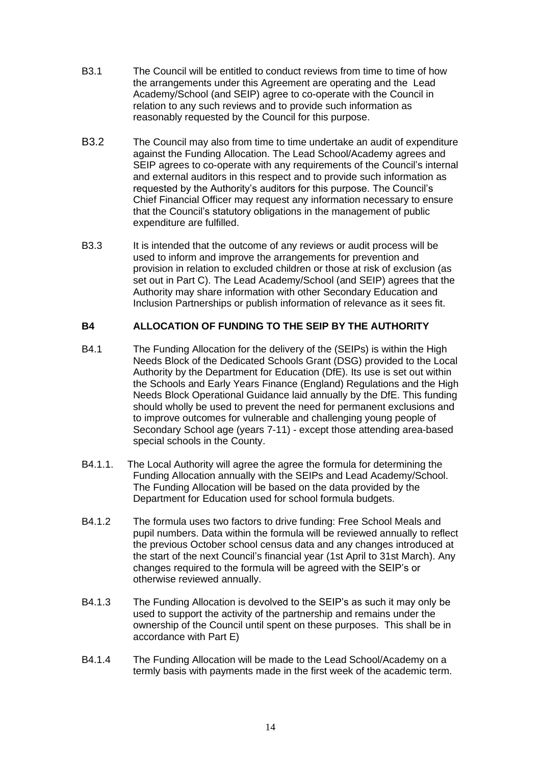B3.1 The Council will be entitled to conduct reviews from time to time of how the arrangements under this Agreement are operating and the Lead Academy/School (and SEIP) agree to co-operate with the Council in relation to any such reviews and to provide such information as reasonably requested by the Council for this purpose.

B3.2 The Council may also from time to time undertake an audit of expenditure against the Funding Allocation. The Lead School/Academy agrees and SEIP agrees to co-operate with any requirements of the Council's internal and external auditors in this respect and to provide such information as requested by the Authority's auditors for this purpose. The Council's Chief Financial Officer may request any information necessary to ensure that the Council's statutory obligations in the management of public expenditure are fulfilled.

B3.3 It is intended that the outcome of any reviews or audit process will be used to inform and improve the arrangements for prevention and provision in relation to excluded children or those at risk of exclusion (as set out in Part C). The Lead Academy/School (and SEIP) agrees that the Authority may share information with other Secondary Education and Inclusion Partnerships or publish information of relevance as it sees fit.

**B4 ALLOCATION OF FUNDING TO THE SEIP BY THE AUTHORITY**

B4.1 The Funding Allocation for the delivery of the (SEIPs) is within the High Needs Block of the Dedicated Schools Grant (DSG) provided to the Local Authority by the Department for Education (DfE). Its use is set out within the Schools and Early Years Finance (England) Regulations and the High Needs Block Operational Guidance laid annually by the DfE. This funding should wholly be used to prevent the need for permanent exclusions and to improve outcomes for vulnerable and challenging young people of Secondary School age (years 7-11) - except those attending area-based special schools in the County.

B4.1.1. The Local Authority will agree the agree the formula for determining the Funding Allocation annually with the SEIPs and Lead Academy/School. The Funding Allocation will be based on the data provided by the Department for Education used for school formula budgets.

B4.1.2 The formula uses two factors to drive funding: Free School Meals and pupil numbers. Data within the formula will be reviewed annually to reflect the previous October school census data and any changes introduced at the start of the next Council's financial year (1st April to 31st March). Any changes required to the formula will be agreed with the SEIP's or otherwise reviewed annually.

B4.1.3 The Funding Allocation is devolved to the SEIP's as such it may only be used to support the activity of the partnership and remains under the ownership of the Council until spent on these purposes. This shall be in accordance with Part E)

B4.1.4 The Funding Allocation will be made to the Lead School/Academy on a termly basis with payments made in the first week of the academic term.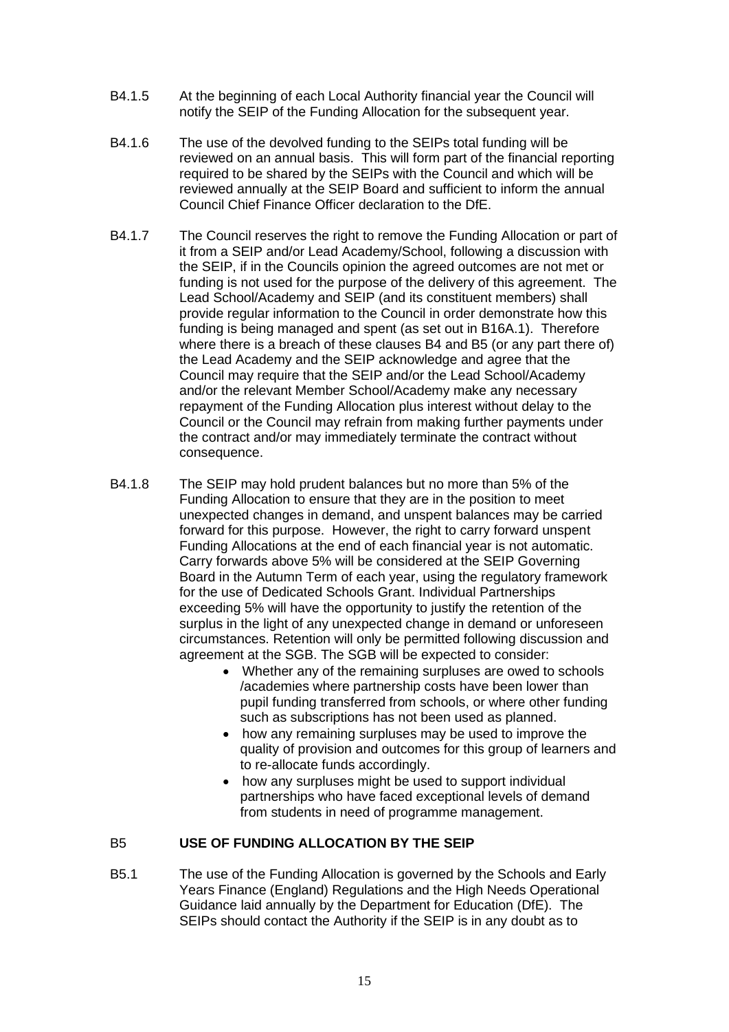B4.1.5 At the beginning of each Local Authority financial year the Council will notify the SEIP of the Funding Allocation for the subsequent year.

B4.1.6 The use of the devolved funding to the SEIPs total funding will be reviewed on an annual basis. This will form part of the financial reporting required to be shared by the SEIPs with the Council and which will be reviewed annually at the SEIP Board and sufficient to inform the annual Council Chief Finance Officer declaration to the DfE.

B4.1.7 The Council reserves the right to remove the Funding Allocation or part of it from a SEIP and/or Lead Academy/School, following a discussion with the SEIP, if in the Councils opinion the agreed outcomes are not met or funding is not used for the purpose of the delivery of this agreement. The Lead School/Academy and SEIP (and its constituent members) shall provide regular information to the Council in order demonstrate how this funding is being managed and spent (as set out in B16A.1). Therefore where there is a breach of these clauses B4 and B5 (or any part there of) the Lead Academy and the SEIP acknowledge and agree that the Council may require that the SEIP and/or the Lead School/Academy and/or the relevant Member School/Academy make any necessary repayment of the Funding Allocation plus interest without delay to the Council or the Council may refrain from making further payments under the contract and/or may immediately terminate the contract without consequence.

B4.1.8 The SEIP may hold prudent balances but no more than 5% of the Funding Allocation to ensure that they are in the position to meet unexpected changes in demand, and unspent balances may be carried forward for this purpose. However, the right to carry forward unspent Funding Allocations at the end of each financial year is not automatic. Carry forwards above 5% will be considered at the SEIP Governing Board in the Autumn Term of each year, using the regulatory framework for the use of Dedicated Schools Grant. Individual Partnerships exceeding 5% will have the opportunity to justify the retention of the surplus in the light of any unexpected change in demand or unforeseen circumstances. Retention will only be permitted following discussion and agreement at the SGB. The SGB will be expected to consider:

- Whether any of the remaining surpluses are owed to schools /academies where partnership costs have been lower than pupil funding transferred from schools, or where other funding such as subscriptions has not been used as planned.
- how any remaining surpluses may be used to improve the quality of provision and outcomes for this group of learners and to re-allocate funds accordingly.
- how any surpluses might be used to support individual partnerships who have faced exceptional levels of demand from students in need of programme management.

## B5 USE OF FUNDING ALLOCATION BY THE SEIP

B5.1 The use of the Funding Allocation is governed by the Schools and Early Years Finance (England) Regulations and the High Needs Operational Guidance laid annually by the Department for Education (DfE). The SEIPs should contact the Authority if the SEIP is in any doubt as to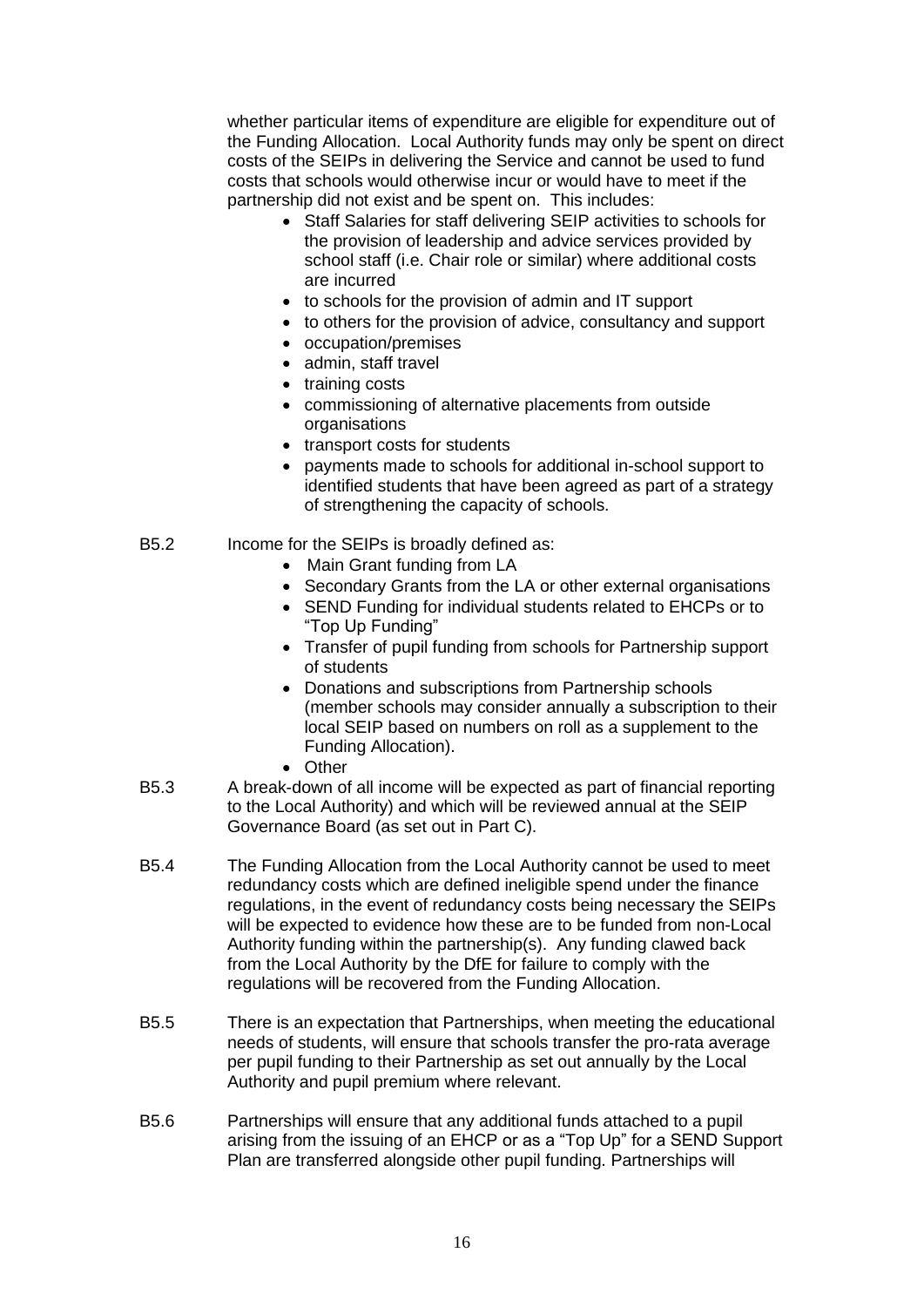whether particular items of expenditure are eligible for expenditure out of the Funding Allocation. Local Authority funds may only be spent on direct costs of the SEIPs in delivering the Service and cannot be used to fund costs that schools would otherwise incur or would have to meet if the partnership did not exist and be spent on. This includes:

- Staff Salaries for staff delivering SEIP activities to schools for the provision of leadership and advice services provided by school staff (i.e. Chair role or similar) where additional costs are incurred
- to schools for the provision of admin and IT support
- to others for the provision of advice, consultancy and support
- occupation/premises
- admin, staff travel
- training costs
- commissioning of alternative placements from outside organisations
- transport costs for students
- payments made to schools for additional in-school support to identified students that have been agreed as part of a strategy of strengthening the capacity of schools.

B5.2 Income for the SEIPs is broadly defined as:

- Main Grant funding from LA
- Secondary Grants from the LA or other external organisations
- SEND Funding for individual students related to EHCPs or to "Top Up Funding"
- Transfer of pupil funding from schools for Partnership support of students
- Donations and subscriptions from Partnership schools (member schools may consider annually a subscription to their local SEIP based on numbers on roll as a supplement to the Funding Allocation).
- Other

B5.3 A break-down of all income will be expected as part of financial reporting to the Local Authority) and which will be reviewed annual at the SEIP Governance Board (as set out in Part C).

B5.4 The Funding Allocation from the Local Authority cannot be used to meet redundancy costs which are defined ineligible spend under the finance regulations, in the event of redundancy costs being necessary the SEIPs will be expected to evidence how these are to be funded from non-Local Authority funding within the partnership(s). Any funding clawed back from the Local Authority by the DfE for failure to comply with the regulations will be recovered from the Funding Allocation.

B5.5 There is an expectation that Partnerships, when meeting the educational needs of students, will ensure that schools transfer the pro-rata average per pupil funding to their Partnership as set out annually by the Local Authority and pupil premium where relevant.

B5.6 Partnerships will ensure that any additional funds attached to a pupil arising from the issuing of an EHCP or as a "Top Up" for a SEND Support Plan are transferred alongside other pupil funding. Partnerships will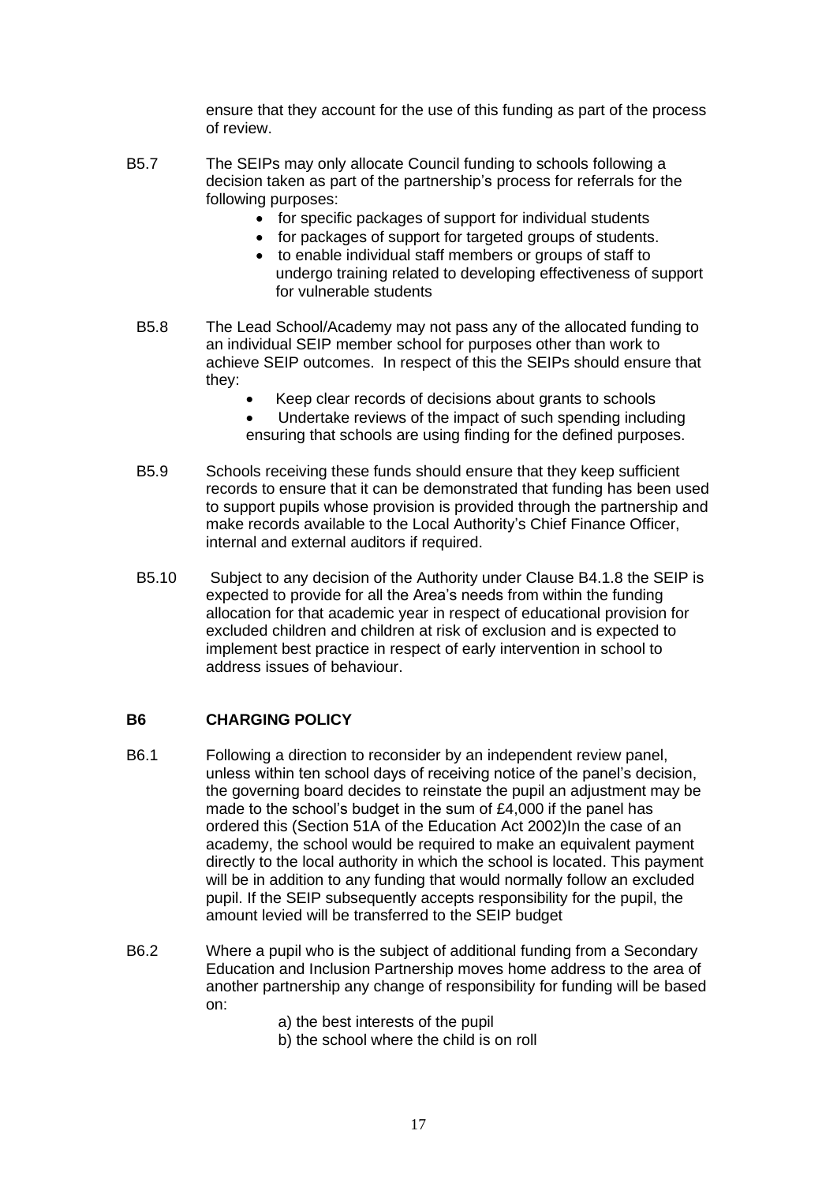ensure that they account for the use of this funding as part of the process of review.

B5.7 The SEIPs may only allocate Council funding to schools following a decision taken as part of the partnership's process for referrals for the following purposes:

- for specific packages of support for individual students
- for packages of support for targeted groups of students.
- to enable individual staff members or groups of staff to undergo training related to developing effectiveness of support for vulnerable students

B5.8 The Lead School/Academy may not pass any of the allocated funding to an individual SEIP member school for purposes other than work to achieve SEIP outcomes. In respect of this the SEIPs should ensure that they:

- Keep clear records of decisions about grants to schools
- Undertake reviews of the impact of such spending including ensuring that schools are using finding for the defined purposes.

B5.9 Schools receiving these funds should ensure that they keep sufficient records to ensure that it can be demonstrated that funding has been used to support pupils whose provision is provided through the partnership and make records available to the Local Authority's Chief Finance Officer, internal and external auditors if required.

B5.10 Subject to any decision of the Authority under Clause B4.1.8 the SEIP is expected to provide for all the Area's needs from within the funding allocation for that academic year in respect of educational provision for excluded children and children at risk of exclusion and is expected to implement best practice in respect of early intervention in school to address issues of behaviour.

## B6 CHARGING POLICY

B6.1 Following a direction to reconsider by an independent review panel, unless within ten school days of receiving notice of the panel's decision, the governing board decides to reinstate the pupil an adjustment may be made to the school's budget in the sum of £4,000 if the panel has ordered this (Section 51A of the Education Act 2002)In the case of an academy, the school would be required to make an equivalent payment directly to the local authority in which the school is located. This payment will be in addition to any funding that would normally follow an excluded pupil. If the SEIP subsequently accepts responsibility for the pupil, the amount levied will be transferred to the SEIP budget

B6.2 Where a pupil who is the subject of additional funding from a Secondary Education and Inclusion Partnership moves home address to the area of another partnership any change of responsibility for funding will be based on:

a) the best interests of the pupil
b) the school where the child is on roll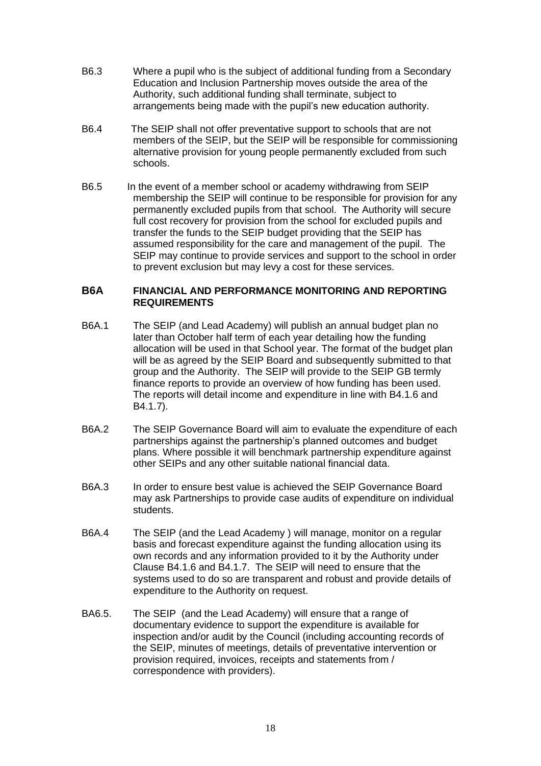B6.3 Where a pupil who is the subject of additional funding from a Secondary Education and Inclusion Partnership moves outside the area of the Authority, such additional funding shall terminate, subject to arrangements being made with the pupil's new education authority.

B6.4 The SEIP shall not offer preventative support to schools that are not members of the SEIP, but the SEIP will be responsible for commissioning alternative provision for young people permanently excluded from such schools.

B6.5 In the event of a member school or academy withdrawing from SEIP membership the SEIP will continue to be responsible for provision for any permanently excluded pupils from that school. The Authority will secure full cost recovery for provision from the school for excluded pupils and transfer the funds to the SEIP budget providing that the SEIP has assumed responsibility for the care and management of the pupil. The SEIP may continue to provide services and support to the school in order to prevent exclusion but may levy a cost for these services.

## B6A FINANCIAL AND PERFORMANCE MONITORING AND REPORTING REQUIREMENTS

B6A.1 The SEIP (and Lead Academy) will publish an annual budget plan no later than October half term of each year detailing how the funding allocation will be used in that School year. The format of the budget plan will be as agreed by the SEIP Board and subsequently submitted to that group and the Authority. The SEIP will provide to the SEIP GB termly finance reports to provide an overview of how funding has been used. The reports will detail income and expenditure in line with B4.1.6 and B4.1.7).

B6A.2 The SEIP Governance Board will aim to evaluate the expenditure of each partnerships against the partnership's planned outcomes and budget plans. Where possible it will benchmark partnership expenditure against other SEIPs and any other suitable national financial data.

B6A.3 In order to ensure best value is achieved the SEIP Governance Board may ask Partnerships to provide case audits of expenditure on individual students.

B6A.4 The SEIP (and the Lead Academy ) will manage, monitor on a regular basis and forecast expenditure against the funding allocation using its own records and any information provided to it by the Authority under Clause B4.1.6 and B4.1.7. The SEIP will need to ensure that the systems used to do so are transparent and robust and provide details of expenditure to the Authority on request.

BA6.5. The SEIP (and the Lead Academy) will ensure that a range of documentary evidence to support the expenditure is available for inspection and/or audit by the Council (including accounting records of the SEIP, minutes of meetings, details of preventative intervention or provision required, invoices, receipts and statements from / correspondence with providers).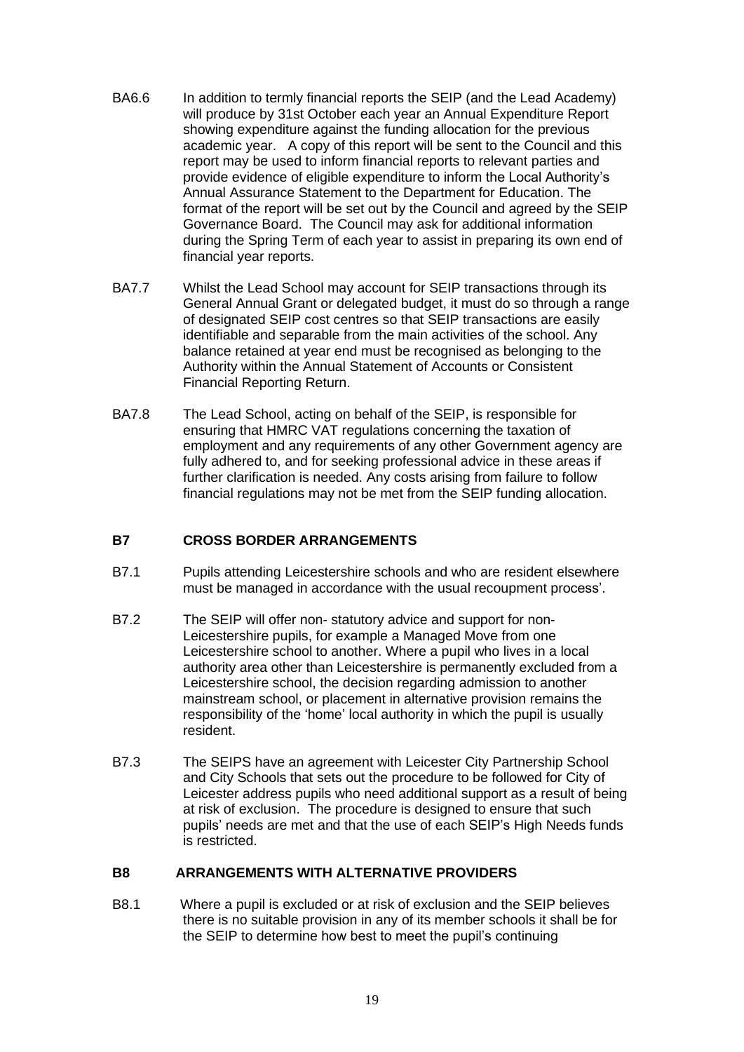BA6.6 In addition to termly financial reports the SEIP (and the Lead Academy) will produce by 31st October each year an Annual Expenditure Report showing expenditure against the funding allocation for the previous academic year. A copy of this report will be sent to the Council and this report may be used to inform financial reports to relevant parties and provide evidence of eligible expenditure to inform the Local Authority's Annual Assurance Statement to the Department for Education. The format of the report will be set out by the Council and agreed by the SEIP Governance Board. The Council may ask for additional information during the Spring Term of each year to assist in preparing its own end of financial year reports.

BA7.7 Whilst the Lead School may account for SEIP transactions through its General Annual Grant or delegated budget, it must do so through a range of designated SEIP cost centres so that SEIP transactions are easily identifiable and separable from the main activities of the school. Any balance retained at year end must be recognised as belonging to the Authority within the Annual Statement of Accounts or Consistent Financial Reporting Return.

BA7.8 The Lead School, acting on behalf of the SEIP, is responsible for ensuring that HMRC VAT regulations concerning the taxation of employment and any requirements of any other Government agency are fully adhered to, and for seeking professional advice in these areas if further clarification is needed. Any costs arising from failure to follow financial regulations may not be met from the SEIP funding allocation.

## B7 CROSS BORDER ARRANGEMENTS

B7.1 Pupils attending Leicestershire schools and who are resident elsewhere must be managed in accordance with the usual recoupment process'.

B7.2 The SEIP will offer non- statutory advice and support for non-Leicestershire pupils, for example a Managed Move from one Leicestershire school to another. Where a pupil who lives in a local authority area other than Leicestershire is permanently excluded from a Leicestershire school, the decision regarding admission to another mainstream school, or placement in alternative provision remains the responsibility of the 'home' local authority in which the pupil is usually resident.

B7.3 The SEIPS have an agreement with Leicester City Partnership School and City Schools that sets out the procedure to be followed for City of Leicester address pupils who need additional support as a result of being at risk of exclusion. The procedure is designed to ensure that such pupils' needs are met and that the use of each SEIP's High Needs funds is restricted.

## B8 ARRANGEMENTS WITH ALTERNATIVE PROVIDERS

B8.1 Where a pupil is excluded or at risk of exclusion and the SEIP believes there is no suitable provision in any of its member schools it shall be for the SEIP to determine how best to meet the pupil's continuing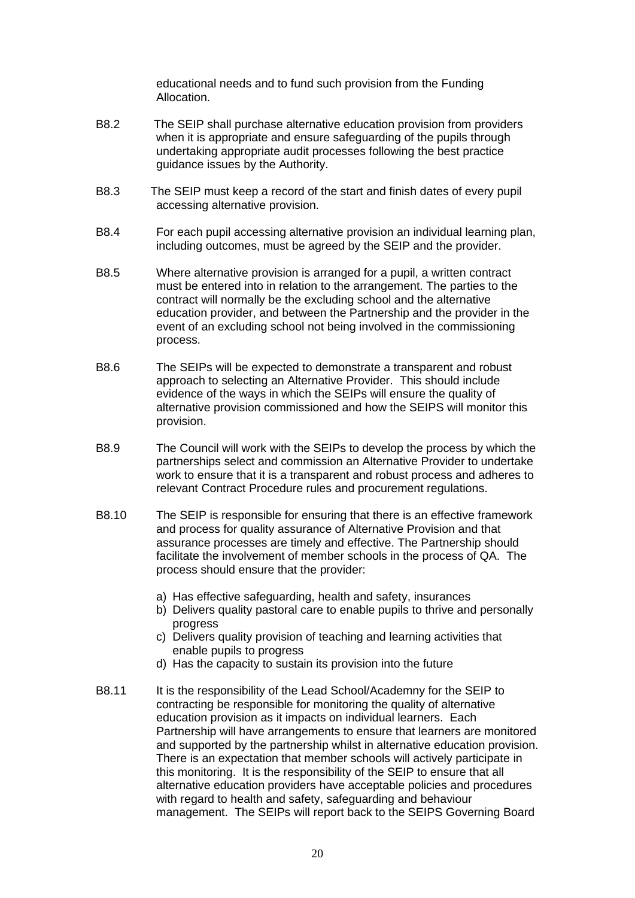educational needs and to fund such provision from the Funding Allocation.

B8.2 The SEIP shall purchase alternative education provision from providers when it is appropriate and ensure safeguarding of the pupils through undertaking appropriate audit processes following the best practice guidance issues by the Authority.

B8.3 The SEIP must keep a record of the start and finish dates of every pupil accessing alternative provision.

B8.4 For each pupil accessing alternative provision an individual learning plan, including outcomes, must be agreed by the SEIP and the provider.

B8.5 Where alternative provision is arranged for a pupil, a written contract must be entered into in relation to the arrangement. The parties to the contract will normally be the excluding school and the alternative education provider, and between the Partnership and the provider in the event of an excluding school not being involved in the commissioning process.

B8.6 The SEIPs will be expected to demonstrate a transparent and robust approach to selecting an Alternative Provider. This should include evidence of the ways in which the SEIPs will ensure the quality of alternative provision commissioned and how the SEIPS will monitor this provision.

B8.9 The Council will work with the SEIPs to develop the process by which the partnerships select and commission an Alternative Provider to undertake work to ensure that it is a transparent and robust process and adheres to relevant Contract Procedure rules and procurement regulations.

B8.10 The SEIP is responsible for ensuring that there is an effective framework and process for quality assurance of Alternative Provision and that assurance processes are timely and effective. The Partnership should facilitate the involvement of member schools in the process of QA. The process should ensure that the provider:

a) Has effective safeguarding, health and safety, insurances
b) Delivers quality pastoral care to enable pupils to thrive and personally progress
c) Delivers quality provision of teaching and learning activities that enable pupils to progress
d) Has the capacity to sustain its provision into the future

B8.11 It is the responsibility of the Lead School/Academny for the SEIP to contracting be responsible for monitoring the quality of alternative education provision as it impacts on individual learners. Each Partnership will have arrangements to ensure that learners are monitored and supported by the partnership whilst in alternative education provision. There is an expectation that member schools will actively participate in this monitoring. It is the responsibility of the SEIP to ensure that all alternative education providers have acceptable policies and procedures with regard to health and safety, safeguarding and behaviour management. The SEIPs will report back to the SEIPS Governing Board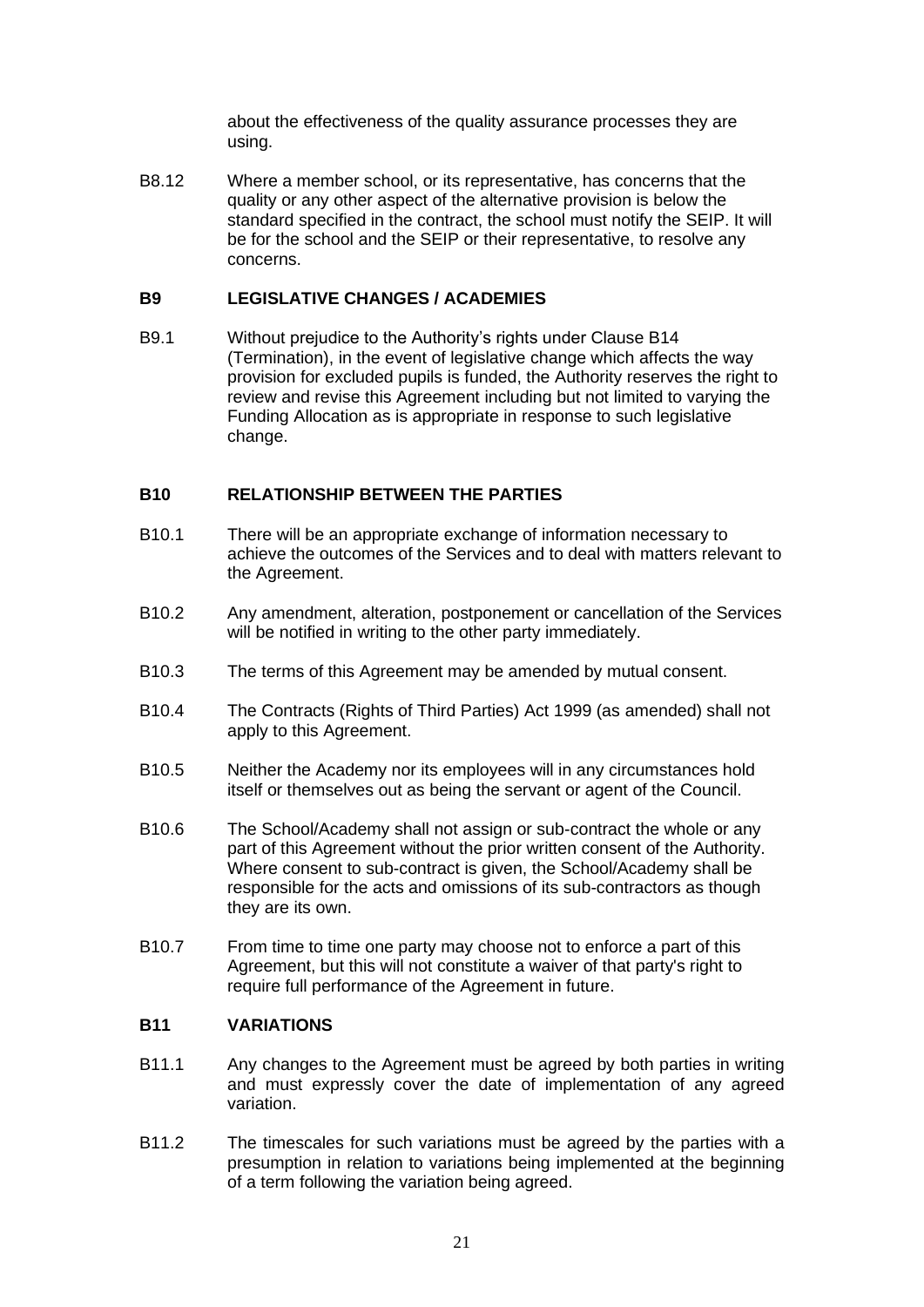about the effectiveness of the quality assurance processes they are using.

B8.12 Where a member school, or its representative, has concerns that the quality or any other aspect of the alternative provision is below the standard specified in the contract, the school must notify the SEIP. It will be for the school and the SEIP or their representative, to resolve any concerns.

**B9 LEGISLATIVE CHANGES / ACADEMIES**

B9.1 Without prejudice to the Authority's rights under Clause B14 (Termination), in the event of legislative change which affects the way provision for excluded pupils is funded, the Authority reserves the right to review and revise this Agreement including but not limited to varying the Funding Allocation as is appropriate in response to such legislative change.

**B10 RELATIONSHIP BETWEEN THE PARTIES**

B10.1 There will be an appropriate exchange of information necessary to achieve the outcomes of the Services and to deal with matters relevant to the Agreement.

B10.2 Any amendment, alteration, postponement or cancellation of the Services will be notified in writing to the other party immediately.

B10.3 The terms of this Agreement may be amended by mutual consent.

B10.4 The Contracts (Rights of Third Parties) Act 1999 (as amended) shall not apply to this Agreement.

B10.5 Neither the Academy nor its employees will in any circumstances hold itself or themselves out as being the servant or agent of the Council.

B10.6 The School/Academy shall not assign or sub-contract the whole or any part of this Agreement without the prior written consent of the Authority. Where consent to sub-contract is given, the School/Academy shall be responsible for the acts and omissions of its sub-contractors as though they are its own.

B10.7 From time to time one party may choose not to enforce a part of this Agreement, but this will not constitute a waiver of that party's right to require full performance of the Agreement in future.

**B11 VARIATIONS**

B11.1 Any changes to the Agreement must be agreed by both parties in writing and must expressly cover the date of implementation of any agreed variation.

B11.2 The timescales for such variations must be agreed by the parties with a presumption in relation to variations being implemented at the beginning of a term following the variation being agreed.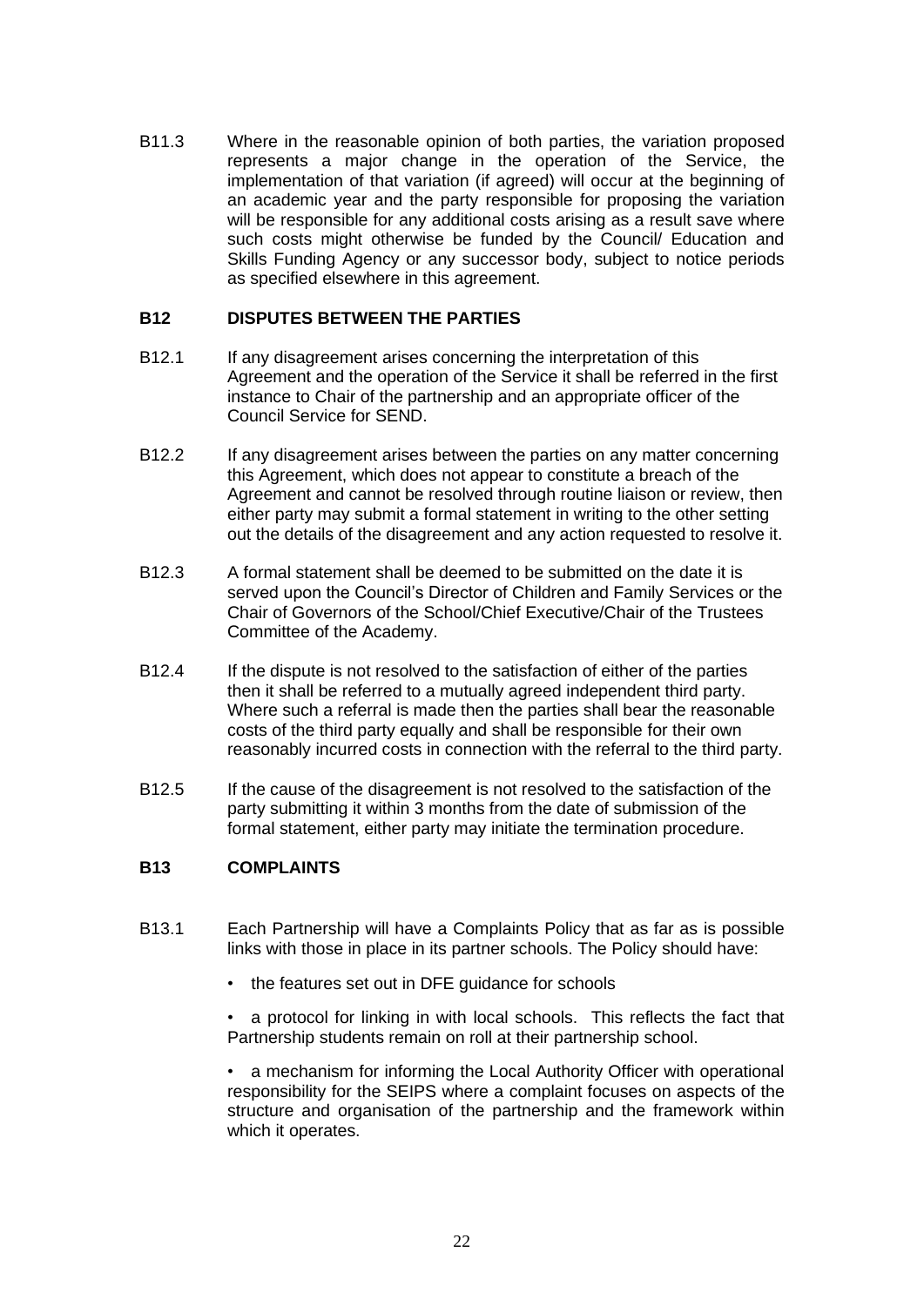B11.3 Where in the reasonable opinion of both parties, the variation proposed represents a major change in the operation of the Service, the implementation of that variation (if agreed) will occur at the beginning of an academic year and the party responsible for proposing the variation will be responsible for any additional costs arising as a result save where such costs might otherwise be funded by the Council/ Education and Skills Funding Agency or any successor body, subject to notice periods as specified elsewhere in this agreement.

## B12 DISPUTES BETWEEN THE PARTIES

B12.1 If any disagreement arises concerning the interpretation of this Agreement and the operation of the Service it shall be referred in the first instance to Chair of the partnership and an appropriate officer of the Council Service for SEND.

B12.2 If any disagreement arises between the parties on any matter concerning this Agreement, which does not appear to constitute a breach of the Agreement and cannot be resolved through routine liaison or review, then either party may submit a formal statement in writing to the other setting out the details of the disagreement and any action requested to resolve it.

B12.3 A formal statement shall be deemed to be submitted on the date it is served upon the Council's Director of Children and Family Services or the Chair of Governors of the School/Chief Executive/Chair of the Trustees Committee of the Academy.

B12.4 If the dispute is not resolved to the satisfaction of either of the parties then it shall be referred to a mutually agreed independent third party. Where such a referral is made then the parties shall bear the reasonable costs of the third party equally and shall be responsible for their own reasonably incurred costs in connection with the referral to the third party.

B12.5 If the cause of the disagreement is not resolved to the satisfaction of the party submitting it within 3 months from the date of submission of the formal statement, either party may initiate the termination procedure.

## B13 COMPLAINTS

B13.1 Each Partnership will have a Complaints Policy that as far as is possible links with those in place in its partner schools. The Policy should have:

- the features set out in DFE guidance for schools
- a protocol for linking in with local schools. This reflects the fact that Partnership students remain on roll at their partnership school.
- a mechanism for informing the Local Authority Officer with operational responsibility for the SEIPS where a complaint focuses on aspects of the structure and organisation of the partnership and the framework within which it operates.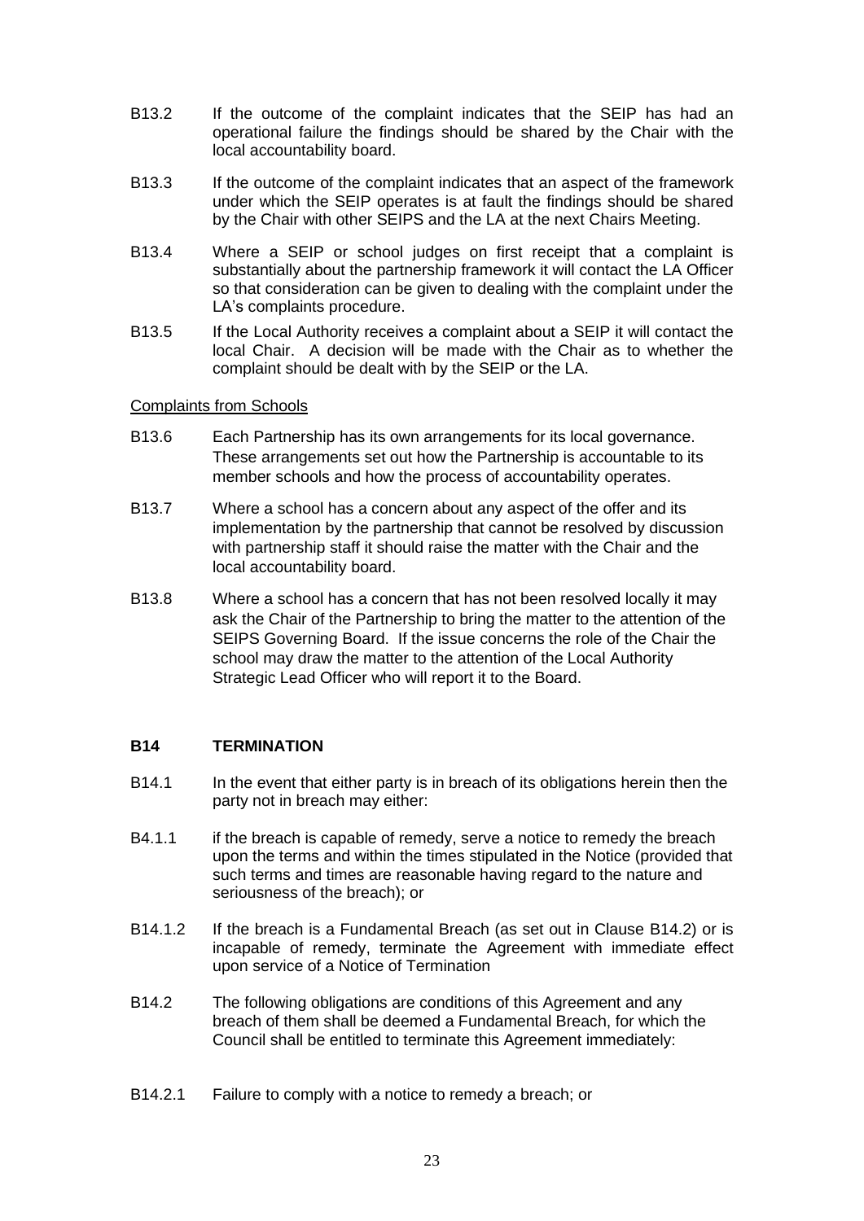B13.2 If the outcome of the complaint indicates that the SEIP has had an operational failure the findings should be shared by the Chair with the local accountability board.

B13.3 If the outcome of the complaint indicates that an aspect of the framework under which the SEIP operates is at fault the findings should be shared by the Chair with other SEIPS and the LA at the next Chairs Meeting.

B13.4 Where a SEIP or school judges on first receipt that a complaint is substantially about the partnership framework it will contact the LA Officer so that consideration can be given to dealing with the complaint under the LA's complaints procedure.

B13.5 If the Local Authority receives a complaint about a SEIP it will contact the local Chair. A decision will be made with the Chair as to whether the complaint should be dealt with by the SEIP or the LA.

Complaints from Schools

B13.6 Each Partnership has its own arrangements for its local governance. These arrangements set out how the Partnership is accountable to its member schools and how the process of accountability operates.

B13.7 Where a school has a concern about any aspect of the offer and its implementation by the partnership that cannot be resolved by discussion with partnership staff it should raise the matter with the Chair and the local accountability board.

B13.8 Where a school has a concern that has not been resolved locally it may ask the Chair of the Partnership to bring the matter to the attention of the SEIPS Governing Board. If the issue concerns the role of the Chair the school may draw the matter to the attention of the Local Authority Strategic Lead Officer who will report it to the Board.

**B14 TERMINATION**

B14.1 In the event that either party is in breach of its obligations herein then the party not in breach may either:

B4.1.1 if the breach is capable of remedy, serve a notice to remedy the breach upon the terms and within the times stipulated in the Notice (provided that such terms and times are reasonable having regard to the nature and seriousness of the breach); or

B14.1.2 If the breach is a Fundamental Breach (as set out in Clause B14.2) or is incapable of remedy, terminate the Agreement with immediate effect upon service of a Notice of Termination

B14.2 The following obligations are conditions of this Agreement and any breach of them shall be deemed a Fundamental Breach, for which the Council shall be entitled to terminate this Agreement immediately:

B14.2.1 Failure to comply with a notice to remedy a breach; or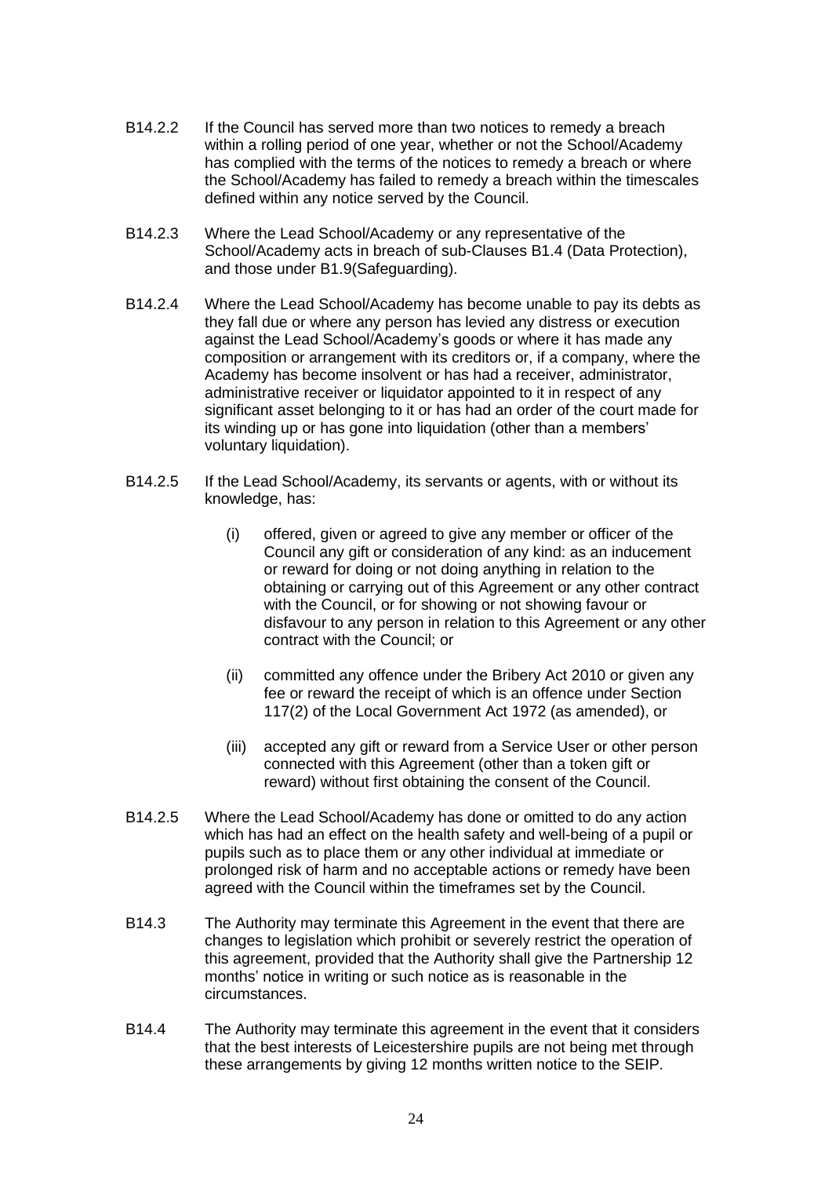B14.2.2 If the Council has served more than two notices to remedy a breach within a rolling period of one year, whether or not the School/Academy has complied with the terms of the notices to remedy a breach or where the School/Academy has failed to remedy a breach within the timescales defined within any notice served by the Council.

B14.2.3 Where the Lead School/Academy or any representative of the School/Academy acts in breach of sub-Clauses B1.4 (Data Protection), and those under B1.9(Safeguarding).

B14.2.4 Where the Lead School/Academy has become unable to pay its debts as they fall due or where any person has levied any distress or execution against the Lead School/Academy's goods or where it has made any composition or arrangement with its creditors or, if a company, where the Academy has become insolvent or has had a receiver, administrator, administrative receiver or liquidator appointed to it in respect of any significant asset belonging to it or has had an order of the court made for its winding up or has gone into liquidation (other than a members' voluntary liquidation).

B14.2.5 If the Lead School/Academy, its servants or agents, with or without its knowledge, has:

(i) offered, given or agreed to give any member or officer of the Council any gift or consideration of any kind: as an inducement or reward for doing or not doing anything in relation to the obtaining or carrying out of this Agreement or any other contract with the Council, or for showing or not showing favour or disfavour to any person in relation to this Agreement or any other contract with the Council; or

(ii) committed any offence under the Bribery Act 2010 or given any fee or reward the receipt of which is an offence under Section 117(2) of the Local Government Act 1972 (as amended), or

(iii) accepted any gift or reward from a Service User or other person connected with this Agreement (other than a token gift or reward) without first obtaining the consent of the Council.

B14.2.5 Where the Lead School/Academy has done or omitted to do any action which has had an effect on the health safety and well-being of a pupil or pupils such as to place them or any other individual at immediate or prolonged risk of harm and no acceptable actions or remedy have been agreed with the Council within the timeframes set by the Council.

B14.3 The Authority may terminate this Agreement in the event that there are changes to legislation which prohibit or severely restrict the operation of this agreement, provided that the Authority shall give the Partnership 12 months' notice in writing or such notice as is reasonable in the circumstances.

B14.4 The Authority may terminate this agreement in the event that it considers that the best interests of Leicestershire pupils are not being met through these arrangements by giving 12 months written notice to the SEIP.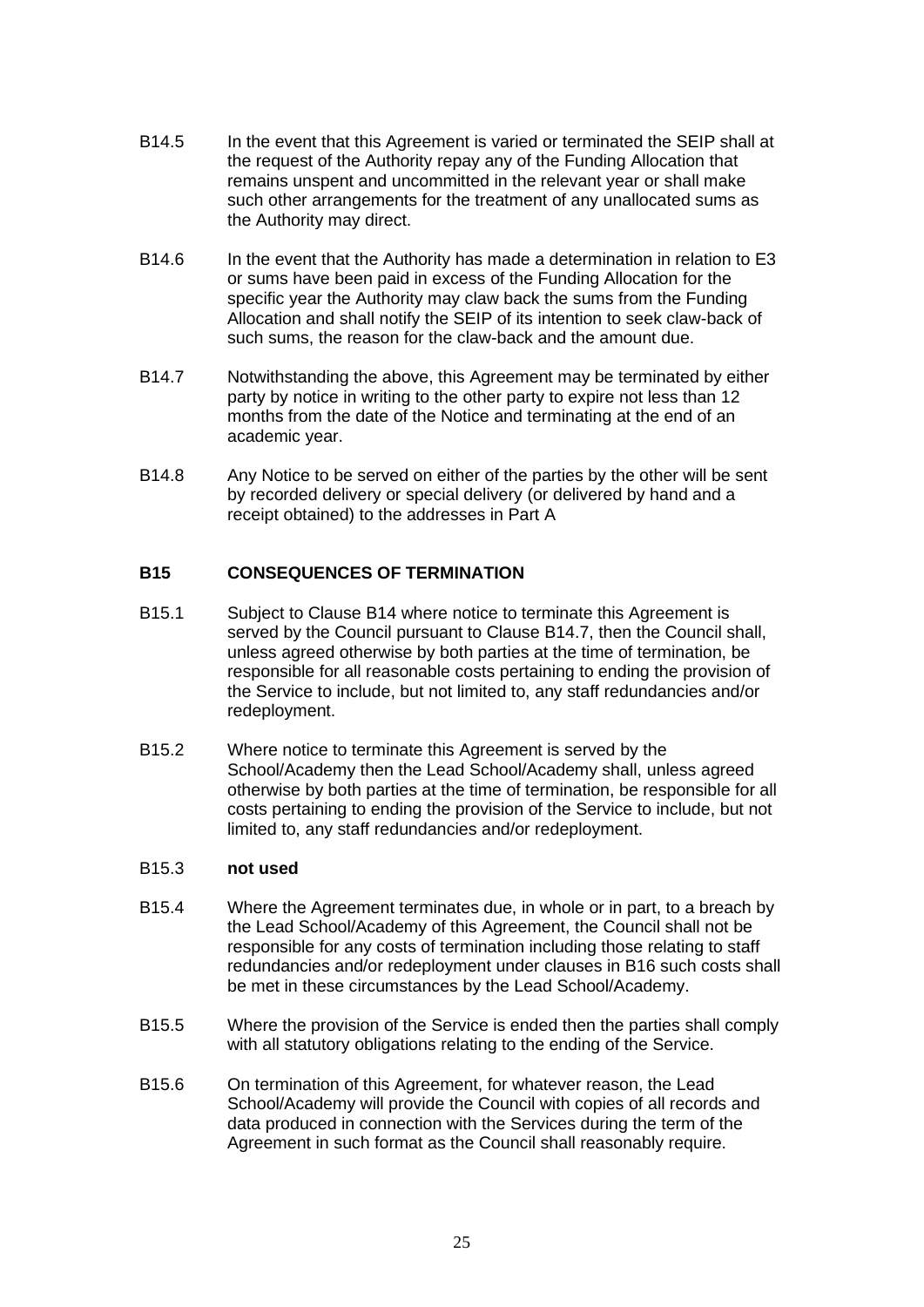B14.5 In the event that this Agreement is varied or terminated the SEIP shall at the request of the Authority repay any of the Funding Allocation that remains unspent and uncommitted in the relevant year or shall make such other arrangements for the treatment of any unallocated sums as the Authority may direct.

B14.6 In the event that the Authority has made a determination in relation to E3 or sums have been paid in excess of the Funding Allocation for the specific year the Authority may claw back the sums from the Funding Allocation and shall notify the SEIP of its intention to seek claw-back of such sums, the reason for the claw-back and the amount due.

B14.7 Notwithstanding the above, this Agreement may be terminated by either party by notice in writing to the other party to expire not less than 12 months from the date of the Notice and terminating at the end of an academic year.

B14.8 Any Notice to be served on either of the parties by the other will be sent by recorded delivery or special delivery (or delivered by hand and a receipt obtained) to the addresses in Part A

## B15 CONSEQUENCES OF TERMINATION

B15.1 Subject to Clause B14 where notice to terminate this Agreement is served by the Council pursuant to Clause B14.7, then the Council shall, unless agreed otherwise by both parties at the time of termination, be responsible for all reasonable costs pertaining to ending the provision of the Service to include, but not limited to, any staff redundancies and/or redeployment.

B15.2 Where notice to terminate this Agreement is served by the School/Academy then the Lead School/Academy shall, unless agreed otherwise by both parties at the time of termination, be responsible for all costs pertaining to ending the provision of the Service to include, but not limited to, any staff redundancies and/or redeployment.

B15.3 **not used**

B15.4 Where the Agreement terminates due, in whole or in part, to a breach by the Lead School/Academy of this Agreement, the Council shall not be responsible for any costs of termination including those relating to staff redundancies and/or redeployment under clauses in B16 such costs shall be met in these circumstances by the Lead School/Academy.

B15.5 Where the provision of the Service is ended then the parties shall comply with all statutory obligations relating to the ending of the Service.

B15.6 On termination of this Agreement, for whatever reason, the Lead School/Academy will provide the Council with copies of all records and data produced in connection with the Services during the term of the Agreement in such format as the Council shall reasonably require.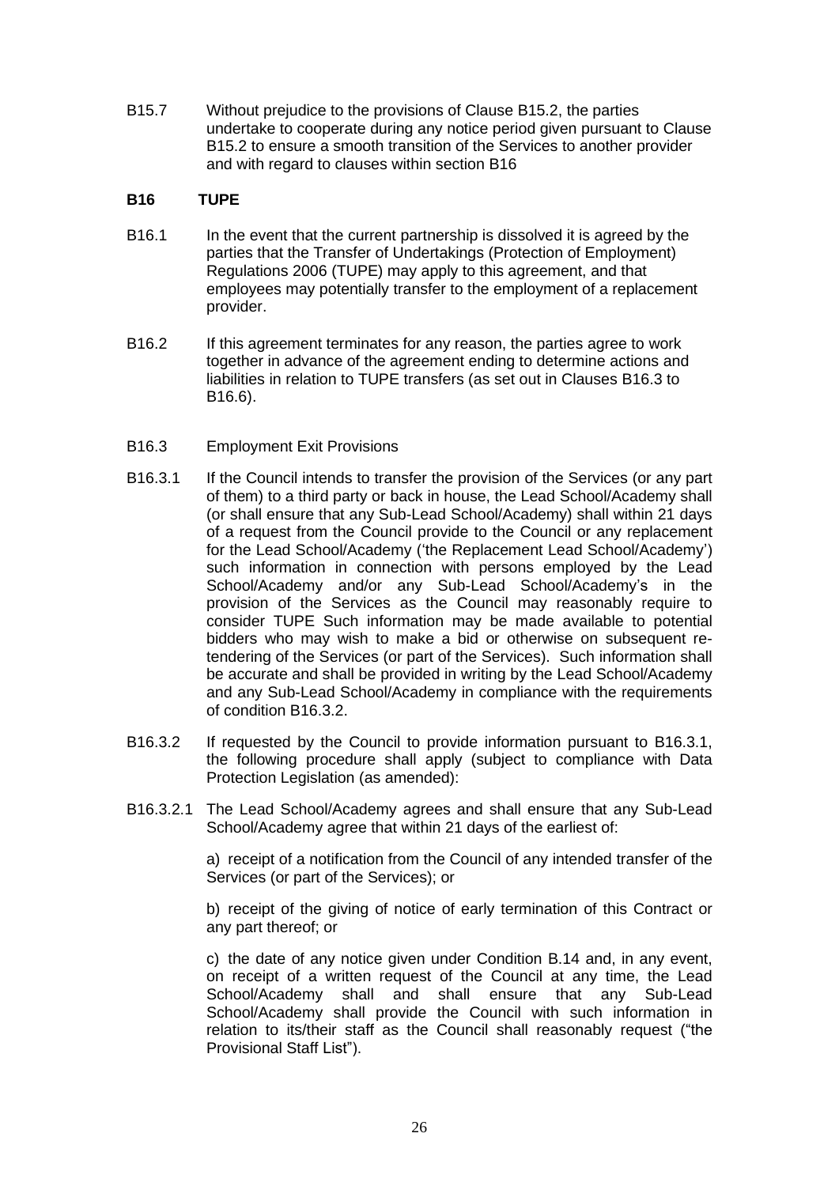B15.7 Without prejudice to the provisions of Clause B15.2, the parties undertake to cooperate during any notice period given pursuant to Clause B15.2 to ensure a smooth transition of the Services to another provider and with regard to clauses within section B16

**B16 TUPE**

B16.1 In the event that the current partnership is dissolved it is agreed by the parties that the Transfer of Undertakings (Protection of Employment) Regulations 2006 (TUPE) may apply to this agreement, and that employees may potentially transfer to the employment of a replacement provider.

B16.2 If this agreement terminates for any reason, the parties agree to work together in advance of the agreement ending to determine actions and liabilities in relation to TUPE transfers (as set out in Clauses B16.3 to B16.6).

B16.3 Employment Exit Provisions

B16.3.1 If the Council intends to transfer the provision of the Services (or any part of them) to a third party or back in house, the Lead School/Academy shall (or shall ensure that any Sub-Lead School/Academy) shall within 21 days of a request from the Council provide to the Council or any replacement for the Lead School/Academy ('the Replacement Lead School/Academy') such information in connection with persons employed by the Lead School/Academy and/or any Sub-Lead School/Academy's in the provision of the Services as the Council may reasonably require to consider TUPE Such information may be made available to potential bidders who may wish to make a bid or otherwise on subsequent re-tendering of the Services (or part of the Services). Such information shall be accurate and shall be provided in writing by the Lead School/Academy and any Sub-Lead School/Academy in compliance with the requirements of condition B16.3.2.

B16.3.2 If requested by the Council to provide information pursuant to B16.3.1, the following procedure shall apply (subject to compliance with Data Protection Legislation (as amended):

B16.3.2.1 The Lead School/Academy agrees and shall ensure that any Sub-Lead School/Academy agree that within 21 days of the earliest of:

a) receipt of a notification from the Council of any intended transfer of the Services (or part of the Services); or

b) receipt of the giving of notice of early termination of this Contract or any part thereof; or

c) the date of any notice given under Condition B.14 and, in any event, on receipt of a written request of the Council at any time, the Lead School/Academy shall and shall ensure that any Sub-Lead School/Academy shall provide the Council with such information in relation to its/their staff as the Council shall reasonably request ("the Provisional Staff List").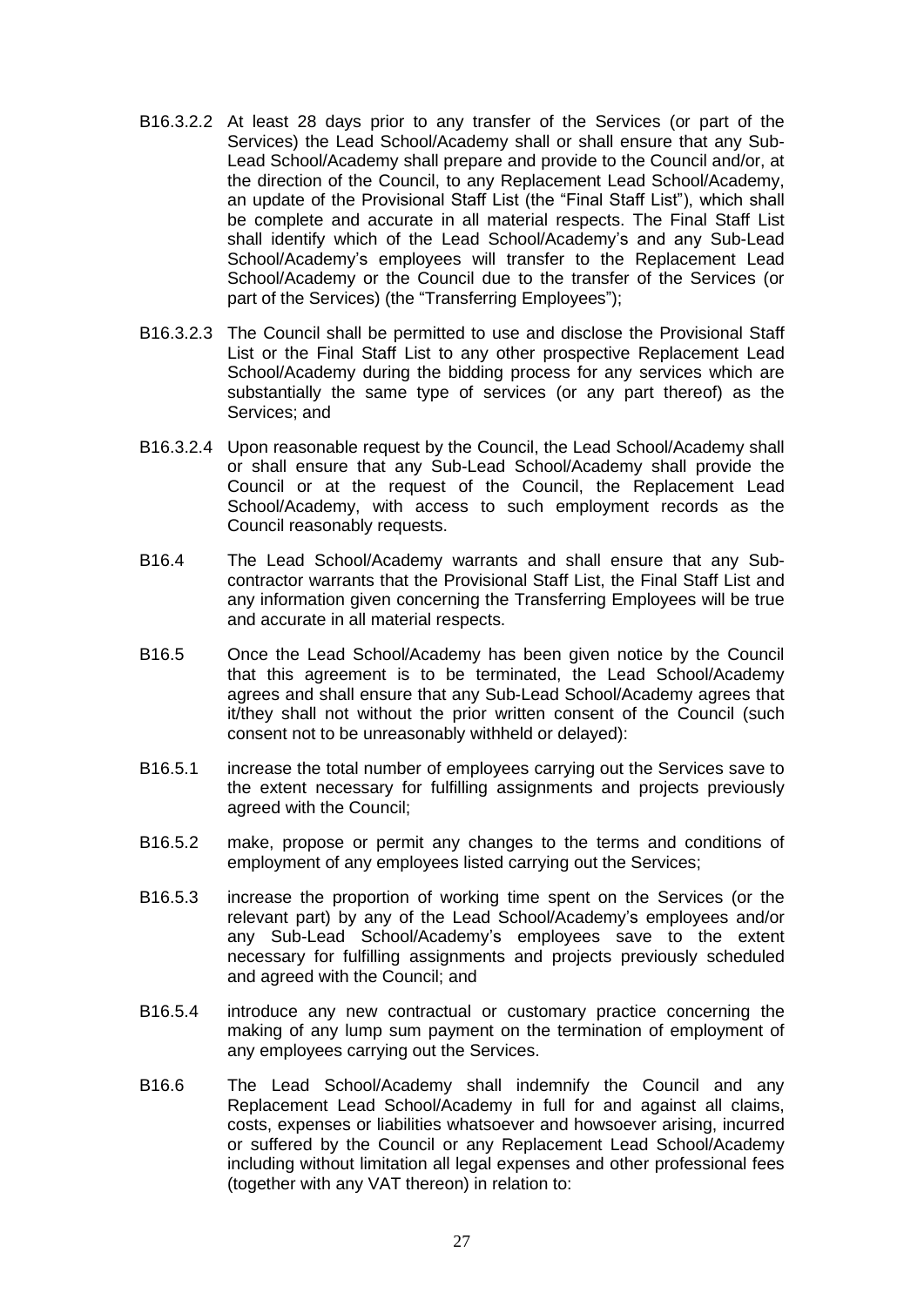B16.3.2.2 At least 28 days prior to any transfer of the Services (or part of the Services) the Lead School/Academy shall or shall ensure that any Sub-Lead School/Academy shall prepare and provide to the Council and/or, at the direction of the Council, to any Replacement Lead School/Academy, an update of the Provisional Staff List (the "Final Staff List"), which shall be complete and accurate in all material respects. The Final Staff List shall identify which of the Lead School/Academy's and any Sub-Lead School/Academy's employees will transfer to the Replacement Lead School/Academy or the Council due to the transfer of the Services (or part of the Services) (the "Transferring Employees");

B16.3.2.3 The Council shall be permitted to use and disclose the Provisional Staff List or the Final Staff List to any other prospective Replacement Lead School/Academy during the bidding process for any services which are substantially the same type of services (or any part thereof) as the Services; and

B16.3.2.4 Upon reasonable request by the Council, the Lead School/Academy shall or shall ensure that any Sub-Lead School/Academy shall provide the Council or at the request of the Council, the Replacement Lead School/Academy, with access to such employment records as the Council reasonably requests.

B16.4 The Lead School/Academy warrants and shall ensure that any Sub-contractor warrants that the Provisional Staff List, the Final Staff List and any information given concerning the Transferring Employees will be true and accurate in all material respects.

B16.5 Once the Lead School/Academy has been given notice by the Council that this agreement is to be terminated, the Lead School/Academy agrees and shall ensure that any Sub-Lead School/Academy agrees that it/they shall not without the prior written consent of the Council (such consent not to be unreasonably withheld or delayed):

B16.5.1 increase the total number of employees carrying out the Services save to the extent necessary for fulfilling assignments and projects previously agreed with the Council;

B16.5.2 make, propose or permit any changes to the terms and conditions of employment of any employees listed carrying out the Services;

B16.5.3 increase the proportion of working time spent on the Services (or the relevant part) by any of the Lead School/Academy's employees and/or any Sub-Lead School/Academy's employees save to the extent necessary for fulfilling assignments and projects previously scheduled and agreed with the Council; and

B16.5.4 introduce any new contractual or customary practice concerning the making of any lump sum payment on the termination of employment of any employees carrying out the Services.

B16.6 The Lead School/Academy shall indemnify the Council and any Replacement Lead School/Academy in full for and against all claims, costs, expenses or liabilities whatsoever and howsoever arising, incurred or suffered by the Council or any Replacement Lead School/Academy including without limitation all legal expenses and other professional fees (together with any VAT thereon) in relation to: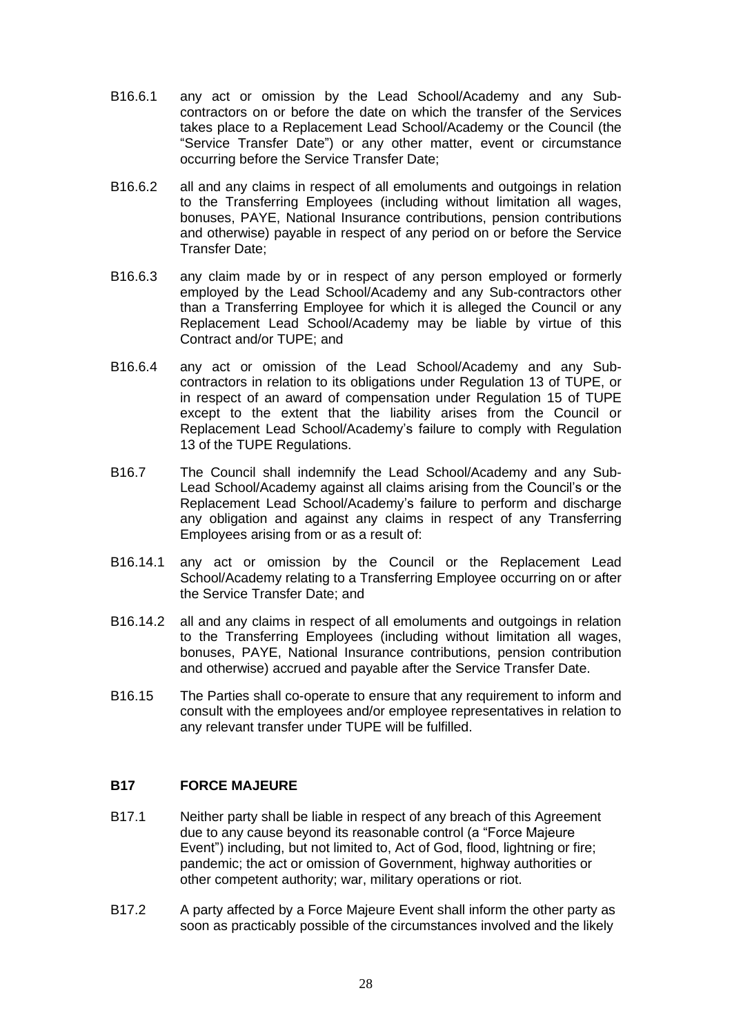B16.6.1 any act or omission by the Lead School/Academy and any Sub-contractors on or before the date on which the transfer of the Services takes place to a Replacement Lead School/Academy or the Council (the "Service Transfer Date") or any other matter, event or circumstance occurring before the Service Transfer Date;

B16.6.2 all and any claims in respect of all emoluments and outgoings in relation to the Transferring Employees (including without limitation all wages, bonuses, PAYE, National Insurance contributions, pension contributions and otherwise) payable in respect of any period on or before the Service Transfer Date;

B16.6.3 any claim made by or in respect of any person employed or formerly employed by the Lead School/Academy and any Sub-contractors other than a Transferring Employee for which it is alleged the Council or any Replacement Lead School/Academy may be liable by virtue of this Contract and/or TUPE; and

B16.6.4 any act or omission of the Lead School/Academy and any Sub-contractors in relation to its obligations under Regulation 13 of TUPE, or in respect of an award of compensation under Regulation 15 of TUPE except to the extent that the liability arises from the Council or Replacement Lead School/Academy's failure to comply with Regulation 13 of the TUPE Regulations.

B16.7 The Council shall indemnify the Lead School/Academy and any Sub-Lead School/Academy against all claims arising from the Council's or the Replacement Lead School/Academy's failure to perform and discharge any obligation and against any claims in respect of any Transferring Employees arising from or as a result of:

B16.14.1 any act or omission by the Council or the Replacement Lead School/Academy relating to a Transferring Employee occurring on or after the Service Transfer Date; and

B16.14.2 all and any claims in respect of all emoluments and outgoings in relation to the Transferring Employees (including without limitation all wages, bonuses, PAYE, National Insurance contributions, pension contribution and otherwise) accrued and payable after the Service Transfer Date.

B16.15 The Parties shall co-operate to ensure that any requirement to inform and consult with the employees and/or employee representatives in relation to any relevant transfer under TUPE will be fulfilled.

## B17 FORCE MAJEURE

B17.1 Neither party shall be liable in respect of any breach of this Agreement due to any cause beyond its reasonable control (a "Force Majeure Event") including, but not limited to, Act of God, flood, lightning or fire; pandemic; the act or omission of Government, highway authorities or other competent authority; war, military operations or riot.

B17.2 A party affected by a Force Majeure Event shall inform the other party as soon as practicably possible of the circumstances involved and the likely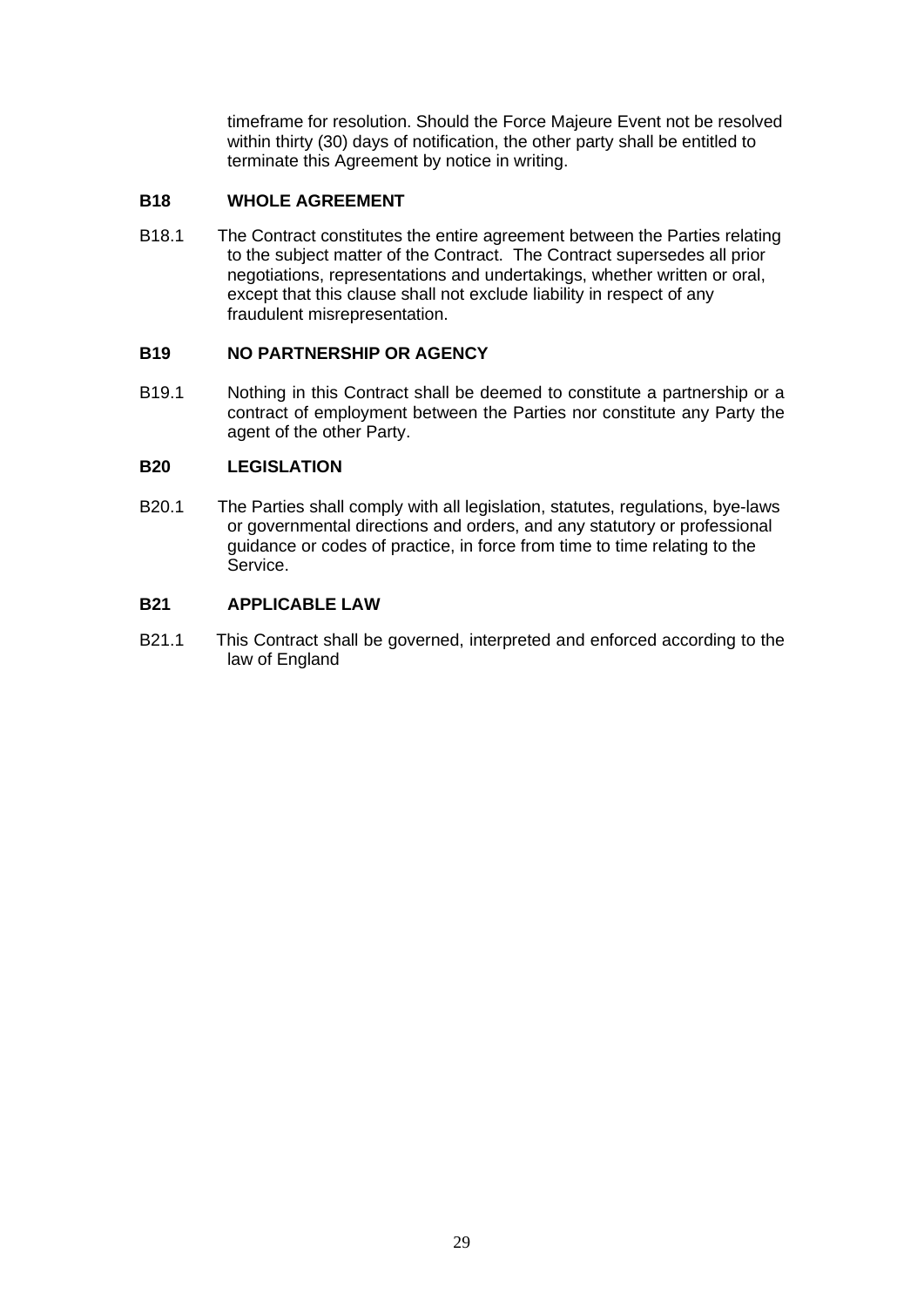timeframe for resolution. Should the Force Majeure Event not be resolved within thirty (30) days of notification, the other party shall be entitled to terminate this Agreement by notice in writing.

**B18 WHOLE AGREEMENT**

B18.1 The Contract constitutes the entire agreement between the Parties relating to the subject matter of the Contract. The Contract supersedes all prior negotiations, representations and undertakings, whether written or oral, except that this clause shall not exclude liability in respect of any fraudulent misrepresentation.

**B19 NO PARTNERSHIP OR AGENCY**

B19.1 Nothing in this Contract shall be deemed to constitute a partnership or a contract of employment between the Parties nor constitute any Party the agent of the other Party.

**B20 LEGISLATION**

B20.1 The Parties shall comply with all legislation, statutes, regulations, bye-laws or governmental directions and orders, and any statutory or professional guidance or codes of practice, in force from time to time relating to the Service.

**B21 APPLICABLE LAW**

B21.1 This Contract shall be governed, interpreted and enforced according to the law of England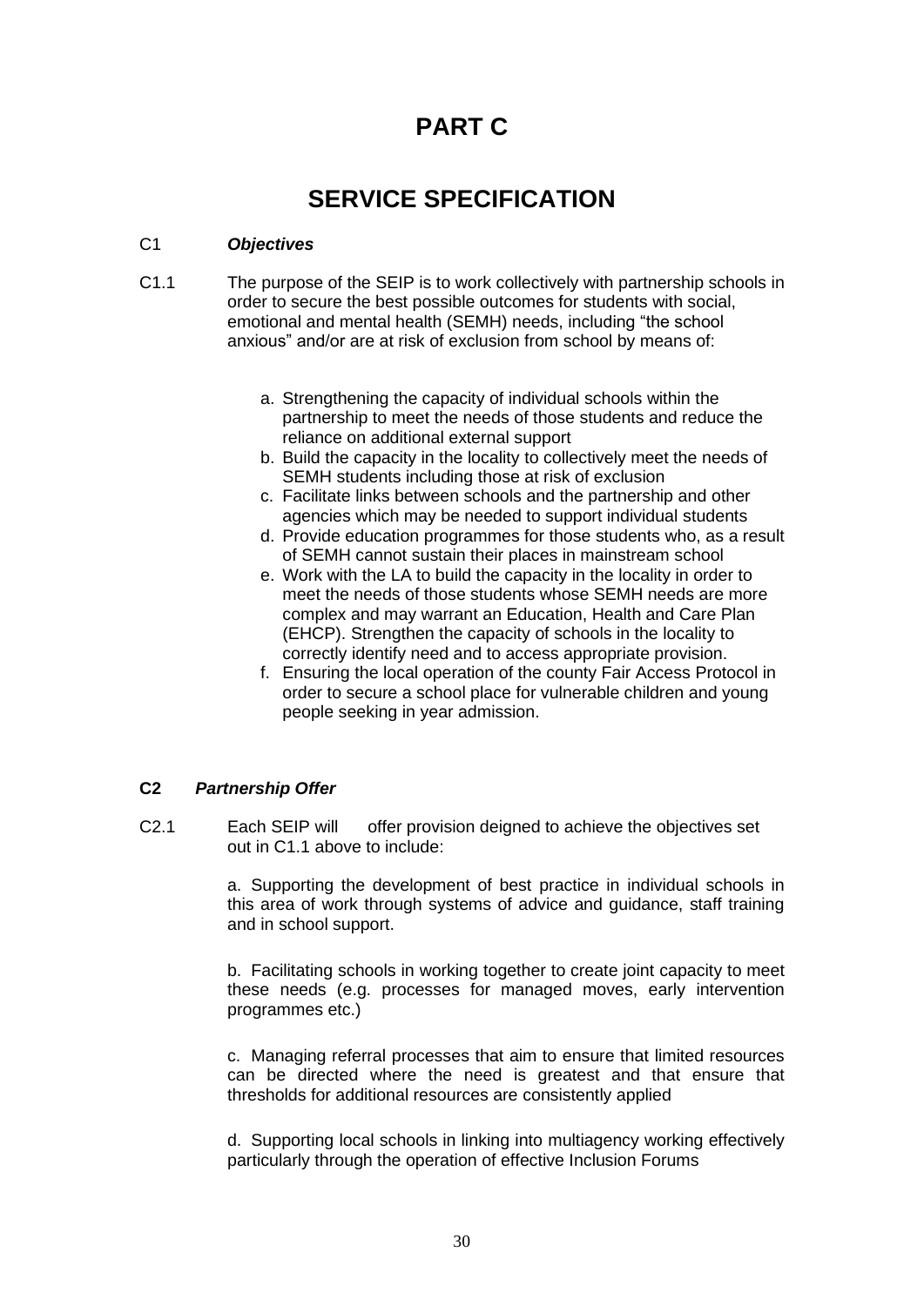# PART C

# SERVICE SPECIFICATION

C1 ***Objectives***

C1.1 The purpose of the SEIP is to work collectively with partnership schools in order to secure the best possible outcomes for students with social, emotional and mental health (SEMH) needs, including "the school anxious" and/or are at risk of exclusion from school by means of:

a. Strengthening the capacity of individual schools within the partnership to meet the needs of those students and reduce the reliance on additional external support
b. Build the capacity in the locality to collectively meet the needs of SEMH students including those at risk of exclusion
c. Facilitate links between schools and the partnership and other agencies which may be needed to support individual students
d. Provide education programmes for those students who, as a result of SEMH cannot sustain their places in mainstream school
e. Work with the LA to build the capacity in the locality in order to meet the needs of those students whose SEMH needs are more complex and may warrant an Education, Health and Care Plan (EHCP). Strengthen the capacity of schools in the locality to correctly identify need and to access appropriate provision.
f. Ensuring the local operation of the county Fair Access Protocol in order to secure a school place for vulnerable children and young people seeking in year admission.

**C2** ***Partnership Offer***

C2.1 Each SEIP will offer provision deigned to achieve the objectives set out in C1.1 above to include:

a. Supporting the development of best practice in individual schools in this area of work through systems of advice and guidance, staff training and in school support.

b. Facilitating schools in working together to create joint capacity to meet these needs (e.g. processes for managed moves, early intervention programmes etc.)

c. Managing referral processes that aim to ensure that limited resources can be directed where the need is greatest and that ensure that thresholds for additional resources are consistently applied

d. Supporting local schools in linking into multiagency working effectively particularly through the operation of effective Inclusion Forums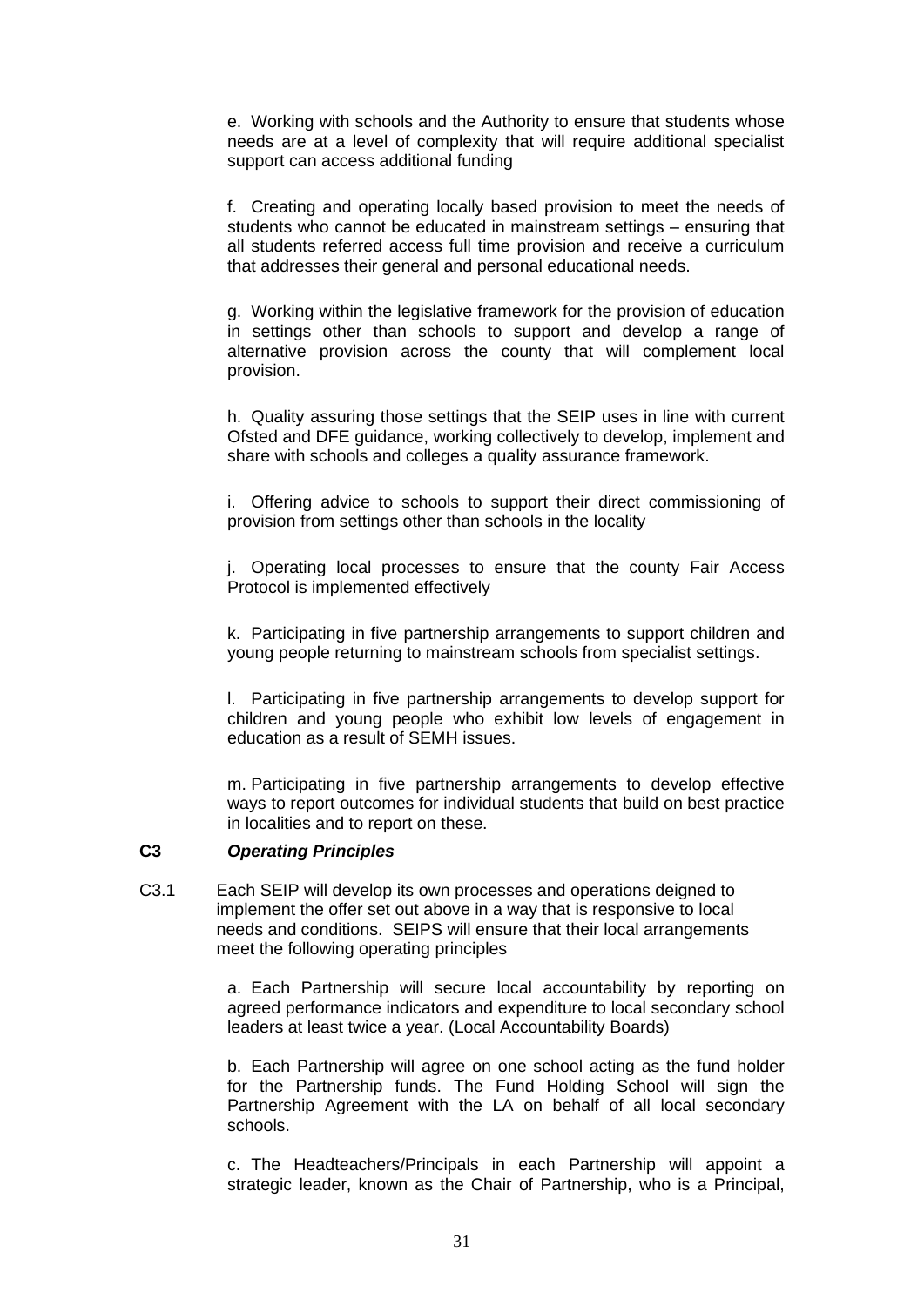e. Working with schools and the Authority to ensure that students whose needs are at a level of complexity that will require additional specialist support can access additional funding

f. Creating and operating locally based provision to meet the needs of students who cannot be educated in mainstream settings – ensuring that all students referred access full time provision and receive a curriculum that addresses their general and personal educational needs.

g. Working within the legislative framework for the provision of education in settings other than schools to support and develop a range of alternative provision across the county that will complement local provision.

h. Quality assuring those settings that the SEIP uses in line with current Ofsted and DFE guidance, working collectively to develop, implement and share with schools and colleges a quality assurance framework.

i. Offering advice to schools to support their direct commissioning of provision from settings other than schools in the locality

j. Operating local processes to ensure that the county Fair Access Protocol is implemented effectively

k. Participating in five partnership arrangements to support children and young people returning to mainstream schools from specialist settings.

l. Participating in five partnership arrangements to develop support for children and young people who exhibit low levels of engagement in education as a result of SEMH issues.

m. Participating in five partnership arrangements to develop effective ways to report outcomes for individual students that build on best practice in localities and to report on these.

### C3 *Operating Principles*

C3.1 Each SEIP will develop its own processes and operations deigned to implement the offer set out above in a way that is responsive to local needs and conditions. SEIPS will ensure that their local arrangements meet the following operating principles

a. Each Partnership will secure local accountability by reporting on agreed performance indicators and expenditure to local secondary school leaders at least twice a year. (Local Accountability Boards)

b. Each Partnership will agree on one school acting as the fund holder for the Partnership funds. The Fund Holding School will sign the Partnership Agreement with the LA on behalf of all local secondary schools.

c. The Headteachers/Principals in each Partnership will appoint a strategic leader, known as the Chair of Partnership, who is a Principal,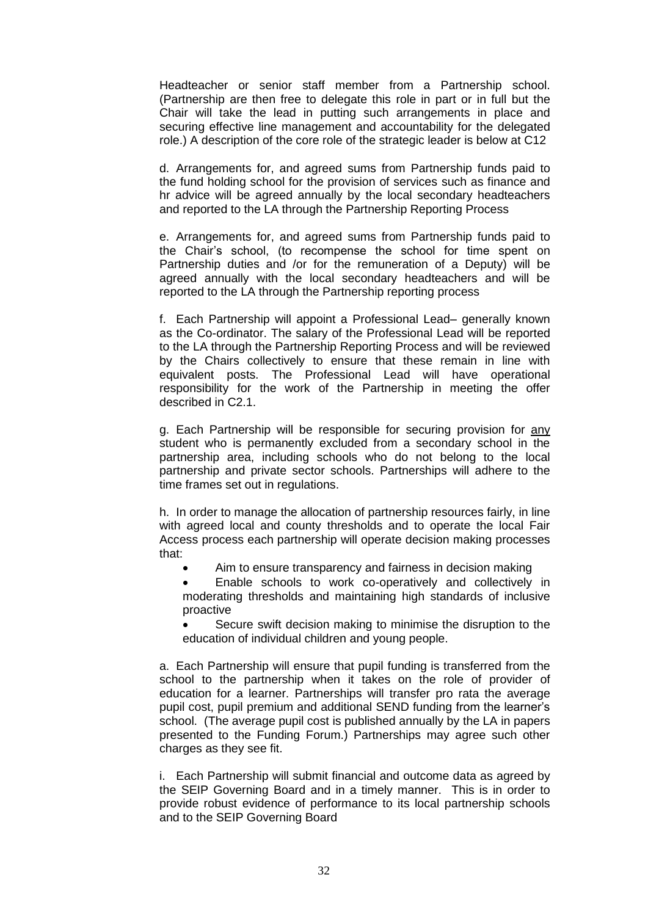Headteacher or senior staff member from a Partnership school. (Partnership are then free to delegate this role in part or in full but the Chair will take the lead in putting such arrangements in place and securing effective line management and accountability for the delegated role.) A description of the core role of the strategic leader is below at C12

d. Arrangements for, and agreed sums from Partnership funds paid to the fund holding school for the provision of services such as finance and hr advice will be agreed annually by the local secondary headteachers and reported to the LA through the Partnership Reporting Process

e. Arrangements for, and agreed sums from Partnership funds paid to the Chair's school, (to recompense the school for time spent on Partnership duties and /or for the remuneration of a Deputy) will be agreed annually with the local secondary headteachers and will be reported to the LA through the Partnership reporting process

f. Each Partnership will appoint a Professional Lead– generally known as the Co-ordinator. The salary of the Professional Lead will be reported to the LA through the Partnership Reporting Process and will be reviewed by the Chairs collectively to ensure that these remain in line with equivalent posts. The Professional Lead will have operational responsibility for the work of the Partnership in meeting the offer described in C2.1.

g. Each Partnership will be responsible for securing provision for any student who is permanently excluded from a secondary school in the partnership area, including schools who do not belong to the local partnership and private sector schools. Partnerships will adhere to the time frames set out in regulations.

h. In order to manage the allocation of partnership resources fairly, in line with agreed local and county thresholds and to operate the local Fair Access process each partnership will operate decision making processes that:

- Aim to ensure transparency and fairness in decision making
- Enable schools to work co-operatively and collectively in moderating thresholds and maintaining high standards of inclusive proactive
- Secure swift decision making to minimise the disruption to the education of individual children and young people.

a. Each Partnership will ensure that pupil funding is transferred from the school to the partnership when it takes on the role of provider of education for a learner. Partnerships will transfer pro rata the average pupil cost, pupil premium and additional SEND funding from the learner's school. (The average pupil cost is published annually by the LA in papers presented to the Funding Forum.) Partnerships may agree such other charges as they see fit.

i. Each Partnership will submit financial and outcome data as agreed by the SEIP Governing Board and in a timely manner. This is in order to provide robust evidence of performance to its local partnership schools and to the SEIP Governing Board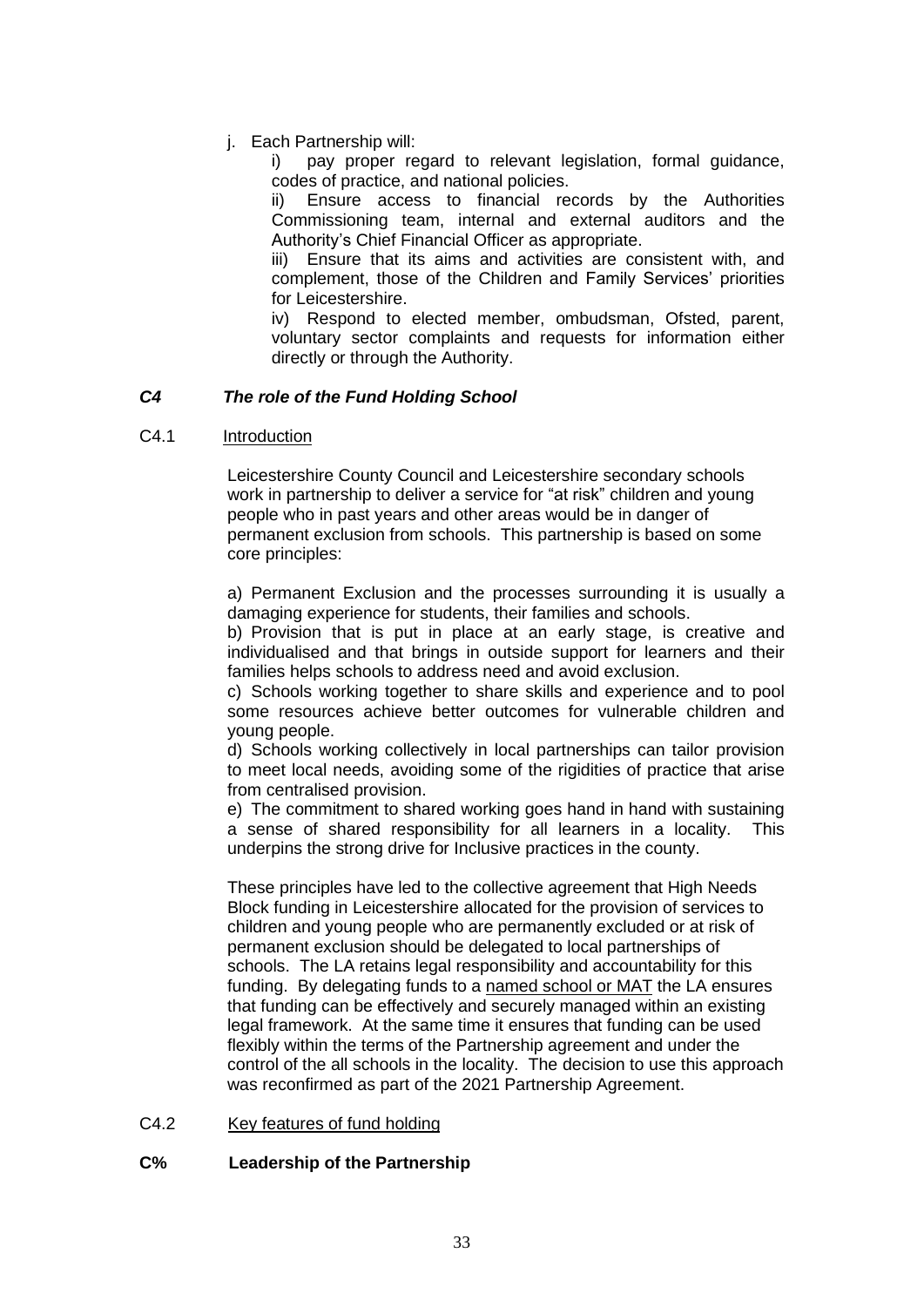j. Each Partnership will:

i) pay proper regard to relevant legislation, formal guidance, codes of practice, and national policies.

ii) Ensure access to financial records by the Authorities Commissioning team, internal and external auditors and the Authority's Chief Financial Officer as appropriate.

iii) Ensure that its aims and activities are consistent with, and complement, those of the Children and Family Services' priorities for Leicestershire.

iv) Respond to elected member, ombudsman, Ofsted, parent, voluntary sector complaints and requests for information either directly or through the Authority.

### *C4 The role of the Fund Holding School*

C4.1 Introduction

Leicestershire County Council and Leicestershire secondary schools work in partnership to deliver a service for "at risk" children and young people who in past years and other areas would be in danger of permanent exclusion from schools. This partnership is based on some core principles:

a) Permanent Exclusion and the processes surrounding it is usually a damaging experience for students, their families and schools.

b) Provision that is put in place at an early stage, is creative and individualised and that brings in outside support for learners and their families helps schools to address need and avoid exclusion.

c) Schools working together to share skills and experience and to pool some resources achieve better outcomes for vulnerable children and young people.

d) Schools working collectively in local partnerships can tailor provision to meet local needs, avoiding some of the rigidities of practice that arise from centralised provision.

e) The commitment to shared working goes hand in hand with sustaining a sense of shared responsibility for all learners in a locality. This underpins the strong drive for Inclusive practices in the county.

These principles have led to the collective agreement that High Needs Block funding in Leicestershire allocated for the provision of services to children and young people who are permanently excluded or at risk of permanent exclusion should be delegated to local partnerships of schools. The LA retains legal responsibility and accountability for this funding. By delegating funds to a named school or MAT the LA ensures that funding can be effectively and securely managed within an existing legal framework. At the same time it ensures that funding can be used flexibly within the terms of the Partnership agreement and under the control of the all schools in the locality. The decision to use this approach was reconfirmed as part of the 2021 Partnership Agreement.

C4.2 Key features of fund holding

### **C% Leadership of the Partnership**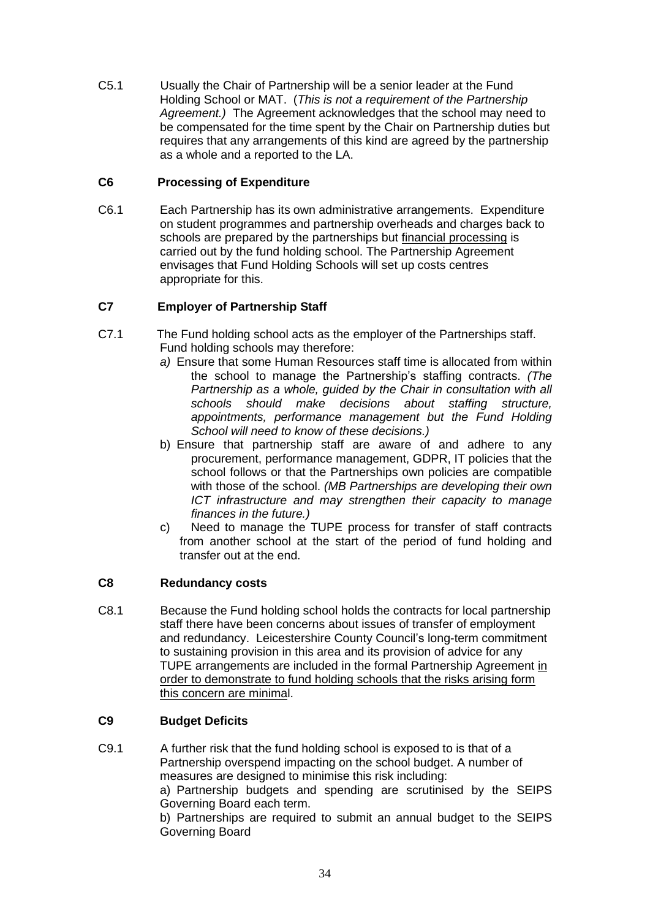C5.1 Usually the Chair of Partnership will be a senior leader at the Fund Holding School or MAT. (*This is not a requirement of the Partnership Agreement.)* The Agreement acknowledges that the school may need to be compensated for the time spent by the Chair on Partnership duties but requires that any arrangements of this kind are agreed by the partnership as a whole and a reported to the LA.

### C6 Processing of Expenditure

C6.1 Each Partnership has its own administrative arrangements. Expenditure on student programmes and partnership overheads and charges back to schools are prepared by the partnerships but <u>financial processing</u> is carried out by the fund holding school. The Partnership Agreement envisages that Fund Holding Schools will set up costs centres appropriate for this.

### C7 Employer of Partnership Staff

C7.1 The Fund holding school acts as the employer of the Partnerships staff. Fund holding schools may therefore:

*a)* Ensure that some Human Resources staff time is allocated from within the school to manage the Partnership's staffing contracts. *(The Partnership as a whole, guided by the Chair in consultation with all schools should make decisions about staffing structure, appointments, performance management but the Fund Holding School will need to know of these decisions.)*

b) Ensure that partnership staff are aware of and adhere to any procurement, performance management, GDPR, IT policies that the school follows or that the Partnerships own policies are compatible with those of the school. *(MB Partnerships are developing their own ICT infrastructure and may strengthen their capacity to manage finances in the future.)*

c) Need to manage the TUPE process for transfer of staff contracts from another school at the start of the period of fund holding and transfer out at the end.

### C8 Redundancy costs

C8.1 Because the Fund holding school holds the contracts for local partnership staff there have been concerns about issues of transfer of employment and redundancy. Leicestershire County Council's long-term commitment to sustaining provision in this area and its provision of advice for any TUPE arrangements are included in the formal Partnership Agreement <u>in order to demonstrate to fund holding schools that the risks arising form this concern are minimal</u>.

### C9 Budget Deficits

C9.1 A further risk that the fund holding school is exposed to is that of a Partnership overspend impacting on the school budget. A number of measures are designed to minimise this risk including:

a) Partnership budgets and spending are scrutinised by the SEIPS Governing Board each term.

b) Partnerships are required to submit an annual budget to the SEIPS Governing Board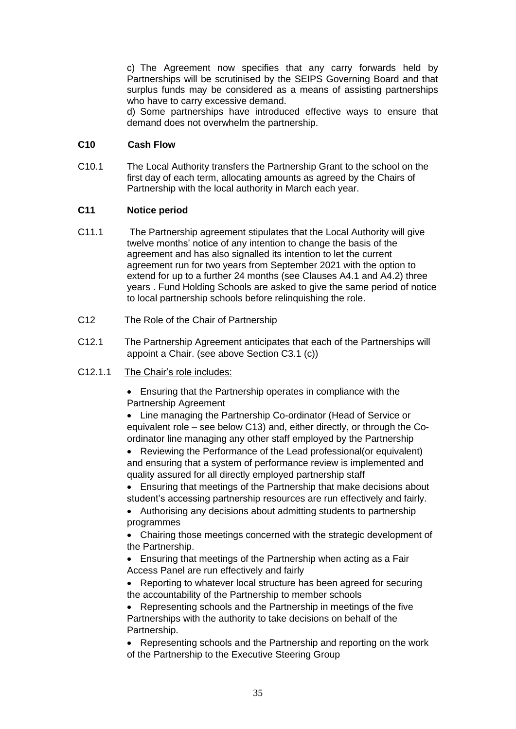c) The Agreement now specifies that any carry forwards held by Partnerships will be scrutinised by the SEIPS Governing Board and that surplus funds may be considered as a means of assisting partnerships who have to carry excessive demand.

d) Some partnerships have introduced effective ways to ensure that demand does not overwhelm the partnership.

**C10 Cash Flow**

C10.1 The Local Authority transfers the Partnership Grant to the school on the first day of each term, allocating amounts as agreed by the Chairs of Partnership with the local authority in March each year.

**C11 Notice period**

C11.1 The Partnership agreement stipulates that the Local Authority will give twelve months' notice of any intention to change the basis of the agreement and has also signalled its intention to let the current agreement run for two years from September 2021 with the option to extend for up to a further 24 months (see Clauses A4.1 and A4.2) three years . Fund Holding Schools are asked to give the same period of notice to local partnership schools before relinquishing the role.

C12 The Role of the Chair of Partnership

C12.1 The Partnership Agreement anticipates that each of the Partnerships will appoint a Chair. (see above Section C3.1 (c))

C12.1.1 <u>The Chair's role includes:</u>

- Ensuring that the Partnership operates in compliance with the Partnership Agreement
- Line managing the Partnership Co-ordinator (Head of Service or equivalent role – see below C13) and, either directly, or through the Co-ordinator line managing any other staff employed by the Partnership
- Reviewing the Performance of the Lead professional(or equivalent) and ensuring that a system of performance review is implemented and quality assured for all directly employed partnership staff
- Ensuring that meetings of the Partnership that make decisions about student's accessing partnership resources are run effectively and fairly.
- Authorising any decisions about admitting students to partnership programmes
- Chairing those meetings concerned with the strategic development of the Partnership.
- Ensuring that meetings of the Partnership when acting as a Fair Access Panel are run effectively and fairly
- Reporting to whatever local structure has been agreed for securing the accountability of the Partnership to member schools
- Representing schools and the Partnership in meetings of the five Partnerships with the authority to take decisions on behalf of the Partnership.
- Representing schools and the Partnership and reporting on the work of the Partnership to the Executive Steering Group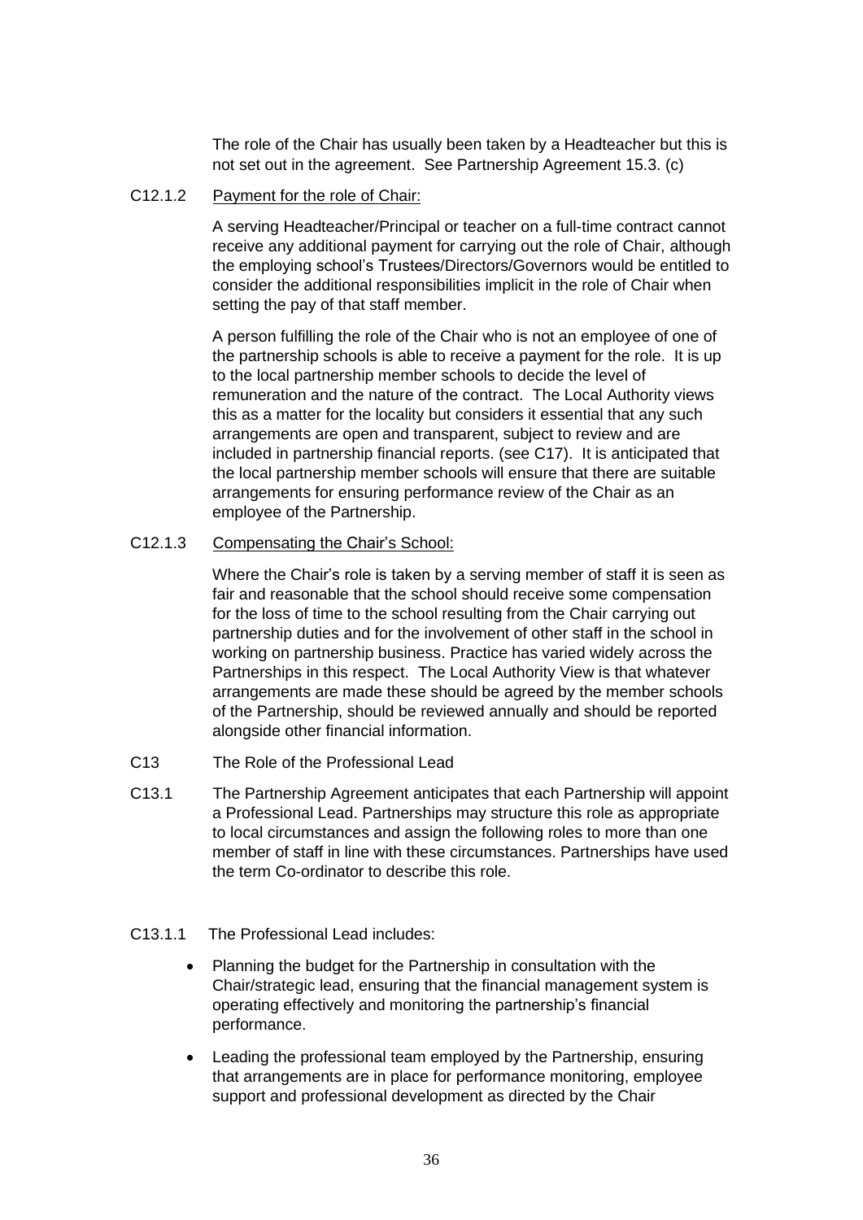The role of the Chair has usually been taken by a Headteacher but this is not set out in the agreement. See Partnership Agreement 15.3. (c)

C12.1.2 Payment for the role of Chair:

A serving Headteacher/Principal or teacher on a full-time contract cannot receive any additional payment for carrying out the role of Chair, although the employing school's Trustees/Directors/Governors would be entitled to consider the additional responsibilities implicit in the role of Chair when setting the pay of that staff member.

A person fulfilling the role of the Chair who is not an employee of one of the partnership schools is able to receive a payment for the role. It is up to the local partnership member schools to decide the level of remuneration and the nature of the contract. The Local Authority views this as a matter for the locality but considers it essential that any such arrangements are open and transparent, subject to review and are included in partnership financial reports. (see C17). It is anticipated that the local partnership member schools will ensure that there are suitable arrangements for ensuring performance review of the Chair as an employee of the Partnership.

C12.1.3 Compensating the Chair's School:

Where the Chair's role is taken by a serving member of staff it is seen as fair and reasonable that the school should receive some compensation for the loss of time to the school resulting from the Chair carrying out partnership duties and for the involvement of other staff in the school in working on partnership business. Practice has varied widely across the Partnerships in this respect. The Local Authority View is that whatever arrangements are made these should be agreed by the member schools of the Partnership, should be reviewed annually and should be reported alongside other financial information.

C13 The Role of the Professional Lead

C13.1 The Partnership Agreement anticipates that each Partnership will appoint a Professional Lead. Partnerships may structure this role as appropriate to local circumstances and assign the following roles to more than one member of staff in line with these circumstances. Partnerships have used the term Co-ordinator to describe this role.

C13.1.1 The Professional Lead includes:

- Planning the budget for the Partnership in consultation with the Chair/strategic lead, ensuring that the financial management system is operating effectively and monitoring the partnership's financial performance.
- Leading the professional team employed by the Partnership, ensuring that arrangements are in place for performance monitoring, employee support and professional development as directed by the Chair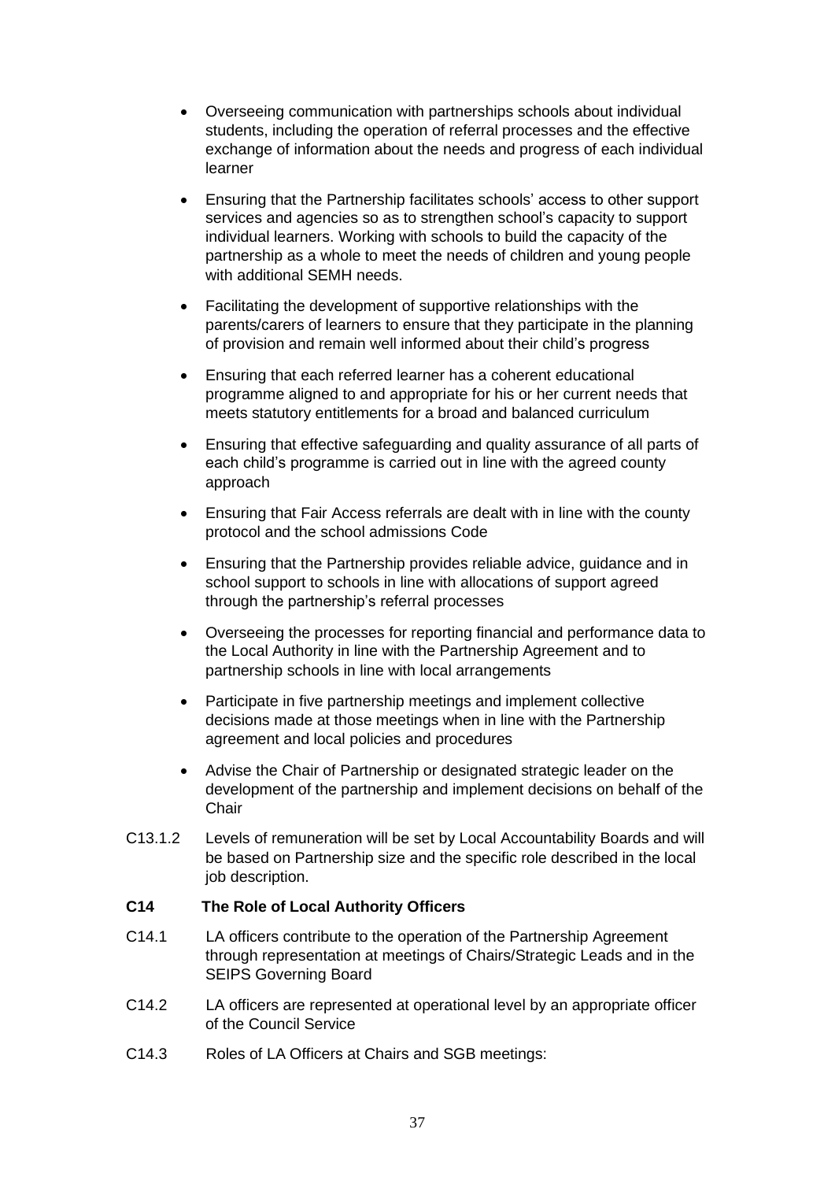- Overseeing communication with partnerships schools about individual students, including the operation of referral processes and the effective exchange of information about the needs and progress of each individual learner
- Ensuring that the Partnership facilitates schools' access to other support services and agencies so as to strengthen school's capacity to support individual learners. Working with schools to build the capacity of the partnership as a whole to meet the needs of children and young people with additional SEMH needs.
- Facilitating the development of supportive relationships with the parents/carers of learners to ensure that they participate in the planning of provision and remain well informed about their child's progress
- Ensuring that each referred learner has a coherent educational programme aligned to and appropriate for his or her current needs that meets statutory entitlements for a broad and balanced curriculum
- Ensuring that effective safeguarding and quality assurance of all parts of each child's programme is carried out in line with the agreed county approach
- Ensuring that Fair Access referrals are dealt with in line with the county protocol and the school admissions Code
- Ensuring that the Partnership provides reliable advice, guidance and in school support to schools in line with allocations of support agreed through the partnership's referral processes
- Overseeing the processes for reporting financial and performance data to the Local Authority in line with the Partnership Agreement and to partnership schools in line with local arrangements
- Participate in five partnership meetings and implement collective decisions made at those meetings when in line with the Partnership agreement and local policies and procedures
- Advise the Chair of Partnership or designated strategic leader on the development of the partnership and implement decisions on behalf of the Chair

C13.1.2 Levels of remuneration will be set by Local Accountability Boards and will be based on Partnership size and the specific role described in the local job description.

**C14 The Role of Local Authority Officers**

C14.1 LA officers contribute to the operation of the Partnership Agreement through representation at meetings of Chairs/Strategic Leads and in the SEIPS Governing Board

C14.2 LA officers are represented at operational level by an appropriate officer of the Council Service

C14.3 Roles of LA Officers at Chairs and SGB meetings: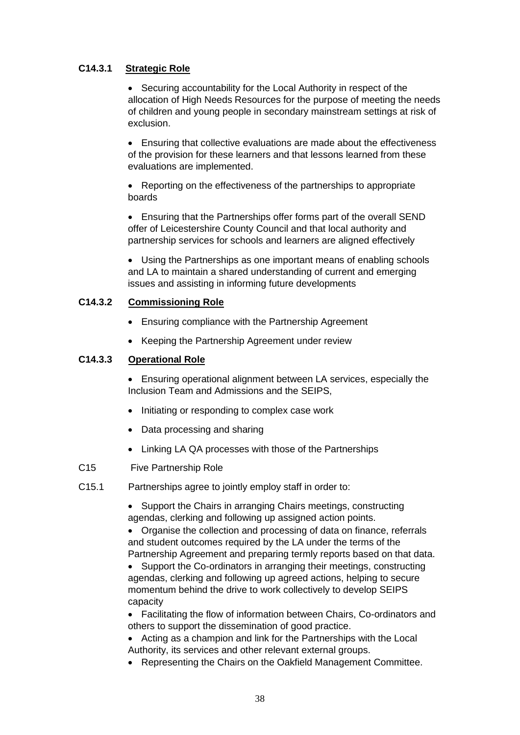**C14.3.1 Strategic Role**

- Securing accountability for the Local Authority in respect of the allocation of High Needs Resources for the purpose of meeting the needs of children and young people in secondary mainstream settings at risk of exclusion.
- Ensuring that collective evaluations are made about the effectiveness of the provision for these learners and that lessons learned from these evaluations are implemented.
- Reporting on the effectiveness of the partnerships to appropriate boards
- Ensuring that the Partnerships offer forms part of the overall SEND offer of Leicestershire County Council and that local authority and partnership services for schools and learners are aligned effectively
- Using the Partnerships as one important means of enabling schools and LA to maintain a shared understanding of current and emerging issues and assisting in informing future developments

**C14.3.2 Commissioning Role**

- Ensuring compliance with the Partnership Agreement
- Keeping the Partnership Agreement under review

**C14.3.3 Operational Role**

- Ensuring operational alignment between LA services, especially the Inclusion Team and Admissions and the SEIPS,
- Initiating or responding to complex case work
- Data processing and sharing
- Linking LA QA processes with those of the Partnerships

C15 Five Partnership Role

C15.1 Partnerships agree to jointly employ staff in order to:

- Support the Chairs in arranging Chairs meetings, constructing agendas, clerking and following up assigned action points.
- Organise the collection and processing of data on finance, referrals and student outcomes required by the LA under the terms of the Partnership Agreement and preparing termly reports based on that data.
- Support the Co-ordinators in arranging their meetings, constructing agendas, clerking and following up agreed actions, helping to secure momentum behind the drive to work collectively to develop SEIPS capacity
- Facilitating the flow of information between Chairs, Co-ordinators and others to support the dissemination of good practice.
- Acting as a champion and link for the Partnerships with the Local Authority, its services and other relevant external groups.
- Representing the Chairs on the Oakfield Management Committee.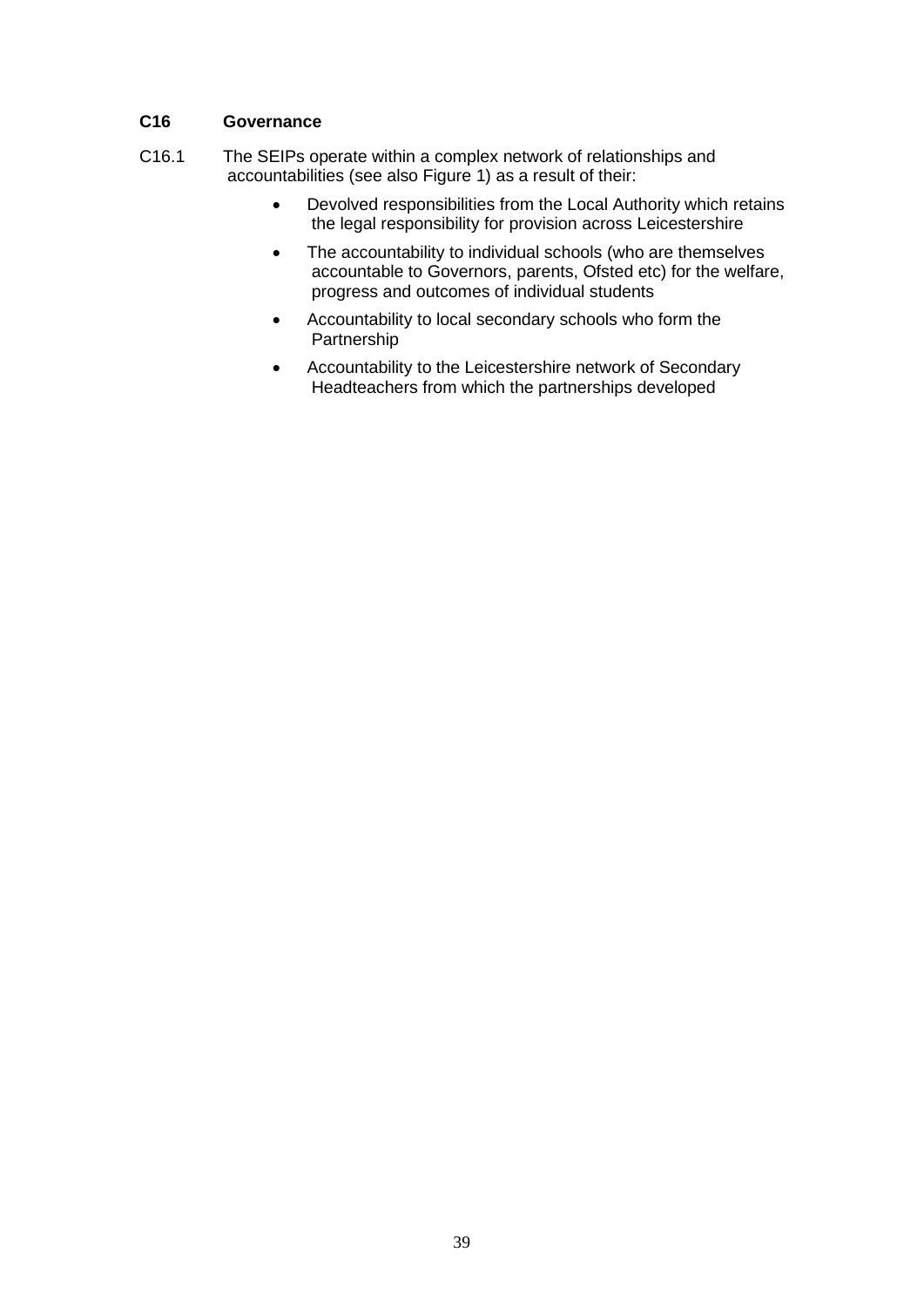## C16 Governance

C16.1 The SEIPs operate within a complex network of relationships and accountabilities (see also Figure 1) as a result of their:

- Devolved responsibilities from the Local Authority which retains the legal responsibility for provision across Leicestershire
- The accountability to individual schools (who are themselves accountable to Governors, parents, Ofsted etc) for the welfare, progress and outcomes of individual students
- Accountability to local secondary schools who form the Partnership
- Accountability to the Leicestershire network of Secondary Headteachers from which the partnerships developed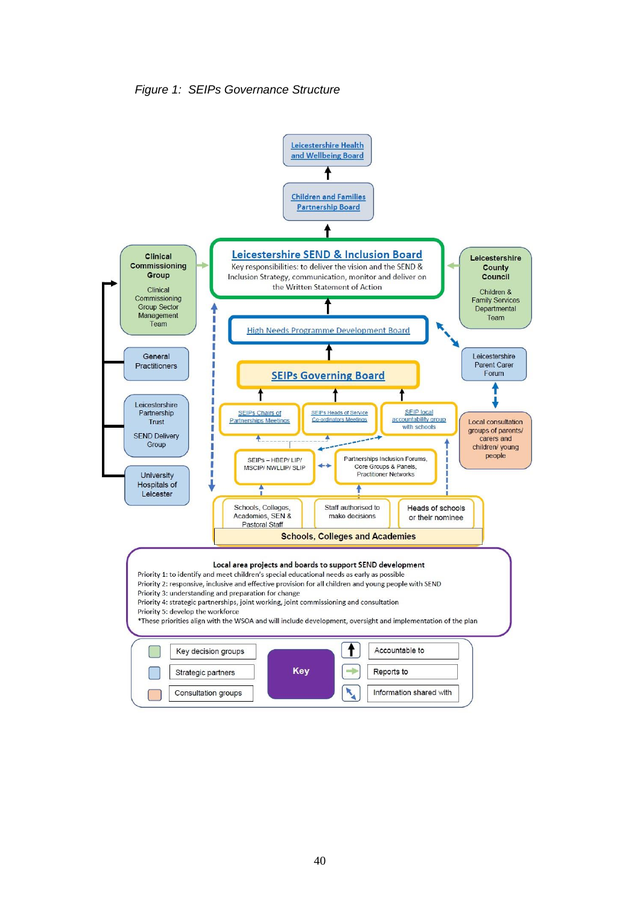*Figure 1: SEIPs Governance Structure*

Leicestershire Health and Wellbeing Board

Children and Families Partnership Board

**Leicestershire SEND & Inclusion Board**

Key responsibilities: to deliver the vision and the SEND & Inclusion Strategy, communication, monitor and deliver on the Written Statement of Action

**Clinical Commissioning Group**

Clinical Commissioning Group Sector Management Team

**Leicestershire County Council**

Children & Family Services Departmental Team

High Needs Programme Development Board

General Practitioners

Leicestershire Parent Carer Forum

**SEIPs Governing Board**

Leicestershire Partnership Trust

SEND Delivery Group

SEIPs Chairs of Partnerships Meetings

SEIPs Heads of Service Co-ordinators Meetings

SEIP local accountability group with schools

Local consultation groups of parents/ carers and children/ young people

University Hospitals of Leicester

SEIPs – HBEP/ LIP/ MSCIP/ NWLLIP/ SLIP

Partnerships Inclusion Forums, Core Groups & Panels, Practitioner Networks

Schools, Colleges, Academies, SEN & Pastoral Staff

Staff authorised to make decisions

Heads of schools or their nominee

**Schools, Colleges and Academies**

**Local area projects and boards to support SEND development**

Priority 1: to identify and meet children's special educational needs as early as possible
Priority 2: responsive, inclusive and effective provision for all children and young people with SEND
Priority 3: understanding and preparation for change
Priority 4: strategic partnerships, joint working, joint commissioning and consultation
Priority 5: develop the workforce
*These priorities align with the WSOA and will include development, oversight and implementation of the plan

**Key**

- Key decision groups
- Strategic partners
- Consultation groups
- Accountable to
- Reports to
- Information shared with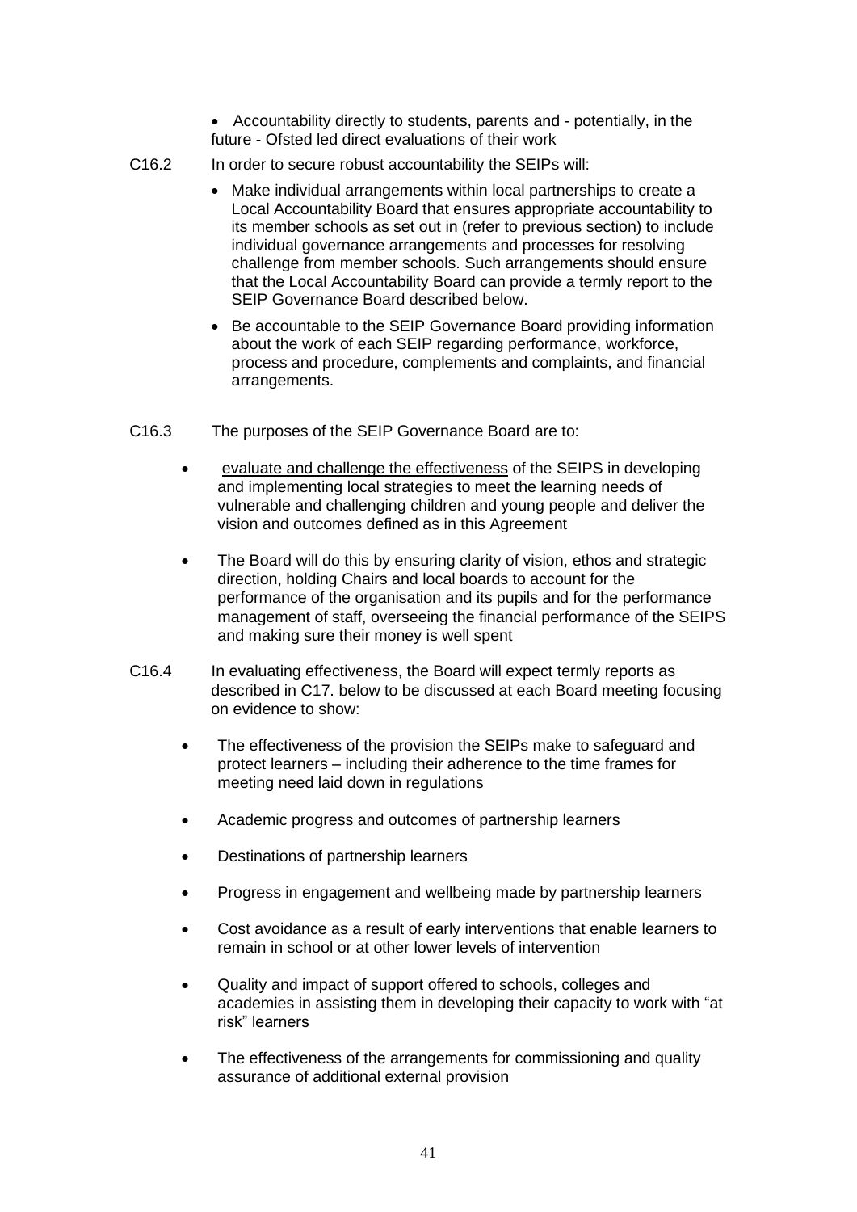- Accountability directly to students, parents and - potentially, in the future - Ofsted led direct evaluations of their work

C16.2 In order to secure robust accountability the SEIPs will:

- Make individual arrangements within local partnerships to create a Local Accountability Board that ensures appropriate accountability to its member schools as set out in (refer to previous section) to include individual governance arrangements and processes for resolving challenge from member schools. Such arrangements should ensure that the Local Accountability Board can provide a termly report to the SEIP Governance Board described below.
- Be accountable to the SEIP Governance Board providing information about the work of each SEIP regarding performance, workforce, process and procedure, complements and complaints, and financial arrangements.

C16.3 The purposes of the SEIP Governance Board are to:

- evaluate and challenge the effectiveness of the SEIPS in developing and implementing local strategies to meet the learning needs of vulnerable and challenging children and young people and deliver the vision and outcomes defined as in this Agreement
- The Board will do this by ensuring clarity of vision, ethos and strategic direction, holding Chairs and local boards to account for the performance of the organisation and its pupils and for the performance management of staff, overseeing the financial performance of the SEIPS and making sure their money is well spent

C16.4 In evaluating effectiveness, the Board will expect termly reports as described in C17. below to be discussed at each Board meeting focusing on evidence to show:

- The effectiveness of the provision the SEIPs make to safeguard and protect learners – including their adherence to the time frames for meeting need laid down in regulations
- Academic progress and outcomes of partnership learners
- Destinations of partnership learners
- Progress in engagement and wellbeing made by partnership learners
- Cost avoidance as a result of early interventions that enable learners to remain in school or at other lower levels of intervention
- Quality and impact of support offered to schools, colleges and academies in assisting them in developing their capacity to work with "at risk" learners
- The effectiveness of the arrangements for commissioning and quality assurance of additional external provision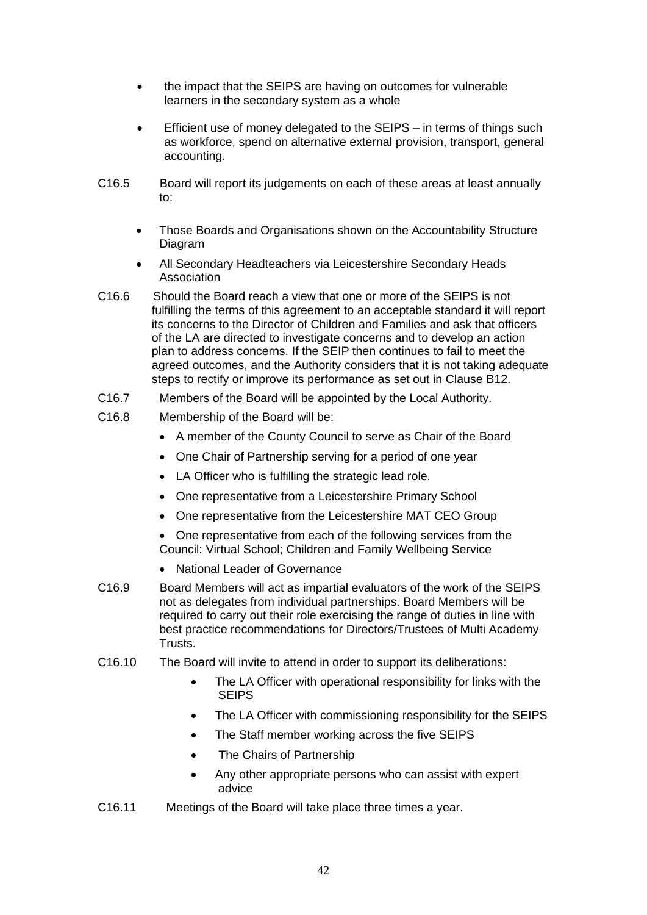- the impact that the SEIPS are having on outcomes for vulnerable learners in the secondary system as a whole

- Efficient use of money delegated to the SEIPS – in terms of things such as workforce, spend on alternative external provision, transport, general accounting.

C16.5 Board will report its judgements on each of these areas at least annually to:

- Those Boards and Organisations shown on the Accountability Structure Diagram
- All Secondary Headteachers via Leicestershire Secondary Heads Association

C16.6 Should the Board reach a view that one or more of the SEIPS is not fulfilling the terms of this agreement to an acceptable standard it will report its concerns to the Director of Children and Families and ask that officers of the LA are directed to investigate concerns and to develop an action plan to address concerns. If the SEIP then continues to fail to meet the agreed outcomes, and the Authority considers that it is not taking adequate steps to rectify or improve its performance as set out in Clause B12.

C16.7 Members of the Board will be appointed by the Local Authority.

C16.8 Membership of the Board will be:

- A member of the County Council to serve as Chair of the Board
- One Chair of Partnership serving for a period of one year
- LA Officer who is fulfilling the strategic lead role.
- One representative from a Leicestershire Primary School
- One representative from the Leicestershire MAT CEO Group
- One representative from each of the following services from the Council: Virtual School; Children and Family Wellbeing Service
- National Leader of Governance

C16.9 Board Members will act as impartial evaluators of the work of the SEIPS not as delegates from individual partnerships. Board Members will be required to carry out their role exercising the range of duties in line with best practice recommendations for Directors/Trustees of Multi Academy Trusts.

C16.10 The Board will invite to attend in order to support its deliberations:

- The LA Officer with operational responsibility for links with the SEIPS
- The LA Officer with commissioning responsibility for the SEIPS
- The Staff member working across the five SEIPS
- The Chairs of Partnership
- Any other appropriate persons who can assist with expert advice

C16.11 Meetings of the Board will take place three times a year.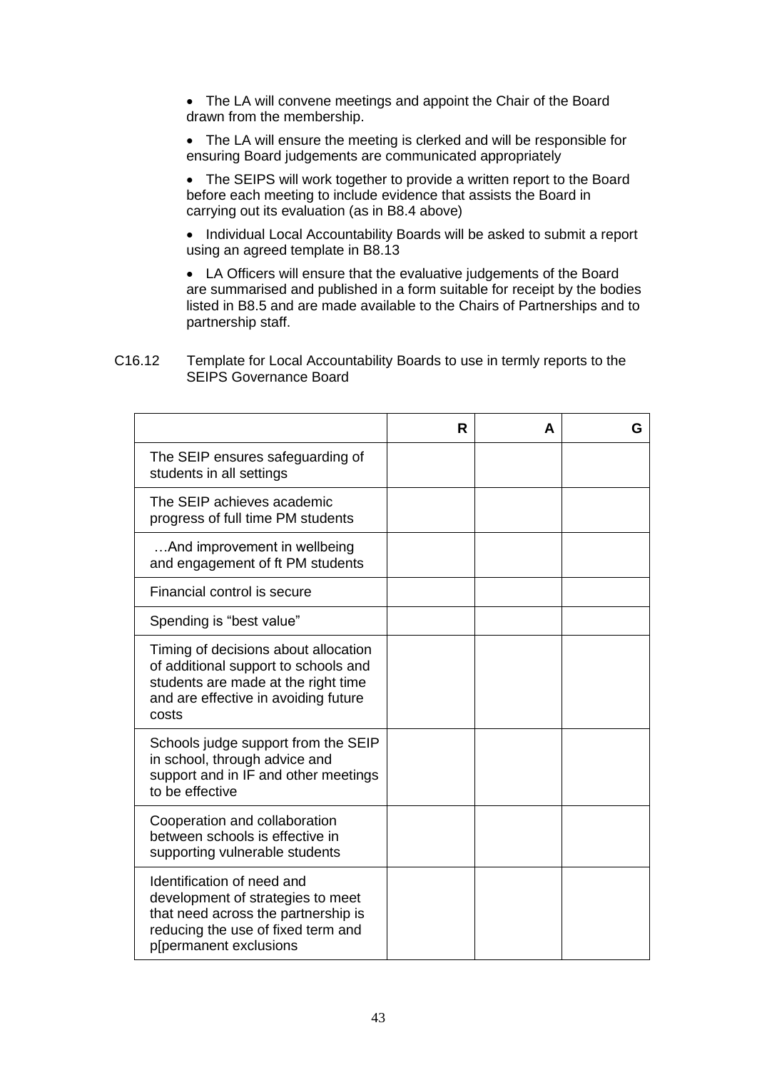- The LA will convene meetings and appoint the Chair of the Board drawn from the membership.
- The LA will ensure the meeting is clerked and will be responsible for ensuring Board judgements are communicated appropriately
- The SEIPS will work together to provide a written report to the Board before each meeting to include evidence that assists the Board in carrying out its evaluation (as in B8.4 above)
- Individual Local Accountability Boards will be asked to submit a report using an agreed template in B8.13
- LA Officers will ensure that the evaluative judgements of the Board are summarised and published in a form suitable for receipt by the bodies listed in B8.5 and are made available to the Chairs of Partnerships and to partnership staff.

C16.12 Template for Local Accountability Boards to use in termly reports to the SEIPS Governance Board

| | R | A | G |
|---|---|---|---|
| The SEIP ensures safeguarding of students in all settings | | | |
| The SEIP achieves academic progress of full time PM students | | | |
| …And improvement in wellbeing and engagement of ft PM students | | | |
| Financial control is secure | | | |
| Spending is "best value" | | | |
| Timing of decisions about allocation of additional support to schools and students are made at the right time and are effective in avoiding future costs | | | |
| Schools judge support from the SEIP in school, through advice and support and in IF and other meetings to be effective | | | |
| Cooperation and collaboration between schools is effective in supporting vulnerable students | | | |
| Identification of need and development of strategies to meet that need across the partnership is reducing the use of fixed term and p[permanent exclusions | | | |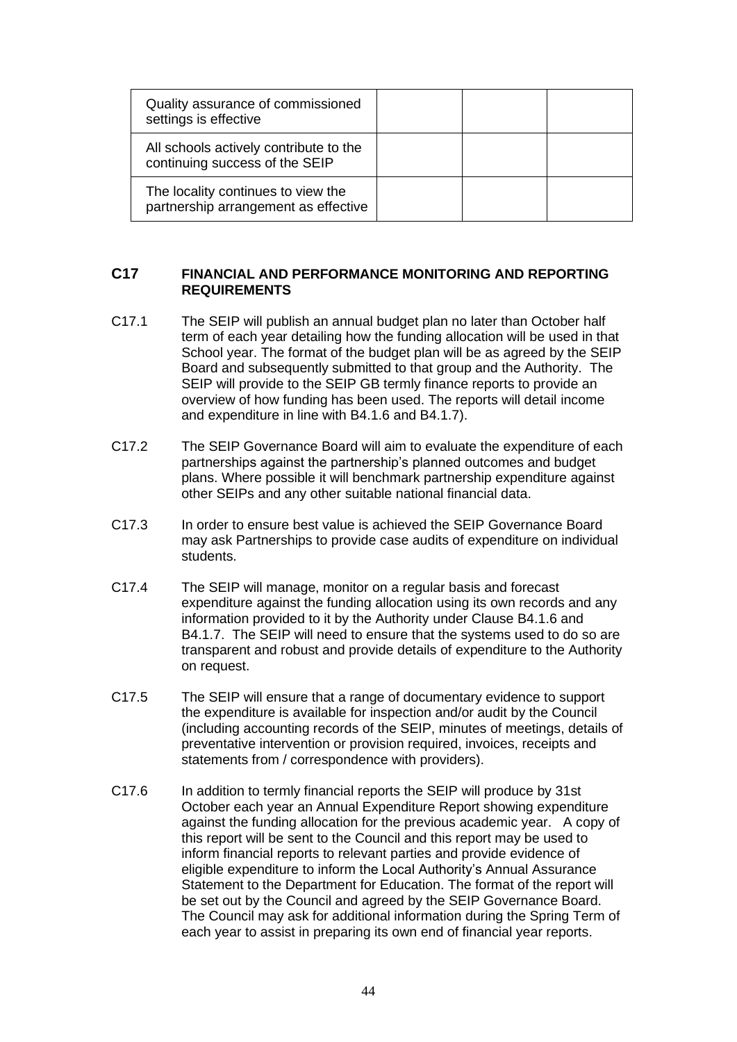| | | | |
|---|---|---|---|
| Quality assurance of commissioned settings is effective | | | |
| All schools actively contribute to the continuing success of the SEIP | | | |
| The locality continues to view the partnership arrangement as effective | | | |

## C17 FINANCIAL AND PERFORMANCE MONITORING AND REPORTING REQUIREMENTS

C17.1 The SEIP will publish an annual budget plan no later than October half term of each year detailing how the funding allocation will be used in that School year. The format of the budget plan will be as agreed by the SEIP Board and subsequently submitted to that group and the Authority. The SEIP will provide to the SEIP GB termly finance reports to provide an overview of how funding has been used. The reports will detail income and expenditure in line with B4.1.6 and B4.1.7).

C17.2 The SEIP Governance Board will aim to evaluate the expenditure of each partnerships against the partnership's planned outcomes and budget plans. Where possible it will benchmark partnership expenditure against other SEIPs and any other suitable national financial data.

C17.3 In order to ensure best value is achieved the SEIP Governance Board may ask Partnerships to provide case audits of expenditure on individual students.

C17.4 The SEIP will manage, monitor on a regular basis and forecast expenditure against the funding allocation using its own records and any information provided to it by the Authority under Clause B4.1.6 and B4.1.7. The SEIP will need to ensure that the systems used to do so are transparent and robust and provide details of expenditure to the Authority on request.

C17.5 The SEIP will ensure that a range of documentary evidence to support the expenditure is available for inspection and/or audit by the Council (including accounting records of the SEIP, minutes of meetings, details of preventative intervention or provision required, invoices, receipts and statements from / correspondence with providers).

C17.6 In addition to termly financial reports the SEIP will produce by 31st October each year an Annual Expenditure Report showing expenditure against the funding allocation for the previous academic year. A copy of this report will be sent to the Council and this report may be used to inform financial reports to relevant parties and provide evidence of eligible expenditure to inform the Local Authority's Annual Assurance Statement to the Department for Education. The format of the report will be set out by the Council and agreed by the SEIP Governance Board. The Council may ask for additional information during the Spring Term of each year to assist in preparing its own end of financial year reports.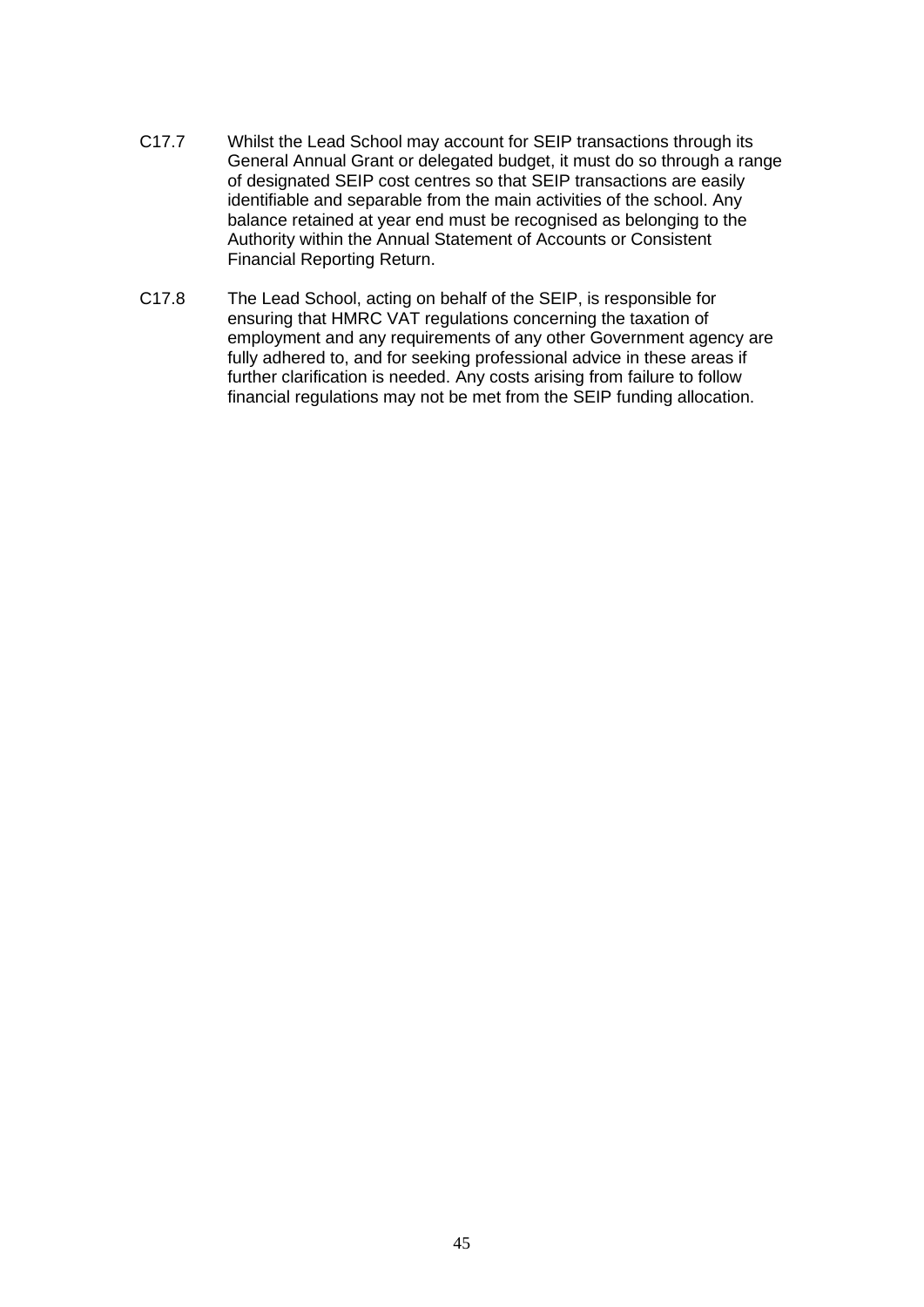C17.7 Whilst the Lead School may account for SEIP transactions through its General Annual Grant or delegated budget, it must do so through a range of designated SEIP cost centres so that SEIP transactions are easily identifiable and separable from the main activities of the school. Any balance retained at year end must be recognised as belonging to the Authority within the Annual Statement of Accounts or Consistent Financial Reporting Return.

C17.8 The Lead School, acting on behalf of the SEIP, is responsible for ensuring that HMRC VAT regulations concerning the taxation of employment and any requirements of any other Government agency are fully adhered to, and for seeking professional advice in these areas if further clarification is needed. Any costs arising from failure to follow financial regulations may not be met from the SEIP funding allocation.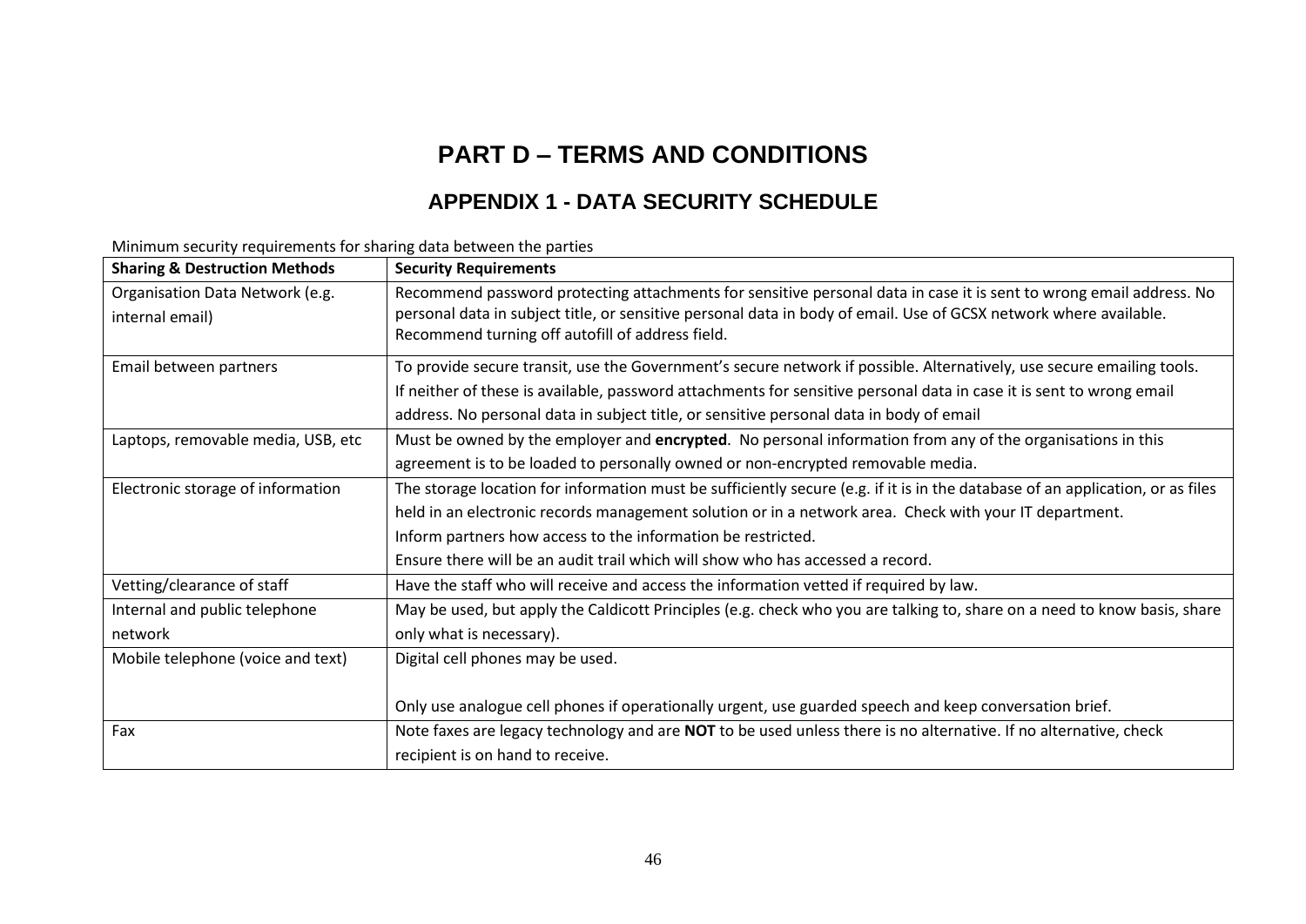# PART D – TERMS AND CONDITIONS

## APPENDIX 1 - DATA SECURITY SCHEDULE

Minimum security requirements for sharing data between the parties

| Sharing & Destruction Methods | Security Requirements |
|---|---|
| Organisation Data Network (e.g. internal email) | Recommend password protecting attachments for sensitive personal data in case it is sent to wrong email address. No personal data in subject title, or sensitive personal data in body of email. Use of GCSX network where available. Recommend turning off autofill of address field. |
| Email between partners | To provide secure transit, use the Government's secure network if possible. Alternatively, use secure emailing tools. If neither of these is available, password attachments for sensitive personal data in case it is sent to wrong email address. No personal data in subject title, or sensitive personal data in body of email |
| Laptops, removable media, USB, etc | Must be owned by the employer and **encrypted**. No personal information from any of the organisations in this agreement is to be loaded to personally owned or non-encrypted removable media. |
| Electronic storage of information | The storage location for information must be sufficiently secure (e.g. if it is in the database of an application, or as files held in an electronic records management solution or in a network area. Check with your IT department. Inform partners how access to the information be restricted. Ensure there will be an audit trail which will show who has accessed a record. |
| Vetting/clearance of staff | Have the staff who will receive and access the information vetted if required by law. |
| Internal and public telephone network | May be used, but apply the Caldicott Principles (e.g. check who you are talking to, share on a need to know basis, share only what is necessary). |
| Mobile telephone (voice and text) | Digital cell phones may be used.<br><br>Only use analogue cell phones if operationally urgent, use guarded speech and keep conversation brief. |
| Fax | Note faxes are legacy technology and are **NOT** to be used unless there is no alternative. If no alternative, check recipient is on hand to receive. |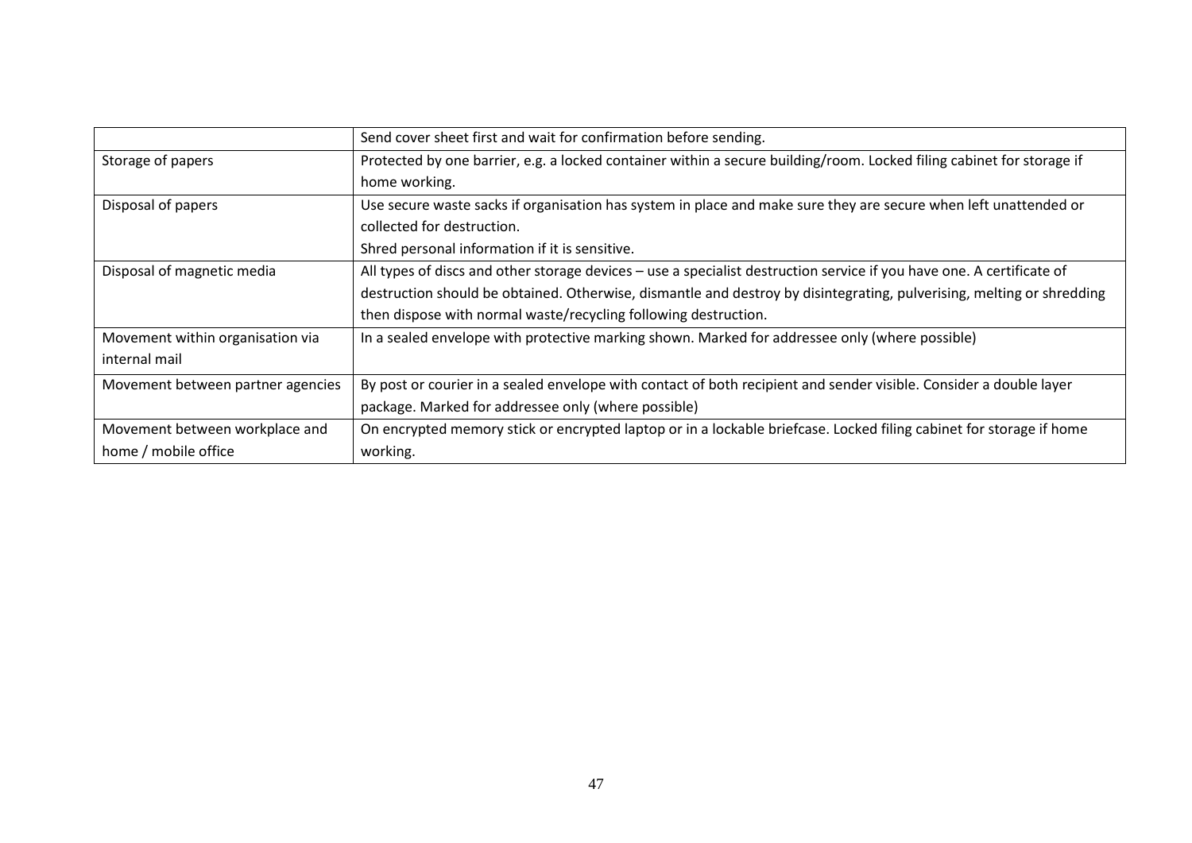| | |
|---|---|
| | Send cover sheet first and wait for confirmation before sending. |
| Storage of papers | Protected by one barrier, e.g. a locked container within a secure building/room. Locked filing cabinet for storage if home working. |
| Disposal of papers | Use secure waste sacks if organisation has system in place and make sure they are secure when left unattended or collected for destruction.<br>Shred personal information if it is sensitive. |
| Disposal of magnetic media | All types of discs and other storage devices – use a specialist destruction service if you have one. A certificate of destruction should be obtained. Otherwise, dismantle and destroy by disintegrating, pulverising, melting or shredding then dispose with normal waste/recycling following destruction. |
| Movement within organisation via internal mail | In a sealed envelope with protective marking shown. Marked for addressee only (where possible) |
| Movement between partner agencies | By post or courier in a sealed envelope with contact of both recipient and sender visible. Consider a double layer package. Marked for addressee only (where possible) |
| Movement between workplace and home / mobile office | On encrypted memory stick or encrypted laptop or in a lockable briefcase. Locked filing cabinet for storage if home working. |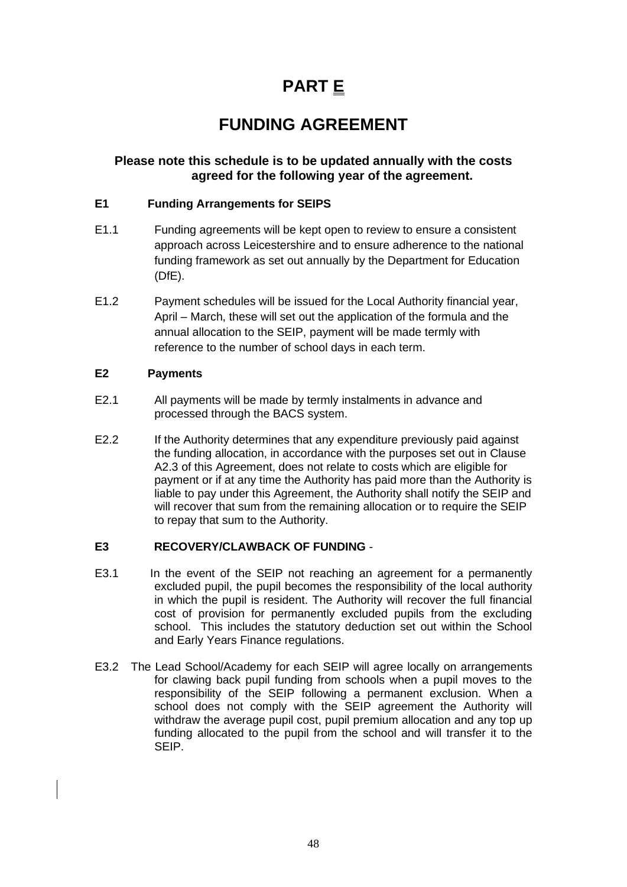# PART E

# FUNDING AGREEMENT

**Please note this schedule is to be updated annually with the costs agreed for the following year of the agreement.**

**E1 Funding Arrangements for SEIPS**

E1.1 Funding agreements will be kept open to review to ensure a consistent approach across Leicestershire and to ensure adherence to the national funding framework as set out annually by the Department for Education (DfE).

E1.2 Payment schedules will be issued for the Local Authority financial year, April – March, these will set out the application of the formula and the annual allocation to the SEIP, payment will be made termly with reference to the number of school days in each term.

**E2 Payments**

E2.1 All payments will be made by termly instalments in advance and processed through the BACS system.

E2.2 If the Authority determines that any expenditure previously paid against the funding allocation, in accordance with the purposes set out in Clause A2.3 of this Agreement, does not relate to costs which are eligible for payment or if at any time the Authority has paid more than the Authority is liable to pay under this Agreement, the Authority shall notify the SEIP and will recover that sum from the remaining allocation or to require the SEIP to repay that sum to the Authority.

**E3 RECOVERY/CLAWBACK OF FUNDING** -

E3.1 In the event of the SEIP not reaching an agreement for a permanently excluded pupil, the pupil becomes the responsibility of the local authority in which the pupil is resident. The Authority will recover the full financial cost of provision for permanently excluded pupils from the excluding school. This includes the statutory deduction set out within the School and Early Years Finance regulations.

E3.2 The Lead School/Academy for each SEIP will agree locally on arrangements for clawing back pupil funding from schools when a pupil moves to the responsibility of the SEIP following a permanent exclusion. When a school does not comply with the SEIP agreement the Authority will withdraw the average pupil cost, pupil premium allocation and any top up funding allocated to the pupil from the school and will transfer it to the SEIP.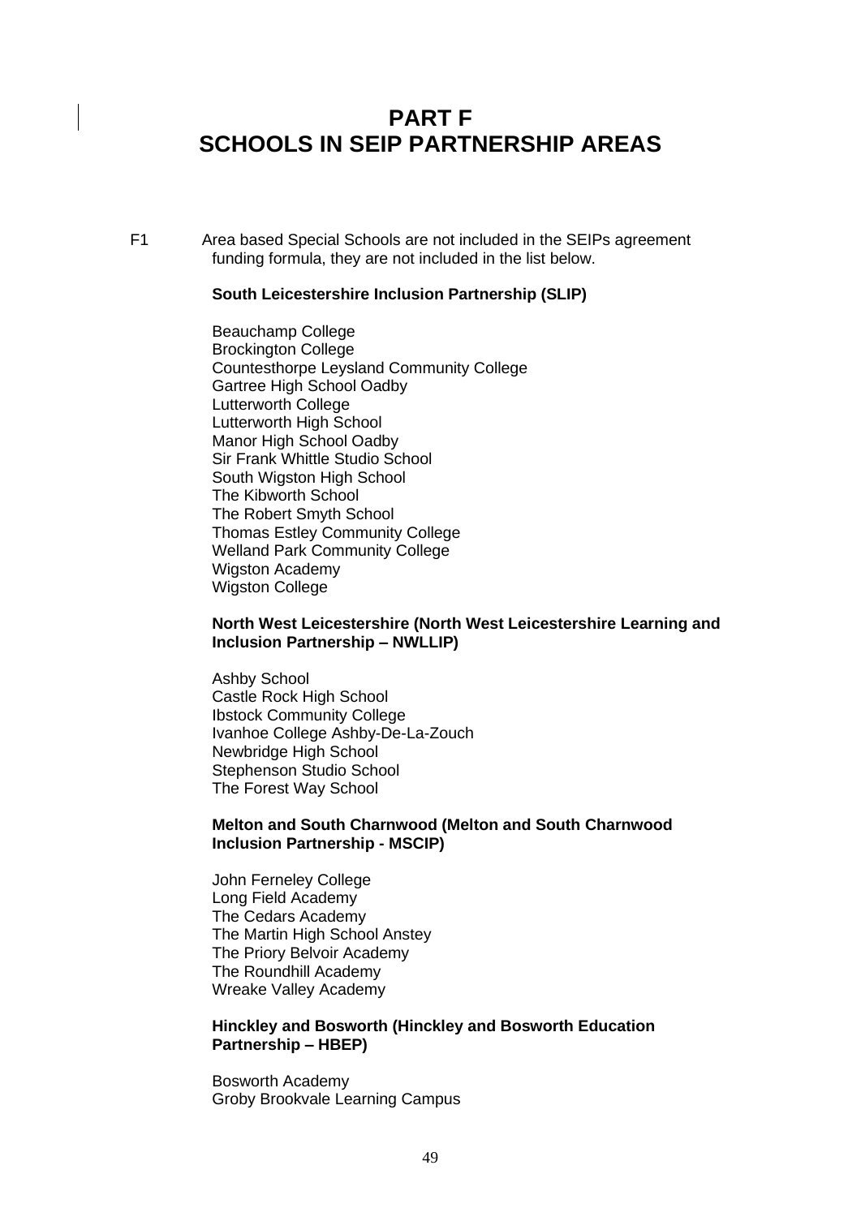# PART F
# SCHOOLS IN SEIP PARTNERSHIP AREAS

F1 Area based Special Schools are not included in the SEIPs agreement funding formula, they are not included in the list below.

**South Leicestershire Inclusion Partnership (SLIP)**

Beauchamp College
Brockington College
Countesthorpe Leysland Community College
Gartree High School Oadby
Lutterworth College
Lutterworth High School
Manor High School Oadby
Sir Frank Whittle Studio School
South Wigston High School
The Kibworth School
The Robert Smyth School
Thomas Estley Community College
Welland Park Community College
Wigston Academy
Wigston College

**North West Leicestershire (North West Leicestershire Learning and Inclusion Partnership – NWLLIP)**

Ashby School
Castle Rock High School
Ibstock Community College
Ivanhoe College Ashby-De-La-Zouch
Newbridge High School
Stephenson Studio School
The Forest Way School

**Melton and South Charnwood (Melton and South Charnwood Inclusion Partnership - MSCIP)**

John Ferneley College
Long Field Academy
The Cedars Academy
The Martin High School Anstey
The Priory Belvoir Academy
The Roundhill Academy
Wreake Valley Academy

**Hinckley and Bosworth (Hinckley and Bosworth Education Partnership – HBEP)**

Bosworth Academy
Groby Brookvale Learning Campus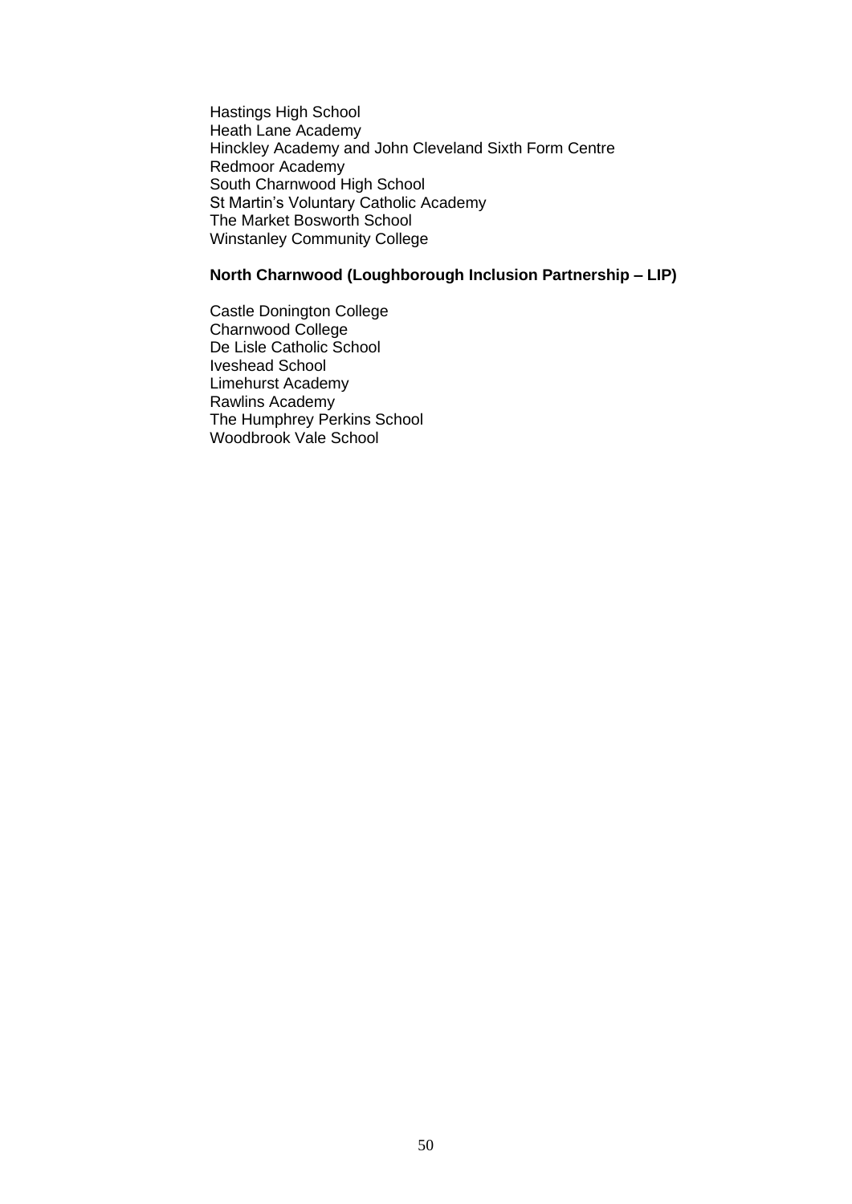Hastings High School
Heath Lane Academy
Hinckley Academy and John Cleveland Sixth Form Centre
Redmoor Academy
South Charnwood High School
St Martin's Voluntary Catholic Academy
The Market Bosworth School
Winstanley Community College

**North Charnwood (Loughborough Inclusion Partnership – LIP)**

Castle Donington College
Charnwood College
De Lisle Catholic School
Iveshead School
Limehurst Academy
Rawlins Academy
The Humphrey Perkins School
Woodbrook Vale School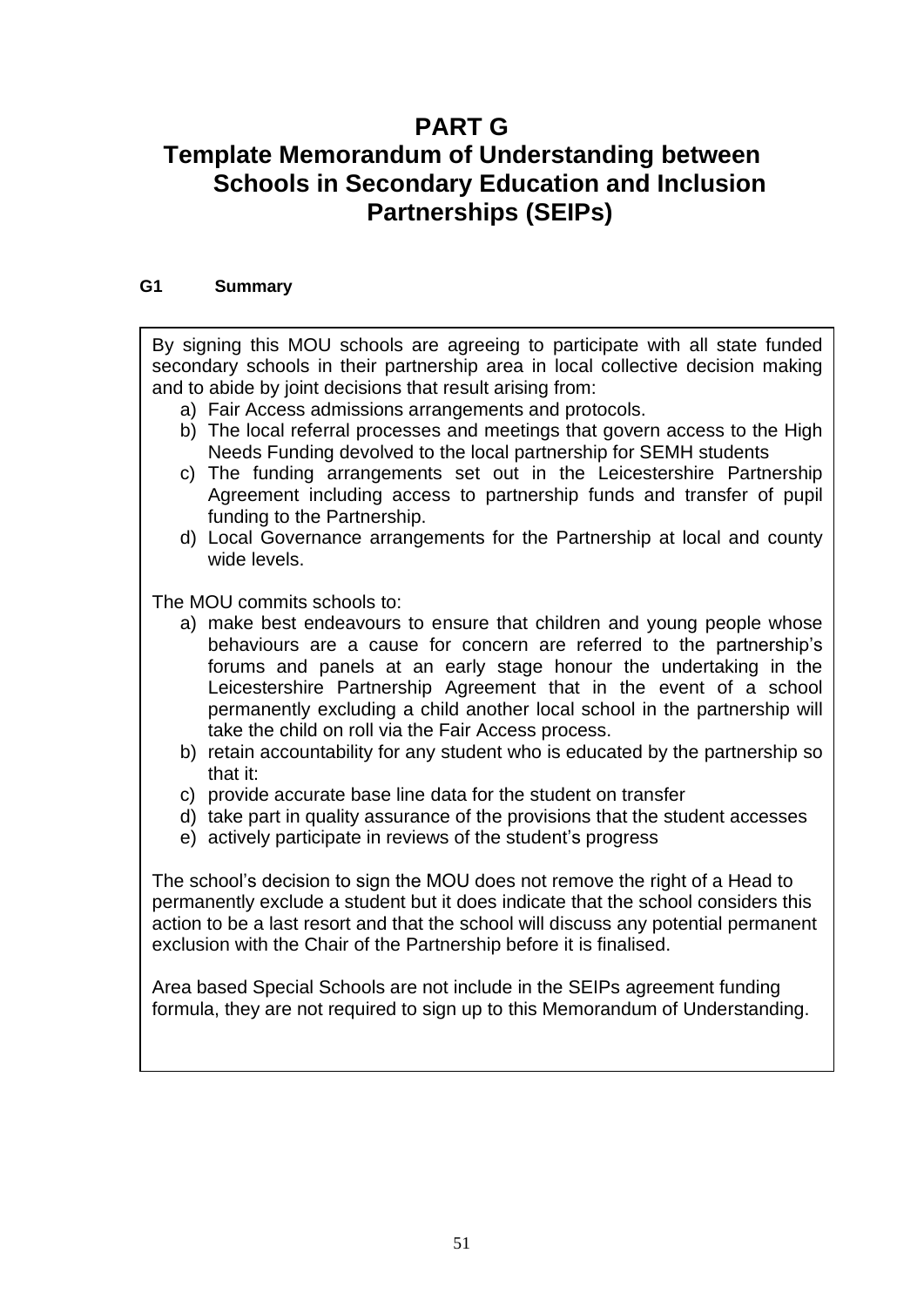# PART G

# Template Memorandum of Understanding between Schools in Secondary Education and Inclusion Partnerships (SEIPs)

### G1 Summary

By signing this MOU schools are agreeing to participate with all state funded secondary schools in their partnership area in local collective decision making and to abide by joint decisions that result arising from:

a) Fair Access admissions arrangements and protocols.
b) The local referral processes and meetings that govern access to the High Needs Funding devolved to the local partnership for SEMH students
c) The funding arrangements set out in the Leicestershire Partnership Agreement including access to partnership funds and transfer of pupil funding to the Partnership.
d) Local Governance arrangements for the Partnership at local and county wide levels.

The MOU commits schools to:

a) make best endeavours to ensure that children and young people whose behaviours are a cause for concern are referred to the partnership's forums and panels at an early stage honour the undertaking in the Leicestershire Partnership Agreement that in the event of a school permanently excluding a child another local school in the partnership will take the child on roll via the Fair Access process.
b) retain accountability for any student who is educated by the partnership so that it:
c) provide accurate base line data for the student on transfer
d) take part in quality assurance of the provisions that the student accesses
e) actively participate in reviews of the student's progress

The school's decision to sign the MOU does not remove the right of a Head to permanently exclude a student but it does indicate that the school considers this action to be a last resort and that the school will discuss any potential permanent exclusion with the Chair of the Partnership before it is finalised.

Area based Special Schools are not include in the SEIPs agreement funding formula, they are not required to sign up to this Memorandum of Understanding.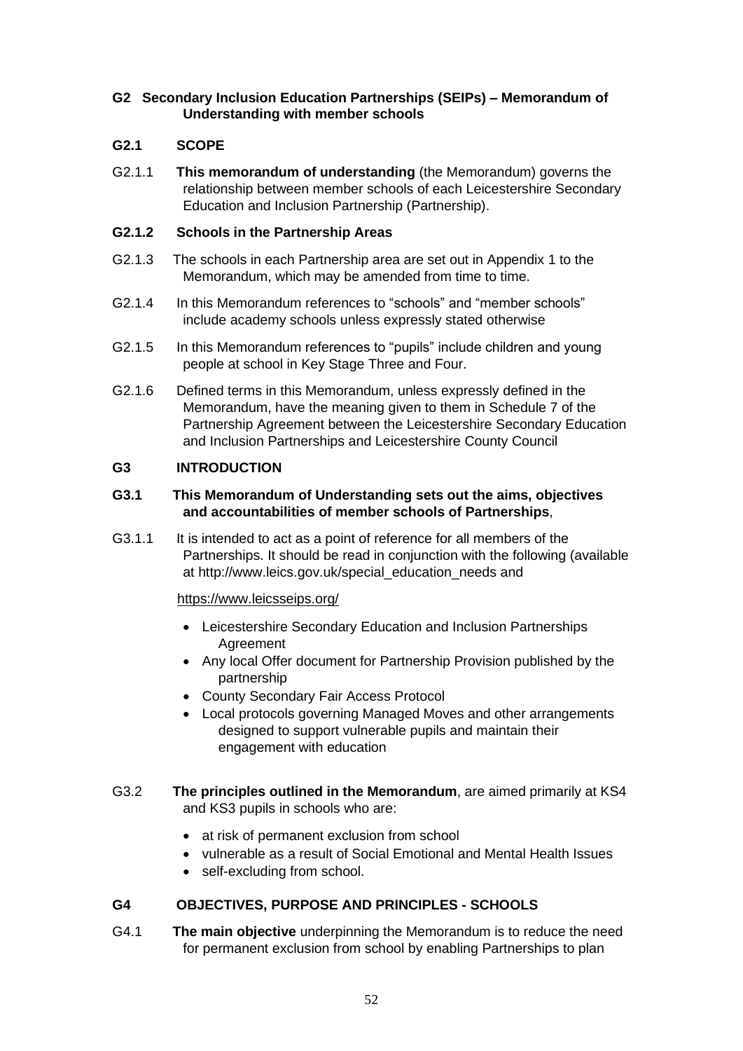## G2 Secondary Inclusion Education Partnerships (SEIPs) – Memorandum of Understanding with member schools

### G2.1 SCOPE

G2.1.1 **This memorandum of understanding** (the Memorandum) governs the relationship between member schools of each Leicestershire Secondary Education and Inclusion Partnership (Partnership).

### G2.1.2 Schools in the Partnership Areas

G2.1.3 The schools in each Partnership area are set out in Appendix 1 to the Memorandum, which may be amended from time to time.

G2.1.4 In this Memorandum references to "schools" and "member schools" include academy schools unless expressly stated otherwise

G2.1.5 In this Memorandum references to "pupils" include children and young people at school in Key Stage Three and Four.

G2.1.6 Defined terms in this Memorandum, unless expressly defined in the Memorandum, have the meaning given to them in Schedule 7 of the Partnership Agreement between the Leicestershire Secondary Education and Inclusion Partnerships and Leicestershire County Council

## G3 INTRODUCTION

### G3.1 This Memorandum of Understanding sets out the aims, objectives and accountabilities of member schools of Partnerships,

G3.1.1 It is intended to act as a point of reference for all members of the Partnerships. It should be read in conjunction with the following (available at http://www.leics.gov.uk/special_education_needs and

https://www.leicsseips.org/

- Leicestershire Secondary Education and Inclusion Partnerships Agreement
- Any local Offer document for Partnership Provision published by the partnership
- County Secondary Fair Access Protocol
- Local protocols governing Managed Moves and other arrangements designed to support vulnerable pupils and maintain their engagement with education

G3.2 **The principles outlined in the Memorandum**, are aimed primarily at KS4 and KS3 pupils in schools who are:

- at risk of permanent exclusion from school
- vulnerable as a result of Social Emotional and Mental Health Issues
- self-excluding from school.

## G4 OBJECTIVES, PURPOSE AND PRINCIPLES - SCHOOLS

G4.1 **The main objective** underpinning the Memorandum is to reduce the need for permanent exclusion from school by enabling Partnerships to plan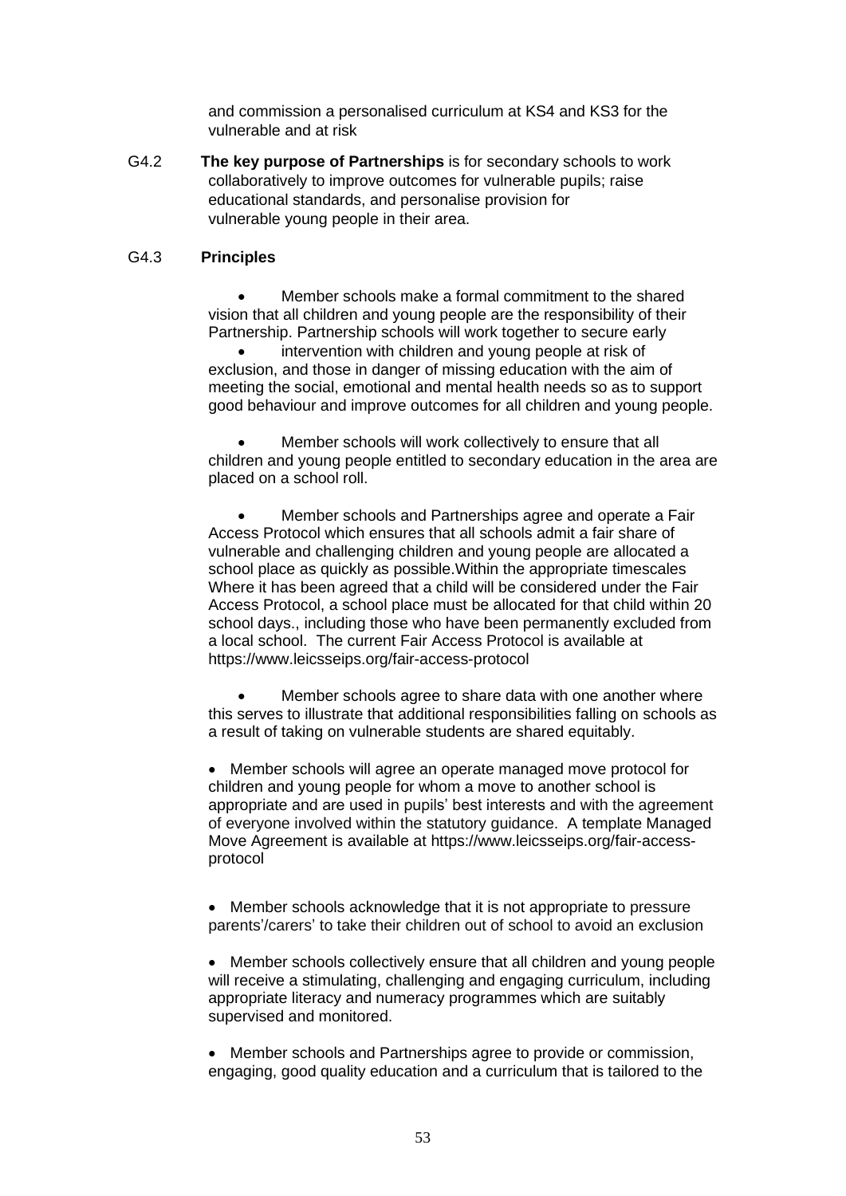and commission a personalised curriculum at KS4 and KS3 for the vulnerable and at risk

G4.2 **The key purpose of Partnerships** is for secondary schools to work collaboratively to improve outcomes for vulnerable pupils; raise educational standards, and personalise provision for vulnerable young people in their area.

G4.3 **Principles**

- Member schools make a formal commitment to the shared vision that all children and young people are the responsibility of their Partnership. Partnership schools will work together to secure early
- intervention with children and young people at risk of exclusion, and those in danger of missing education with the aim of meeting the social, emotional and mental health needs so as to support good behaviour and improve outcomes for all children and young people.

- Member schools will work collectively to ensure that all children and young people entitled to secondary education in the area are placed on a school roll.

- Member schools and Partnerships agree and operate a Fair Access Protocol which ensures that all schools admit a fair share of vulnerable and challenging children and young people are allocated a school place as quickly as possible.Within the appropriate timescales Where it has been agreed that a child will be considered under the Fair Access Protocol, a school place must be allocated for that child within 20 school days., including those who have been permanently excluded from a local school. The current Fair Access Protocol is available at https://www.leicsseips.org/fair-access-protocol

- Member schools agree to share data with one another where this serves to illustrate that additional responsibilities falling on schools as a result of taking on vulnerable students are shared equitably.

- Member schools will agree an operate managed move protocol for children and young people for whom a move to another school is appropriate and are used in pupils' best interests and with the agreement of everyone involved within the statutory guidance. A template Managed Move Agreement is available at https://www.leicsseips.org/fair-access-protocol

- Member schools acknowledge that it is not appropriate to pressure parents'/carers' to take their children out of school to avoid an exclusion

- Member schools collectively ensure that all children and young people will receive a stimulating, challenging and engaging curriculum, including appropriate literacy and numeracy programmes which are suitably supervised and monitored.

- Member schools and Partnerships agree to provide or commission, engaging, good quality education and a curriculum that is tailored to the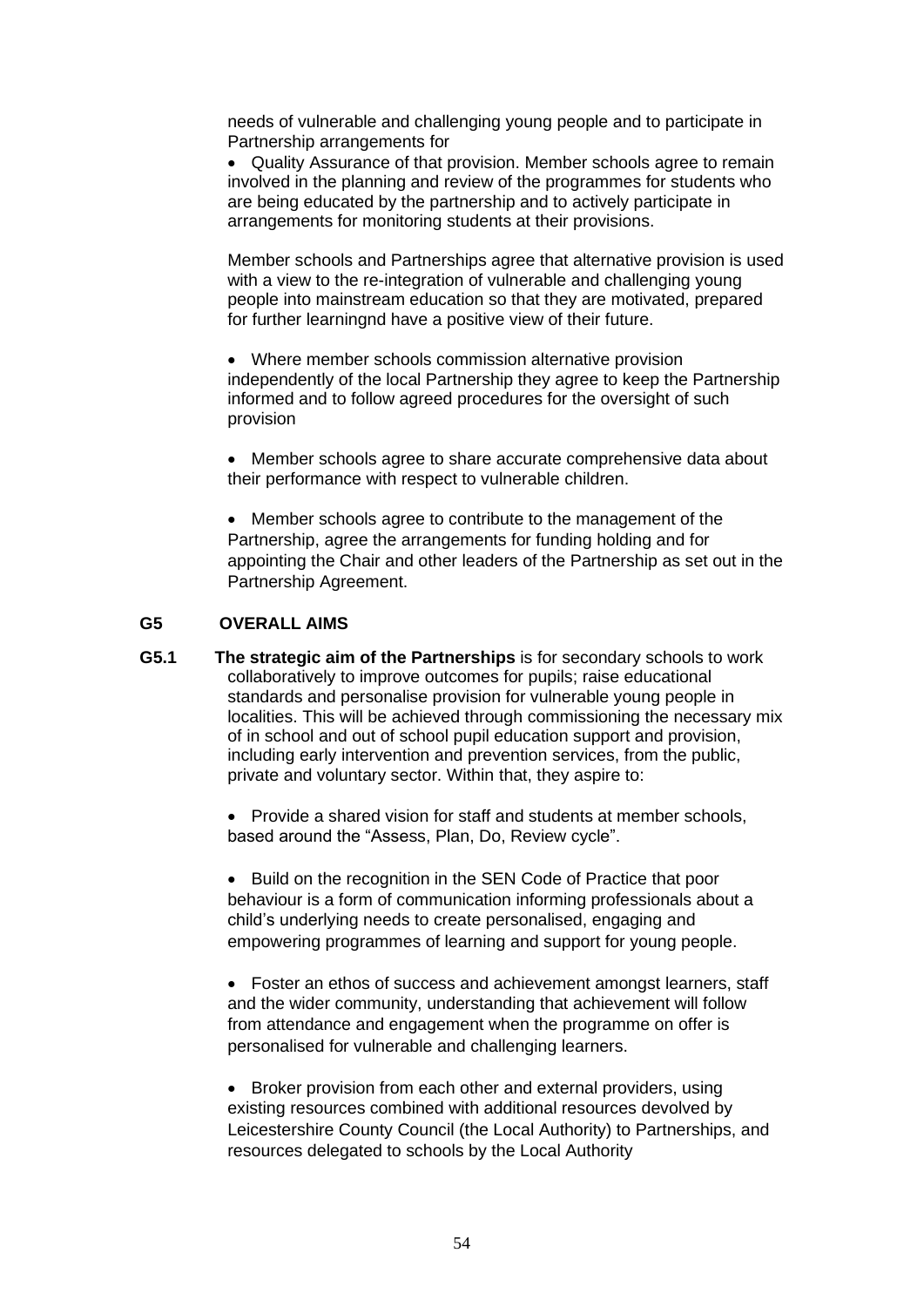needs of vulnerable and challenging young people and to participate in Partnership arrangements for

- Quality Assurance of that provision. Member schools agree to remain involved in the planning and review of the programmes for students who are being educated by the partnership and to actively participate in arrangements for monitoring students at their provisions.

Member schools and Partnerships agree that alternative provision is used with a view to the re-integration of vulnerable and challenging young people into mainstream education so that they are motivated, prepared for further learningnd have a positive view of their future.

- Where member schools commission alternative provision independently of the local Partnership they agree to keep the Partnership informed and to follow agreed procedures for the oversight of such provision

- Member schools agree to share accurate comprehensive data about their performance with respect to vulnerable children.

- Member schools agree to contribute to the management of the Partnership, agree the arrangements for funding holding and for appointing the Chair and other leaders of the Partnership as set out in the Partnership Agreement.

## G5 OVERALL AIMS

**G5.1** **The strategic aim of the Partnerships** is for secondary schools to work collaboratively to improve outcomes for pupils; raise educational standards and personalise provision for vulnerable young people in localities. This will be achieved through commissioning the necessary mix of in school and out of school pupil education support and provision, including early intervention and prevention services, from the public, private and voluntary sector. Within that, they aspire to:

- Provide a shared vision for staff and students at member schools, based around the "Assess, Plan, Do, Review cycle".

- Build on the recognition in the SEN Code of Practice that poor behaviour is a form of communication informing professionals about a child's underlying needs to create personalised, engaging and empowering programmes of learning and support for young people.

- Foster an ethos of success and achievement amongst learners, staff and the wider community, understanding that achievement will follow from attendance and engagement when the programme on offer is personalised for vulnerable and challenging learners.

- Broker provision from each other and external providers, using existing resources combined with additional resources devolved by Leicestershire County Council (the Local Authority) to Partnerships, and resources delegated to schools by the Local Authority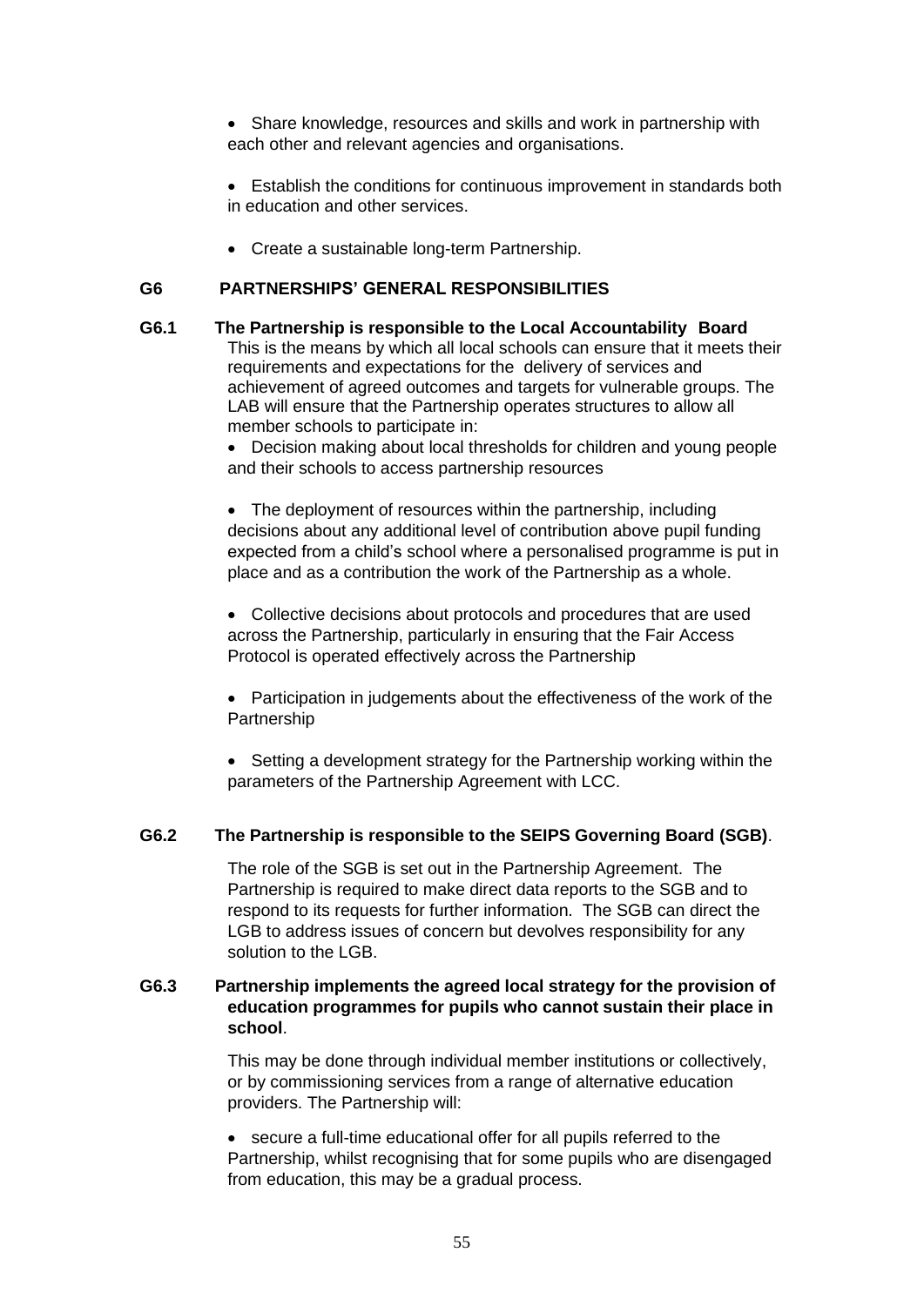- Share knowledge, resources and skills and work in partnership with each other and relevant agencies and organisations.

- Establish the conditions for continuous improvement in standards both in education and other services.

- Create a sustainable long-term Partnership.

## G6 PARTNERSHIPS' GENERAL RESPONSIBILITIES

**G6.1 The Partnership is responsible to the Local Accountability Board**

This is the means by which all local schools can ensure that it meets their requirements and expectations for the delivery of services and achievement of agreed outcomes and targets for vulnerable groups. The LAB will ensure that the Partnership operates structures to allow all member schools to participate in:

- Decision making about local thresholds for children and young people and their schools to access partnership resources

- The deployment of resources within the partnership, including decisions about any additional level of contribution above pupil funding expected from a child's school where a personalised programme is put in place and as a contribution the work of the Partnership as a whole.

- Collective decisions about protocols and procedures that are used across the Partnership, particularly in ensuring that the Fair Access Protocol is operated effectively across the Partnership

- Participation in judgements about the effectiveness of the work of the Partnership

- Setting a development strategy for the Partnership working within the parameters of the Partnership Agreement with LCC.

**G6.2 The Partnership is responsible to the SEIPS Governing Board (SGB)**.

The role of the SGB is set out in the Partnership Agreement. The Partnership is required to make direct data reports to the SGB and to respond to its requests for further information. The SGB can direct the LGB to address issues of concern but devolves responsibility for any solution to the LGB.

**G6.3 Partnership implements the agreed local strategy for the provision of education programmes for pupils who cannot sustain their place in school**.

This may be done through individual member institutions or collectively, or by commissioning services from a range of alternative education providers. The Partnership will:

- secure a full-time educational offer for all pupils referred to the Partnership, whilst recognising that for some pupils who are disengaged from education, this may be a gradual process.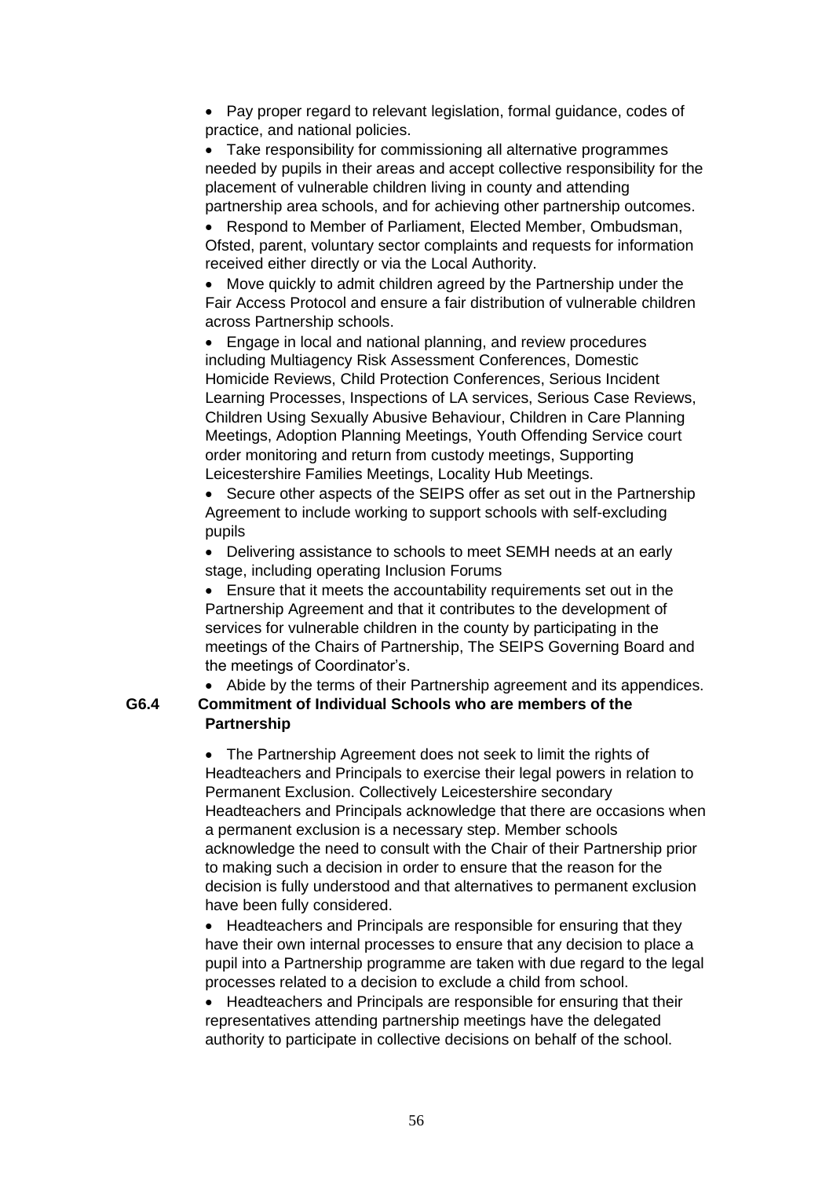- Pay proper regard to relevant legislation, formal guidance, codes of practice, and national policies.
- Take responsibility for commissioning all alternative programmes needed by pupils in their areas and accept collective responsibility for the placement of vulnerable children living in county and attending partnership area schools, and for achieving other partnership outcomes.
- Respond to Member of Parliament, Elected Member, Ombudsman, Ofsted, parent, voluntary sector complaints and requests for information received either directly or via the Local Authority.
- Move quickly to admit children agreed by the Partnership under the Fair Access Protocol and ensure a fair distribution of vulnerable children across Partnership schools.
- Engage in local and national planning, and review procedures including Multiagency Risk Assessment Conferences, Domestic Homicide Reviews, Child Protection Conferences, Serious Incident Learning Processes, Inspections of LA services, Serious Case Reviews, Children Using Sexually Abusive Behaviour, Children in Care Planning Meetings, Adoption Planning Meetings, Youth Offending Service court order monitoring and return from custody meetings, Supporting Leicestershire Families Meetings, Locality Hub Meetings.
- Secure other aspects of the SEIPS offer as set out in the Partnership Agreement to include working to support schools with self-excluding pupils
- Delivering assistance to schools to meet SEMH needs at an early stage, including operating Inclusion Forums
- Ensure that it meets the accountability requirements set out in the Partnership Agreement and that it contributes to the development of services for vulnerable children in the county by participating in the meetings of the Chairs of Partnership, The SEIPS Governing Board and the meetings of Coordinator's.
- Abide by the terms of their Partnership agreement and its appendices.

**G6.4 Commitment of Individual Schools who are members of the Partnership**

- The Partnership Agreement does not seek to limit the rights of Headteachers and Principals to exercise their legal powers in relation to Permanent Exclusion. Collectively Leicestershire secondary Headteachers and Principals acknowledge that there are occasions when a permanent exclusion is a necessary step. Member schools acknowledge the need to consult with the Chair of their Partnership prior to making such a decision in order to ensure that the reason for the decision is fully understood and that alternatives to permanent exclusion have been fully considered.
- Headteachers and Principals are responsible for ensuring that they have their own internal processes to ensure that any decision to place a pupil into a Partnership programme are taken with due regard to the legal processes related to a decision to exclude a child from school.
- Headteachers and Principals are responsible for ensuring that their representatives attending partnership meetings have the delegated authority to participate in collective decisions on behalf of the school.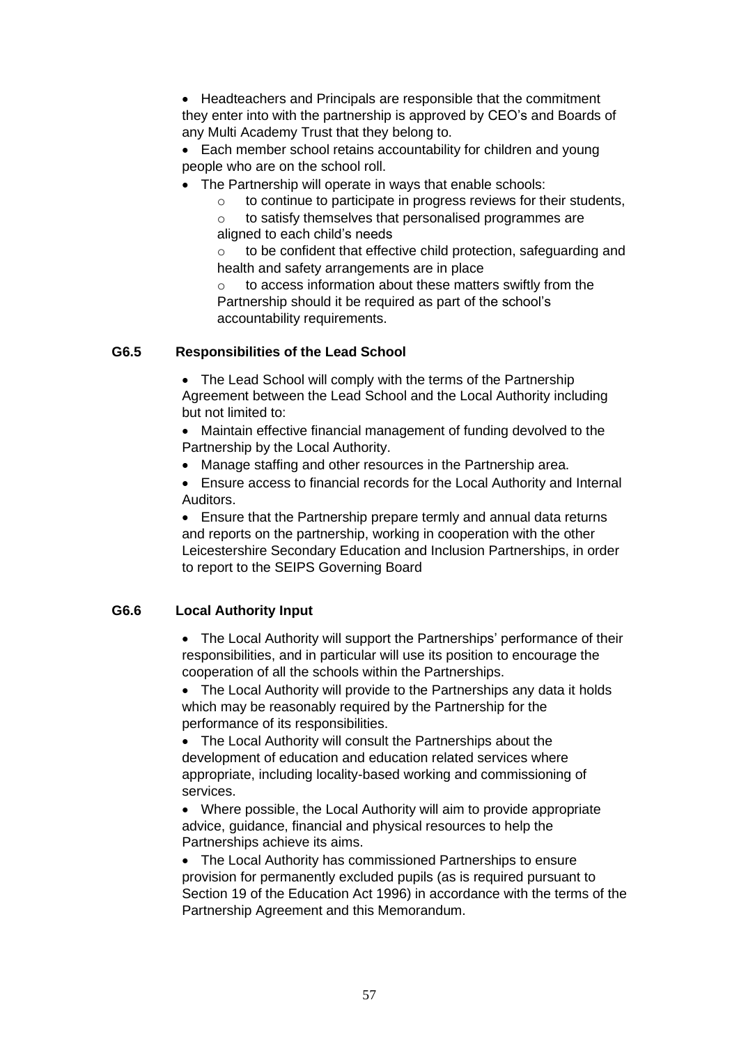- Headteachers and Principals are responsible that the commitment they enter into with the partnership is approved by CEO's and Boards of any Multi Academy Trust that they belong to.
- Each member school retains accountability for children and young people who are on the school roll.
- The Partnership will operate in ways that enable schools:
  - to continue to participate in progress reviews for their students,
  - to satisfy themselves that personalised programmes are aligned to each child's needs
  - to be confident that effective child protection, safeguarding and health and safety arrangements are in place
  - to access information about these matters swiftly from the Partnership should it be required as part of the school's accountability requirements.

### G6.5 Responsibilities of the Lead School

- The Lead School will comply with the terms of the Partnership Agreement between the Lead School and the Local Authority including but not limited to:
- Maintain effective financial management of funding devolved to the Partnership by the Local Authority.
- Manage staffing and other resources in the Partnership area.
- Ensure access to financial records for the Local Authority and Internal Auditors.
- Ensure that the Partnership prepare termly and annual data returns and reports on the partnership, working in cooperation with the other Leicestershire Secondary Education and Inclusion Partnerships, in order to report to the SEIPS Governing Board

### G6.6 Local Authority Input

- The Local Authority will support the Partnerships' performance of their responsibilities, and in particular will use its position to encourage the cooperation of all the schools within the Partnerships.
- The Local Authority will provide to the Partnerships any data it holds which may be reasonably required by the Partnership for the performance of its responsibilities.
- The Local Authority will consult the Partnerships about the development of education and education related services where appropriate, including locality-based working and commissioning of services.
- Where possible, the Local Authority will aim to provide appropriate advice, guidance, financial and physical resources to help the Partnerships achieve its aims.
- The Local Authority has commissioned Partnerships to ensure provision for permanently excluded pupils (as is required pursuant to Section 19 of the Education Act 1996) in accordance with the terms of the Partnership Agreement and this Memorandum.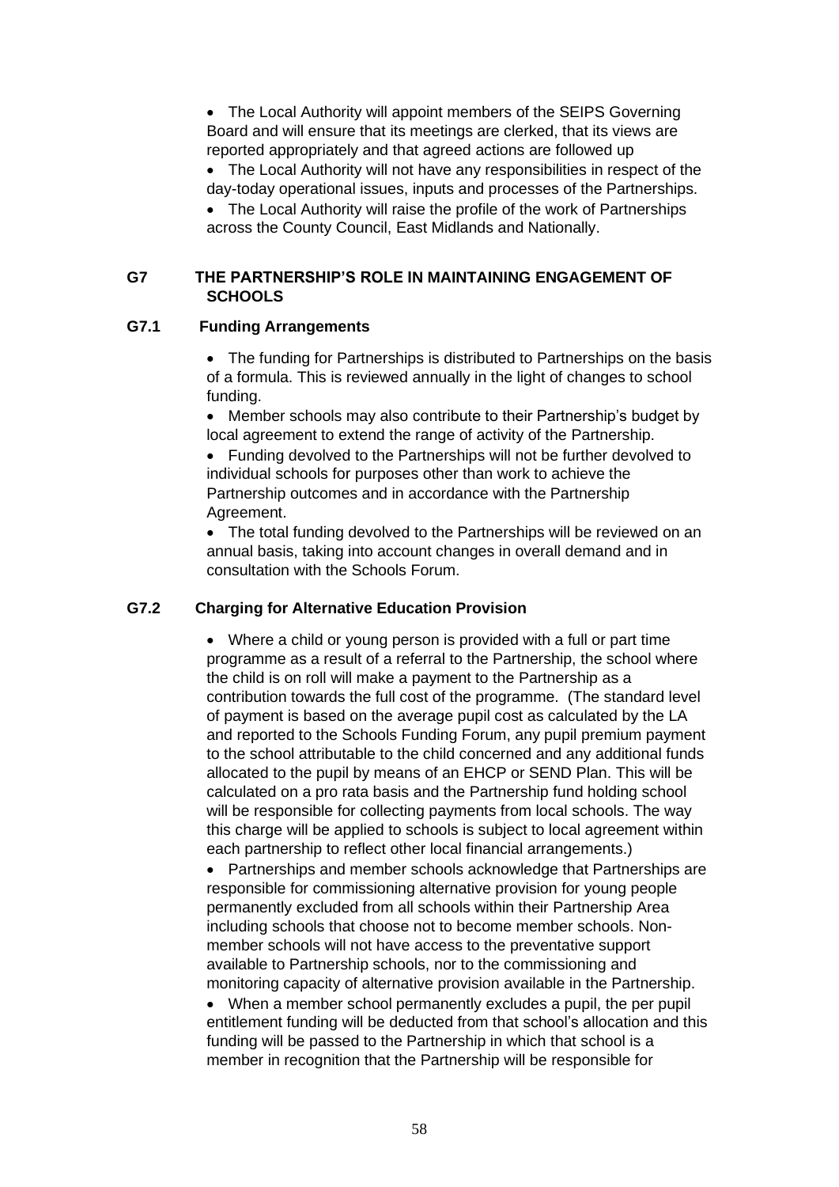- The Local Authority will appoint members of the SEIPS Governing Board and will ensure that its meetings are clerked, that its views are reported appropriately and that agreed actions are followed up
- The Local Authority will not have any responsibilities in respect of the day-today operational issues, inputs and processes of the Partnerships.
- The Local Authority will raise the profile of the work of Partnerships across the County Council, East Midlands and Nationally.

## G7 THE PARTNERSHIP'S ROLE IN MAINTAINING ENGAGEMENT OF SCHOOLS

### G7.1 Funding Arrangements

- The funding for Partnerships is distributed to Partnerships on the basis of a formula. This is reviewed annually in the light of changes to school funding.
- Member schools may also contribute to their Partnership's budget by local agreement to extend the range of activity of the Partnership.
- Funding devolved to the Partnerships will not be further devolved to individual schools for purposes other than work to achieve the Partnership outcomes and in accordance with the Partnership Agreement.
- The total funding devolved to the Partnerships will be reviewed on an annual basis, taking into account changes in overall demand and in consultation with the Schools Forum.

### G7.2 Charging for Alternative Education Provision

- Where a child or young person is provided with a full or part time programme as a result of a referral to the Partnership, the school where the child is on roll will make a payment to the Partnership as a contribution towards the full cost of the programme. (The standard level of payment is based on the average pupil cost as calculated by the LA and reported to the Schools Funding Forum, any pupil premium payment to the school attributable to the child concerned and any additional funds allocated to the pupil by means of an EHCP or SEND Plan. This will be calculated on a pro rata basis and the Partnership fund holding school will be responsible for collecting payments from local schools. The way this charge will be applied to schools is subject to local agreement within each partnership to reflect other local financial arrangements.)
- Partnerships and member schools acknowledge that Partnerships are responsible for commissioning alternative provision for young people permanently excluded from all schools within their Partnership Area including schools that choose not to become member schools. Non-member schools will not have access to the preventative support available to Partnership schools, nor to the commissioning and monitoring capacity of alternative provision available in the Partnership.
- When a member school permanently excludes a pupil, the per pupil entitlement funding will be deducted from that school's allocation and this funding will be passed to the Partnership in which that school is a member in recognition that the Partnership will be responsible for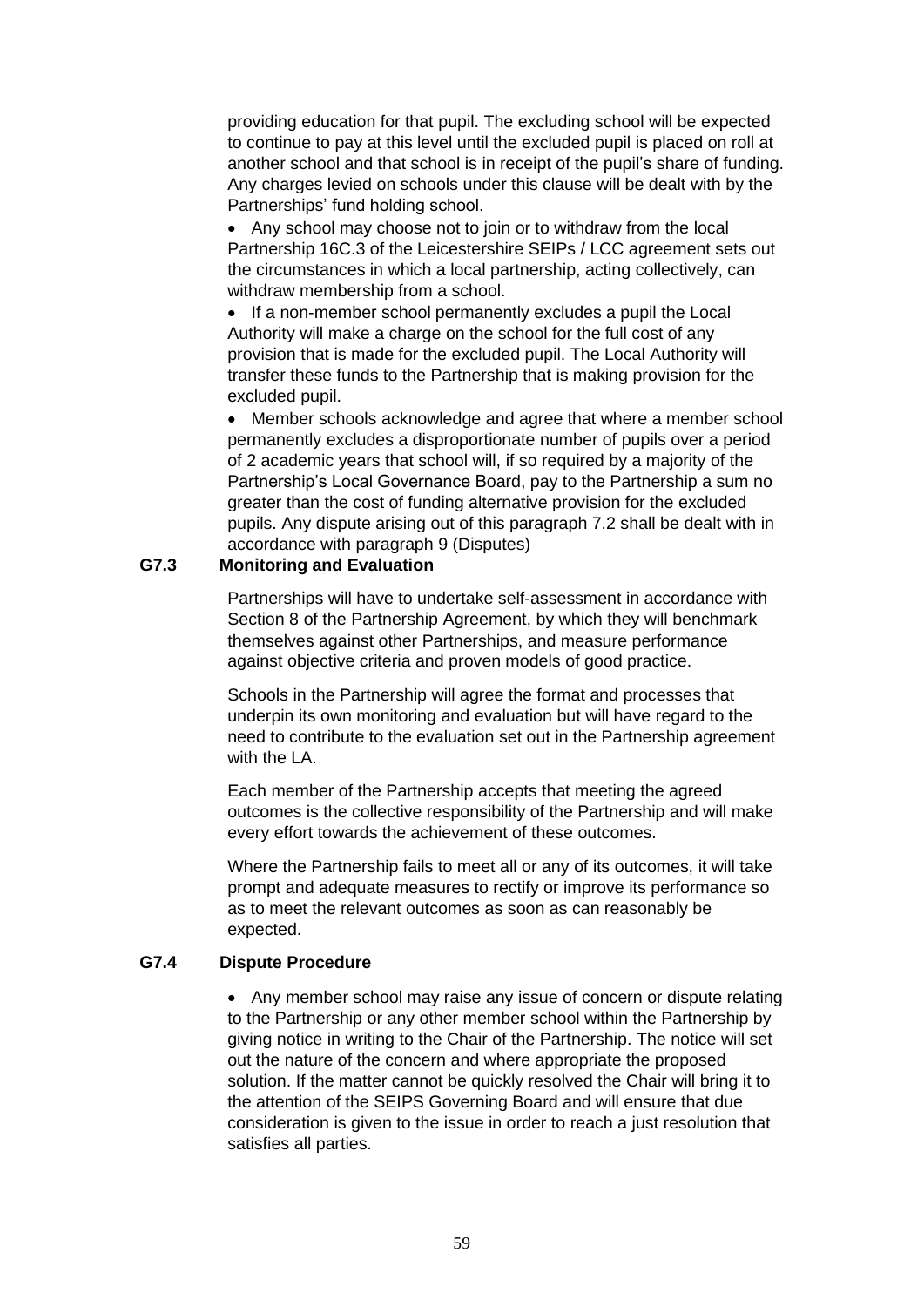providing education for that pupil. The excluding school will be expected to continue to pay at this level until the excluded pupil is placed on roll at another school and that school is in receipt of the pupil's share of funding. Any charges levied on schools under this clause will be dealt with by the Partnerships' fund holding school.

- Any school may choose not to join or to withdraw from the local Partnership 16C.3 of the Leicestershire SEIPs / LCC agreement sets out the circumstances in which a local partnership, acting collectively, can withdraw membership from a school.
- If a non-member school permanently excludes a pupil the Local Authority will make a charge on the school for the full cost of any provision that is made for the excluded pupil. The Local Authority will transfer these funds to the Partnership that is making provision for the excluded pupil.
- Member schools acknowledge and agree that where a member school permanently excludes a disproportionate number of pupils over a period of 2 academic years that school will, if so required by a majority of the Partnership's Local Governance Board, pay to the Partnership a sum no greater than the cost of funding alternative provision for the excluded pupils. Any dispute arising out of this paragraph 7.2 shall be dealt with in accordance with paragraph 9 (Disputes)

### G7.3 Monitoring and Evaluation

Partnerships will have to undertake self-assessment in accordance with Section 8 of the Partnership Agreement, by which they will benchmark themselves against other Partnerships, and measure performance against objective criteria and proven models of good practice.

Schools in the Partnership will agree the format and processes that underpin its own monitoring and evaluation but will have regard to the need to contribute to the evaluation set out in the Partnership agreement with the LA.

Each member of the Partnership accepts that meeting the agreed outcomes is the collective responsibility of the Partnership and will make every effort towards the achievement of these outcomes.

Where the Partnership fails to meet all or any of its outcomes, it will take prompt and adequate measures to rectify or improve its performance so as to meet the relevant outcomes as soon as can reasonably be expected.

### G7.4 Dispute Procedure

- Any member school may raise any issue of concern or dispute relating to the Partnership or any other member school within the Partnership by giving notice in writing to the Chair of the Partnership. The notice will set out the nature of the concern and where appropriate the proposed solution. If the matter cannot be quickly resolved the Chair will bring it to the attention of the SEIPS Governing Board and will ensure that due consideration is given to the issue in order to reach a just resolution that satisfies all parties.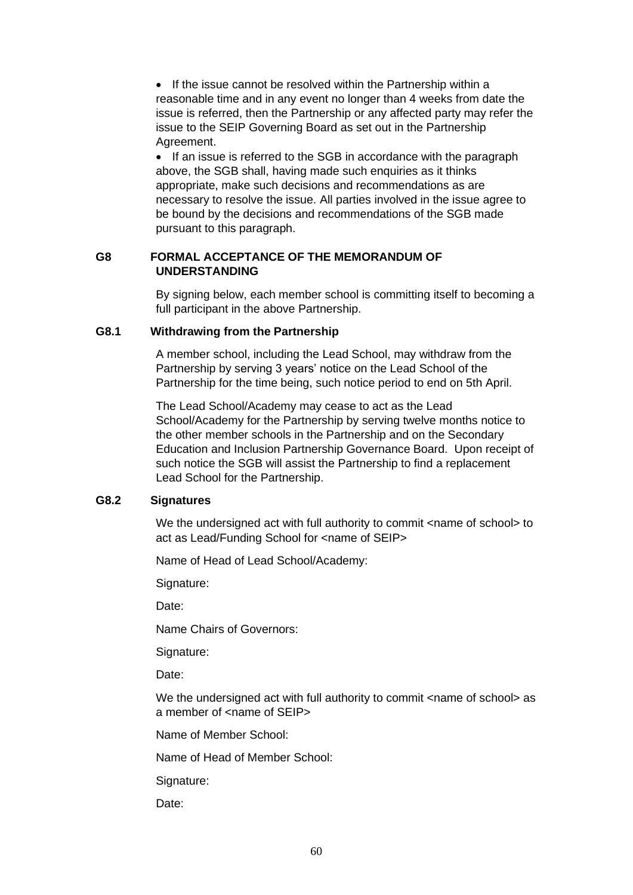- If the issue cannot be resolved within the Partnership within a reasonable time and in any event no longer than 4 weeks from date the issue is referred, then the Partnership or any affected party may refer the issue to the SEIP Governing Board as set out in the Partnership Agreement.
- If an issue is referred to the SGB in accordance with the paragraph above, the SGB shall, having made such enquiries as it thinks appropriate, make such decisions and recommendations as are necessary to resolve the issue. All parties involved in the issue agree to be bound by the decisions and recommendations of the SGB made pursuant to this paragraph.

## G8 FORMAL ACCEPTANCE OF THE MEMORANDUM OF UNDERSTANDING

By signing below, each member school is committing itself to becoming a full participant in the above Partnership.

### G8.1 Withdrawing from the Partnership

A member school, including the Lead School, may withdraw from the Partnership by serving 3 years' notice on the Lead School of the Partnership for the time being, such notice period to end on 5th April.

The Lead School/Academy may cease to act as the Lead School/Academy for the Partnership by serving twelve months notice to the other member schools in the Partnership and on the Secondary Education and Inclusion Partnership Governance Board. Upon receipt of such notice the SGB will assist the Partnership to find a replacement Lead School for the Partnership.

### G8.2 Signatures

We the undersigned act with full authority to commit <name of school> to act as Lead/Funding School for <name of SEIP>

Name of Head of Lead School/Academy:

Signature:

Date:

Name Chairs of Governors:

Signature:

Date:

We the undersigned act with full authority to commit <name of school> as a member of <name of SEIP>

Name of Member School:

Name of Head of Member School:

Signature:

Date: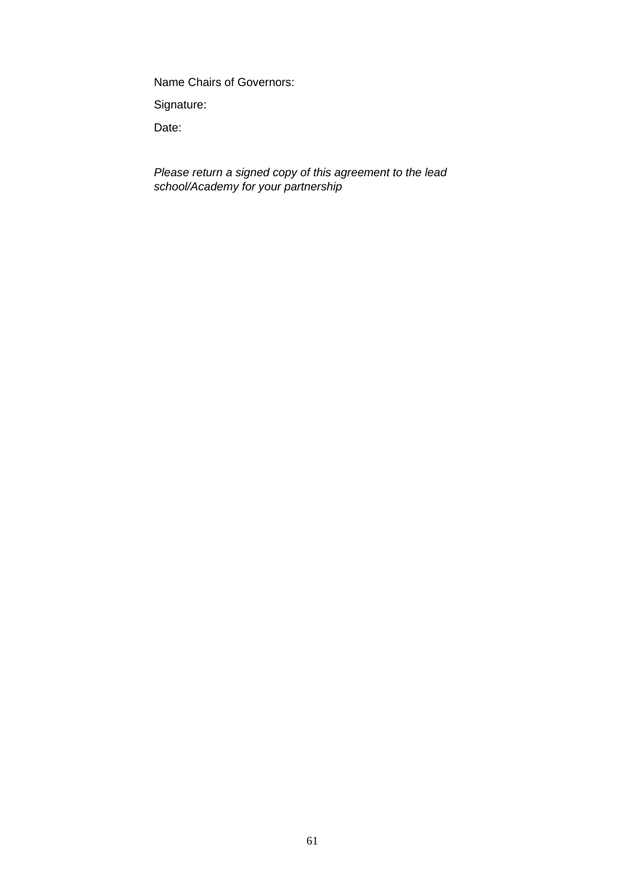Name Chairs of Governors:

Signature:

Date:

*Please return a signed copy of this agreement to the lead school/Academy for your partnership*